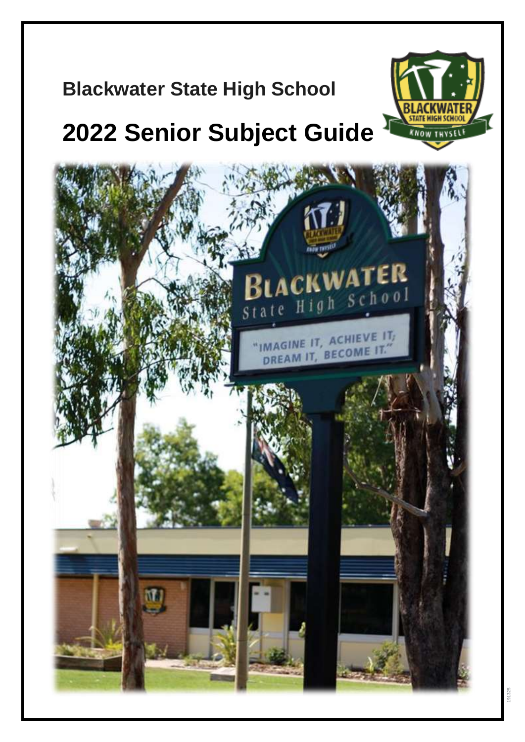**Blackwater State High School**

# 2022 Senior Subject Guide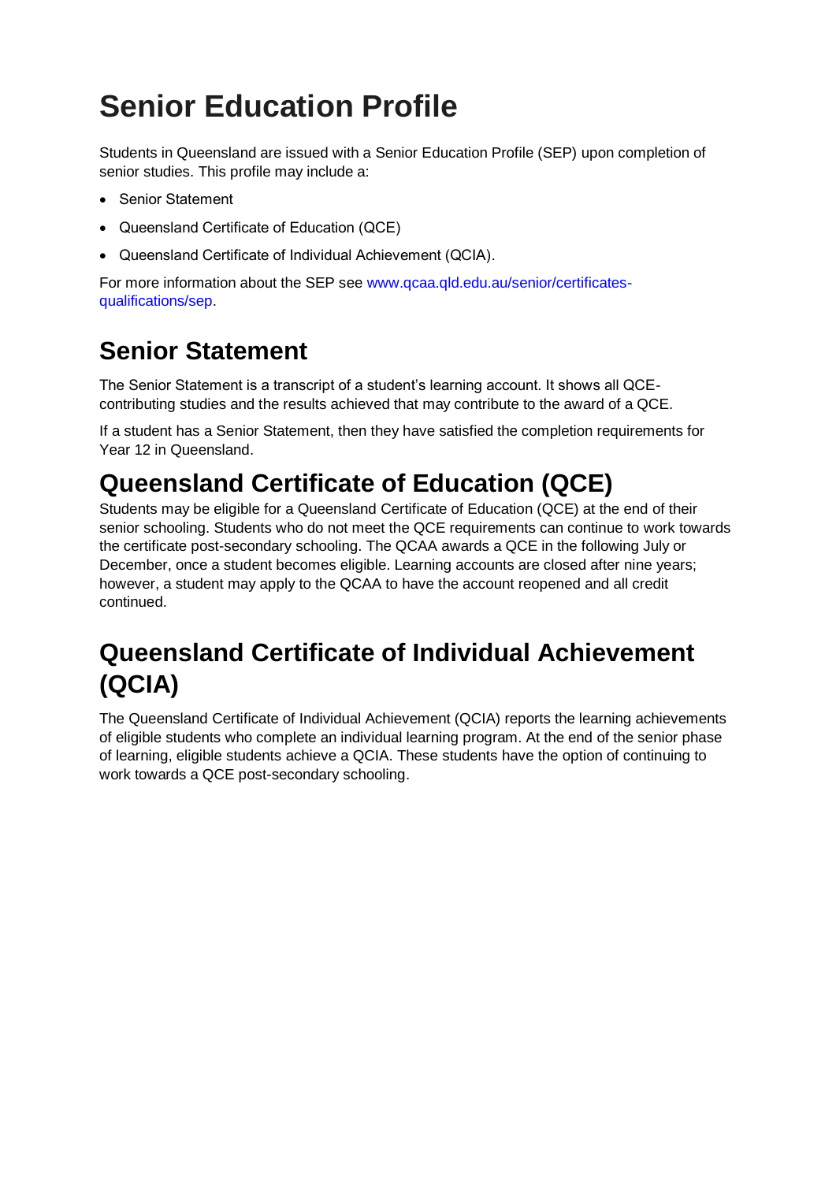# Senior Education Profile

Students in Queensland are issued with a Senior Education Profile (SEP) upon completion of senior studies. This profile may include a:

- Senior Statement
- Queensland Certificate of Education (QCE)
- Queensland Certificate of Individual Achievement (QCIA).

For more information about the SEP see www.qcaa.qld.edu.au/senior/certificates-qualifications/sep.

## Senior Statement

The Senior Statement is a transcript of a student's learning account. It shows all QCE-contributing studies and the results achieved that may contribute to the award of a QCE.

If a student has a Senior Statement, then they have satisfied the completion requirements for Year 12 in Queensland.

## Queensland Certificate of Education (QCE)

Students may be eligible for a Queensland Certificate of Education (QCE) at the end of their senior schooling. Students who do not meet the QCE requirements can continue to work towards the certificate post-secondary schooling. The QCAA awards a QCE in the following July or December, once a student becomes eligible. Learning accounts are closed after nine years; however, a student may apply to the QCAA to have the account reopened and all credit continued.

## Queensland Certificate of Individual Achievement (QCIA)

The Queensland Certificate of Individual Achievement (QCIA) reports the learning achievements of eligible students who complete an individual learning program. At the end of the senior phase of learning, eligible students achieve a QCIA. These students have the option of continuing to work towards a QCE post-secondary schooling.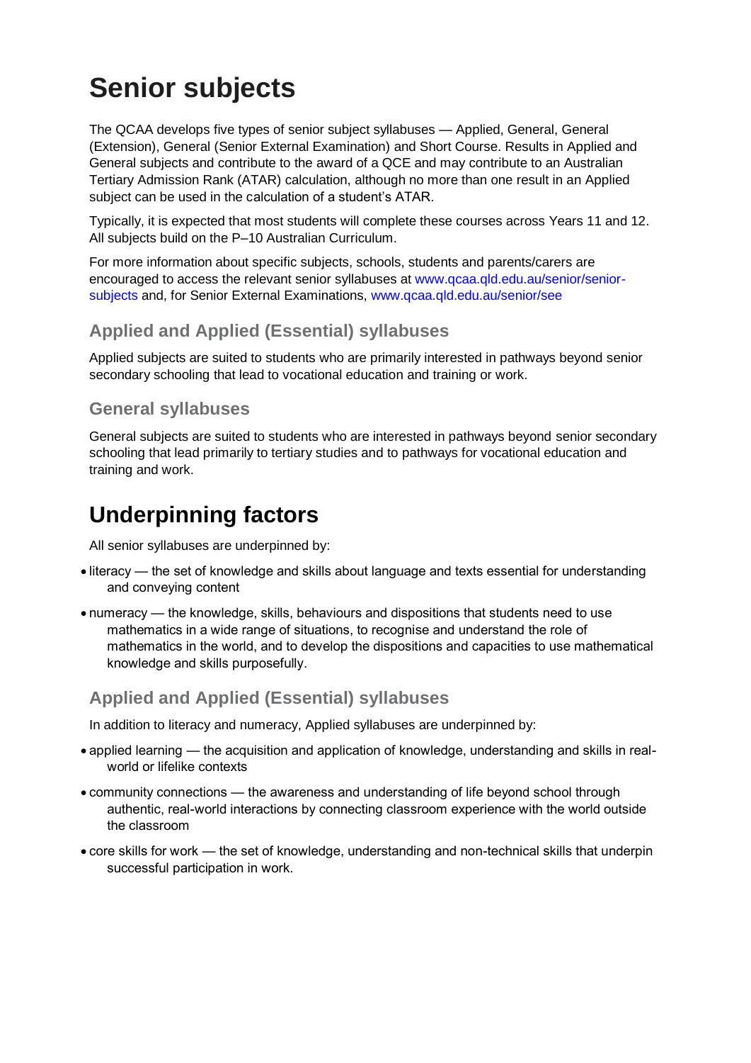# Senior subjects

The QCAA develops five types of senior subject syllabuses — Applied, General, General (Extension), General (Senior External Examination) and Short Course. Results in Applied and General subjects and contribute to the award of a QCE and may contribute to an Australian Tertiary Admission Rank (ATAR) calculation, although no more than one result in an Applied subject can be used in the calculation of a student's ATAR.

Typically, it is expected that most students will complete these courses across Years 11 and 12. All subjects build on the P–10 Australian Curriculum.

For more information about specific subjects, schools, students and parents/carers are encouraged to access the relevant senior syllabuses at www.qcaa.qld.edu.au/senior/senior-subjects and, for Senior External Examinations, www.qcaa.qld.edu.au/senior/see

## Applied and Applied (Essential) syllabuses

Applied subjects are suited to students who are primarily interested in pathways beyond senior secondary schooling that lead to vocational education and training or work.

## General syllabuses

General subjects are suited to students who are interested in pathways beyond senior secondary schooling that lead primarily to tertiary studies and to pathways for vocational education and training and work.

# Underpinning factors

All senior syllabuses are underpinned by:

- literacy — the set of knowledge and skills about language and texts essential for understanding and conveying content
- numeracy — the knowledge, skills, behaviours and dispositions that students need to use mathematics in a wide range of situations, to recognise and understand the role of mathematics in the world, and to develop the dispositions and capacities to use mathematical knowledge and skills purposefully.

## Applied and Applied (Essential) syllabuses

In addition to literacy and numeracy, Applied syllabuses are underpinned by:

- applied learning — the acquisition and application of knowledge, understanding and skills in real-world or lifelike contexts
- community connections — the awareness and understanding of life beyond school through authentic, real-world interactions by connecting classroom experience with the world outside the classroom
- core skills for work — the set of knowledge, understanding and non-technical skills that underpin successful participation in work.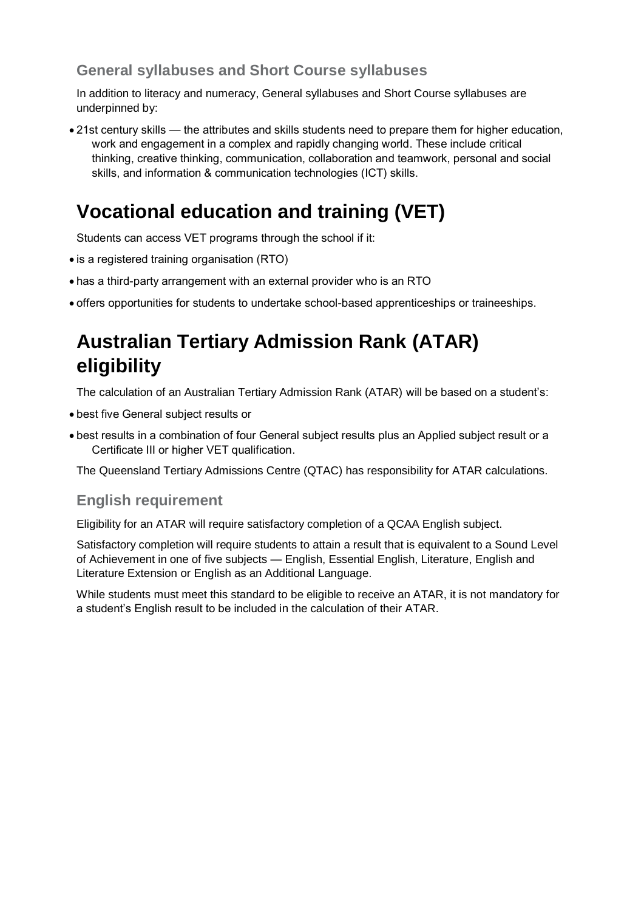### General syllabuses and Short Course syllabuses

In addition to literacy and numeracy, General syllabuses and Short Course syllabuses are underpinned by:

- 21st century skills — the attributes and skills students need to prepare them for higher education, work and engagement in a complex and rapidly changing world. These include critical thinking, creative thinking, communication, collaboration and teamwork, personal and social skills, and information & communication technologies (ICT) skills.

## Vocational education and training (VET)

Students can access VET programs through the school if it:

- is a registered training organisation (RTO)
- has a third-party arrangement with an external provider who is an RTO
- offers opportunities for students to undertake school-based apprenticeships or traineeships.

## Australian Tertiary Admission Rank (ATAR) eligibility

The calculation of an Australian Tertiary Admission Rank (ATAR) will be based on a student's:

- best five General subject results or
- best results in a combination of four General subject results plus an Applied subject result or a Certificate III or higher VET qualification.

The Queensland Tertiary Admissions Centre (QTAC) has responsibility for ATAR calculations.

### English requirement

Eligibility for an ATAR will require satisfactory completion of a QCAA English subject.

Satisfactory completion will require students to attain a result that is equivalent to a Sound Level of Achievement in one of five subjects — English, Essential English, Literature, English and Literature Extension or English as an Additional Language.

While students must meet this standard to be eligible to receive an ATAR, it is not mandatory for a student's English result to be included in the calculation of their ATAR.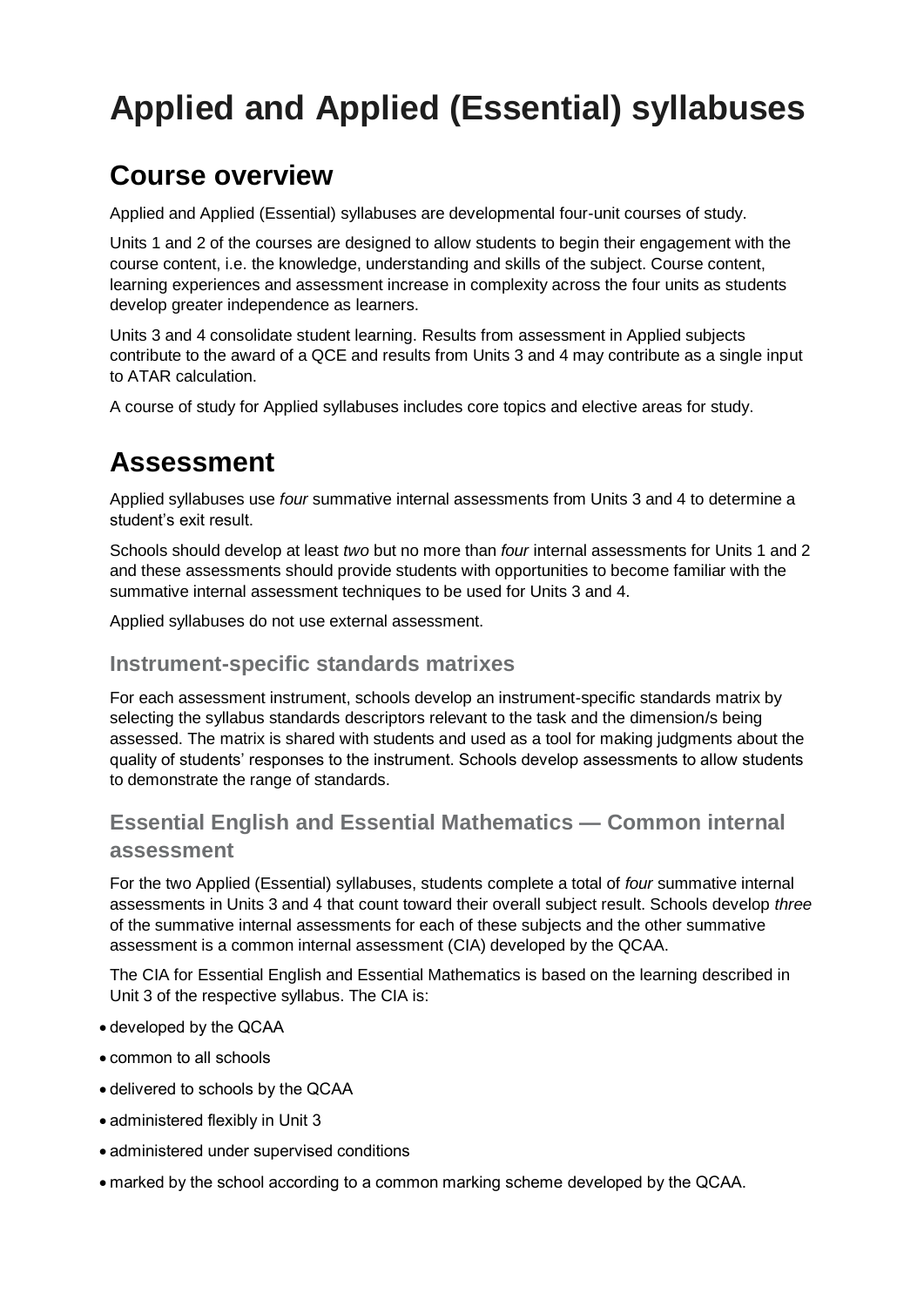# Applied and Applied (Essential) syllabuses

## Course overview

Applied and Applied (Essential) syllabuses are developmental four-unit courses of study.

Units 1 and 2 of the courses are designed to allow students to begin their engagement with the course content, i.e. the knowledge, understanding and skills of the subject. Course content, learning experiences and assessment increase in complexity across the four units as students develop greater independence as learners.

Units 3 and 4 consolidate student learning. Results from assessment in Applied subjects contribute to the award of a QCE and results from Units 3 and 4 may contribute as a single input to ATAR calculation.

A course of study for Applied syllabuses includes core topics and elective areas for study.

## Assessment

Applied syllabuses use *four* summative internal assessments from Units 3 and 4 to determine a student's exit result.

Schools should develop at least *two* but no more than *four* internal assessments for Units 1 and 2 and these assessments should provide students with opportunities to become familiar with the summative internal assessment techniques to be used for Units 3 and 4.

Applied syllabuses do not use external assessment.

### Instrument-specific standards matrixes

For each assessment instrument, schools develop an instrument-specific standards matrix by selecting the syllabus standards descriptors relevant to the task and the dimension/s being assessed. The matrix is shared with students and used as a tool for making judgments about the quality of students' responses to the instrument. Schools develop assessments to allow students to demonstrate the range of standards.

### Essential English and Essential Mathematics — Common internal assessment

For the two Applied (Essential) syllabuses, students complete a total of *four* summative internal assessments in Units 3 and 4 that count toward their overall subject result. Schools develop *three* of the summative internal assessments for each of these subjects and the other summative assessment is a common internal assessment (CIA) developed by the QCAA.

The CIA for Essential English and Essential Mathematics is based on the learning described in Unit 3 of the respective syllabus. The CIA is:

- developed by the QCAA
- common to all schools
- delivered to schools by the QCAA
- administered flexibly in Unit 3
- administered under supervised conditions
- marked by the school according to a common marking scheme developed by the QCAA.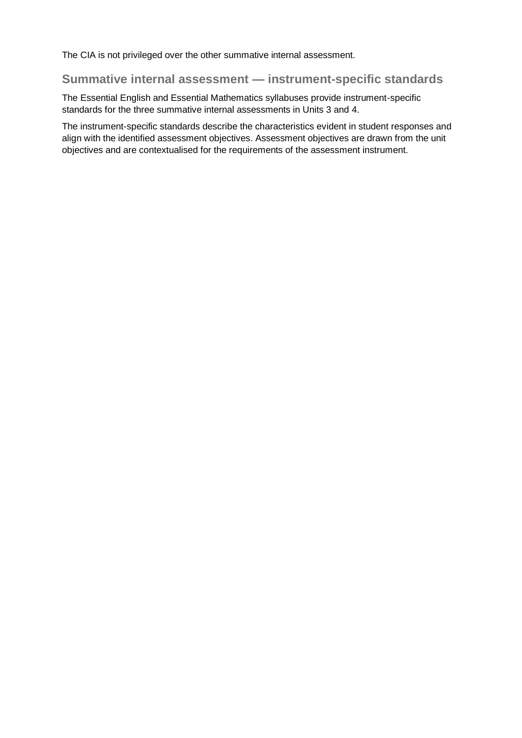The CIA is not privileged over the other summative internal assessment.

## Summative internal assessment — instrument-specific standards

The Essential English and Essential Mathematics syllabuses provide instrument-specific standards for the three summative internal assessments in Units 3 and 4.

The instrument-specific standards describe the characteristics evident in student responses and align with the identified assessment objectives. Assessment objectives are drawn from the unit objectives and are contextualised for the requirements of the assessment instrument.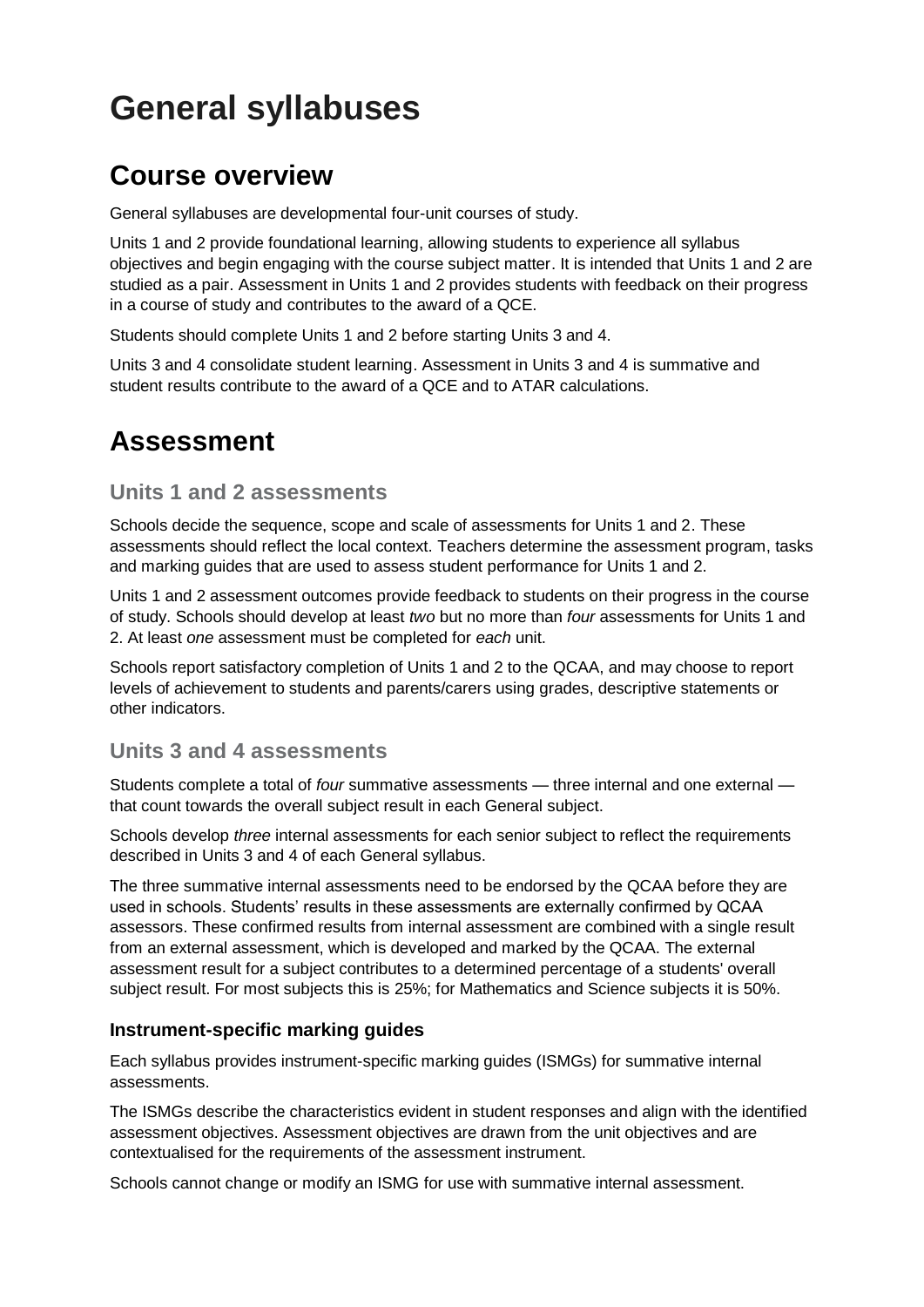# General syllabuses

## Course overview

General syllabuses are developmental four-unit courses of study.

Units 1 and 2 provide foundational learning, allowing students to experience all syllabus objectives and begin engaging with the course subject matter. It is intended that Units 1 and 2 are studied as a pair. Assessment in Units 1 and 2 provides students with feedback on their progress in a course of study and contributes to the award of a QCE.

Students should complete Units 1 and 2 before starting Units 3 and 4.

Units 3 and 4 consolidate student learning. Assessment in Units 3 and 4 is summative and student results contribute to the award of a QCE and to ATAR calculations.

## Assessment

### Units 1 and 2 assessments

Schools decide the sequence, scope and scale of assessments for Units 1 and 2. These assessments should reflect the local context. Teachers determine the assessment program, tasks and marking guides that are used to assess student performance for Units 1 and 2.

Units 1 and 2 assessment outcomes provide feedback to students on their progress in the course of study. Schools should develop at least *two* but no more than *four* assessments for Units 1 and 2. At least *one* assessment must be completed for *each* unit.

Schools report satisfactory completion of Units 1 and 2 to the QCAA, and may choose to report levels of achievement to students and parents/carers using grades, descriptive statements or other indicators.

### Units 3 and 4 assessments

Students complete a total of *four* summative assessments — three internal and one external — that count towards the overall subject result in each General subject.

Schools develop *three* internal assessments for each senior subject to reflect the requirements described in Units 3 and 4 of each General syllabus.

The three summative internal assessments need to be endorsed by the QCAA before they are used in schools. Students' results in these assessments are externally confirmed by QCAA assessors. These confirmed results from internal assessment are combined with a single result from an external assessment, which is developed and marked by the QCAA. The external assessment result for a subject contributes to a determined percentage of a students' overall subject result. For most subjects this is 25%; for Mathematics and Science subjects it is 50%.

#### Instrument-specific marking guides

Each syllabus provides instrument-specific marking guides (ISMGs) for summative internal assessments.

The ISMGs describe the characteristics evident in student responses and align with the identified assessment objectives. Assessment objectives are drawn from the unit objectives and are contextualised for the requirements of the assessment instrument.

Schools cannot change or modify an ISMG for use with summative internal assessment.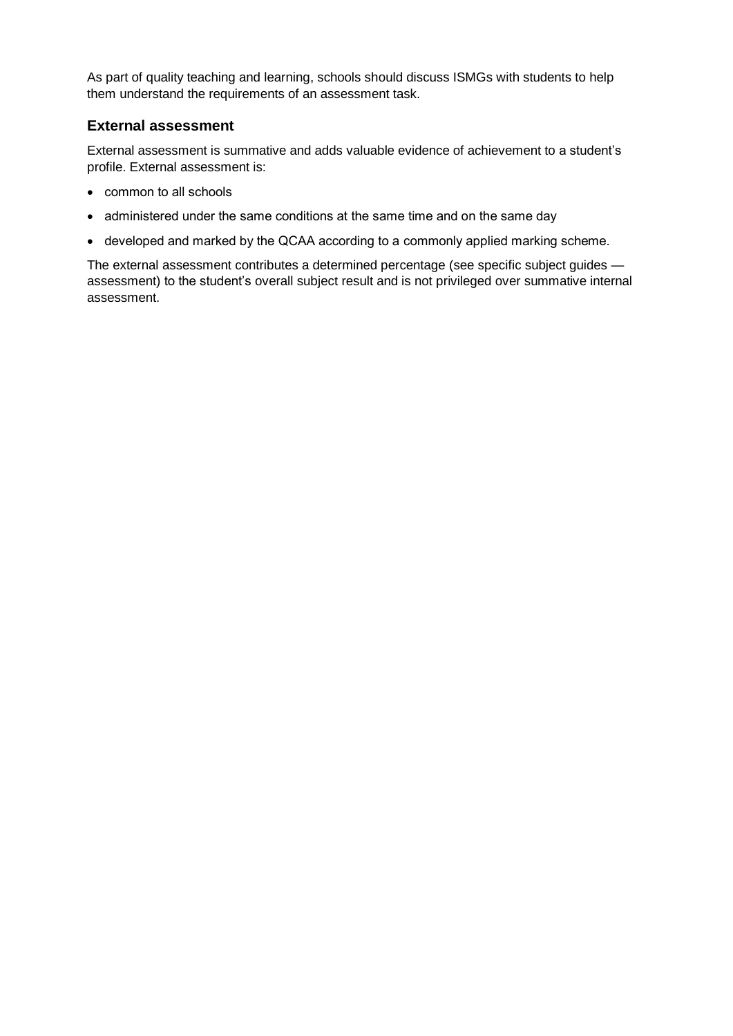As part of quality teaching and learning, schools should discuss ISMGs with students to help them understand the requirements of an assessment task.

### External assessment

External assessment is summative and adds valuable evidence of achievement to a student's profile. External assessment is:

- common to all schools
- administered under the same conditions at the same time and on the same day
- developed and marked by the QCAA according to a commonly applied marking scheme.

The external assessment contributes a determined percentage (see specific subject guides — assessment) to the student's overall subject result and is not privileged over summative internal assessment.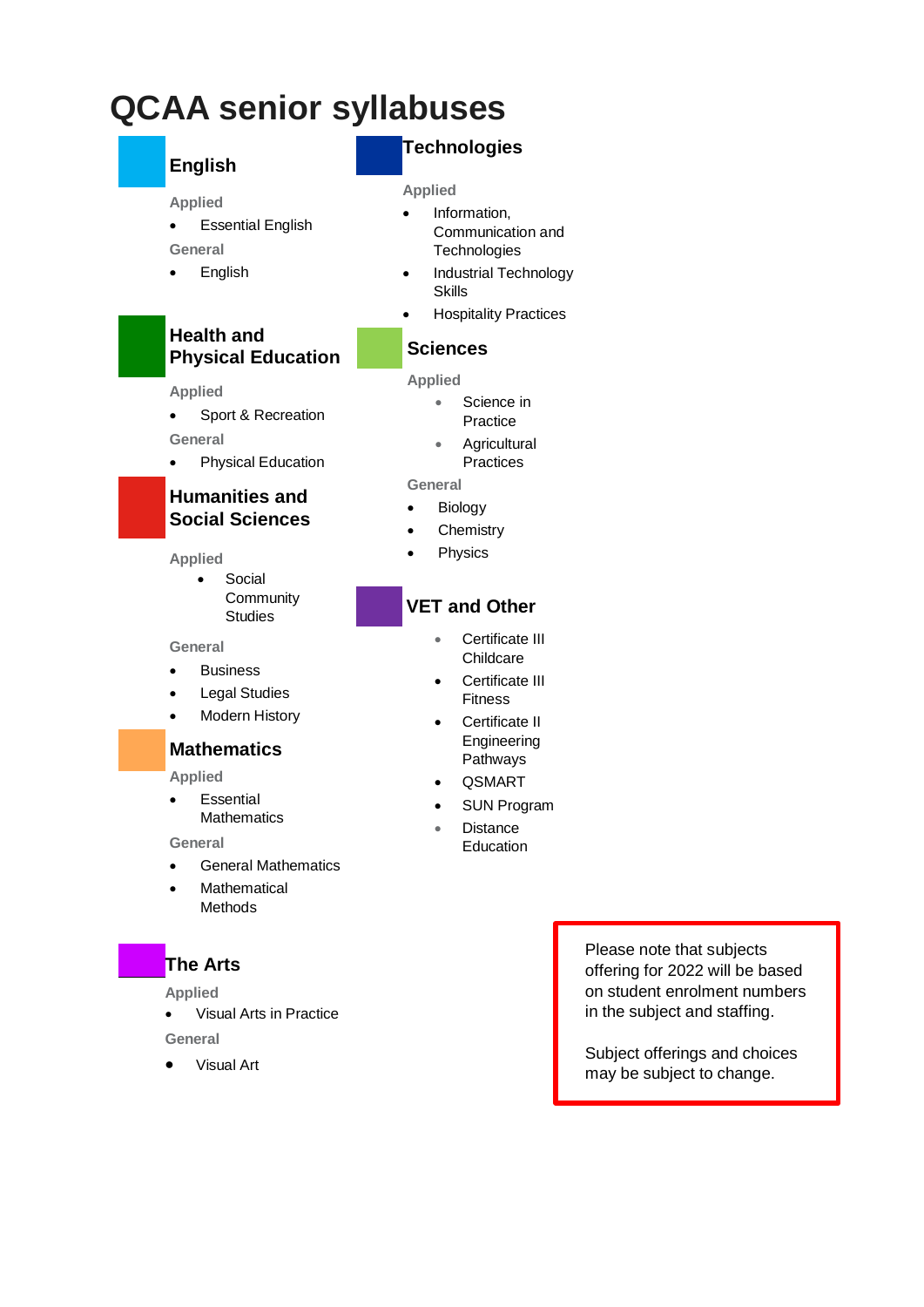# QCAA senior syllabuses

## English

**Applied**

- Essential English

**General**

- English

## Health and Physical Education

**Applied**

- Sport & Recreation

**General**

- Physical Education

## Humanities and Social Sciences

**Applied**

- Social Community Studies

**General**

- Business
- Legal Studies
- Modern History

## Mathematics

**Applied**

- Essential Mathematics

**General**

- General Mathematics
- Mathematical Methods

## The Arts

**Applied**

- Visual Arts in Practice

**General**

- Visual Art

## Technologies

**Applied**

- Information, Communication and Technologies
- Industrial Technology Skills
- Hospitality Practices

## Sciences

**Applied**

- Science in Practice
- Agricultural Practices

**General**

- Biology
- Chemistry
- Physics

## VET and Other

- Certificate III Childcare
- Certificate III Fitness
- Certificate II Engineering Pathways
- QSMART
- SUN Program
- Distance Education

Please note that subjects offering for 2022 will be based on student enrolment numbers in the subject and staffing.

Subject offerings and choices may be subject to change.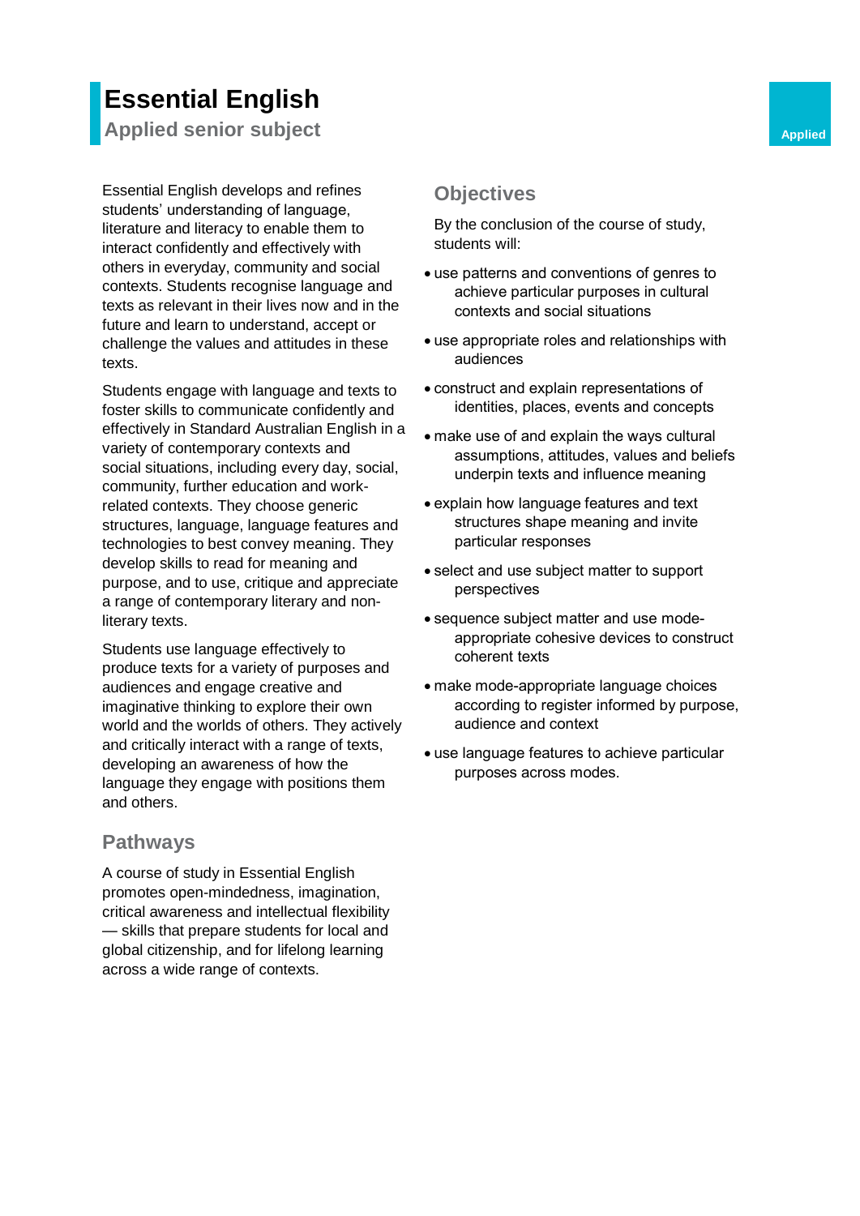# Essential English

## Applied senior subject

Applied

Essential English develops and refines students' understanding of language, literature and literacy to enable them to interact confidently and effectively with others in everyday, community and social contexts. Students recognise language and texts as relevant in their lives now and in the future and learn to understand, accept or challenge the values and attitudes in these texts.

Students engage with language and texts to foster skills to communicate confidently and effectively in Standard Australian English in a variety of contemporary contexts and social situations, including every day, social, community, further education and work-related contexts. They choose generic structures, language, language features and technologies to best convey meaning. They develop skills to read for meaning and purpose, and to use, critique and appreciate a range of contemporary literary and non-literary texts.

Students use language effectively to produce texts for a variety of purposes and audiences and engage creative and imaginative thinking to explore their own world and the worlds of others. They actively and critically interact with a range of texts, developing an awareness of how the language they engage with positions them and others.

### Pathways

A course of study in Essential English promotes open-mindedness, imagination, critical awareness and intellectual flexibility — skills that prepare students for local and global citizenship, and for lifelong learning across a wide range of contexts.

### Objectives

By the conclusion of the course of study, students will:

- use patterns and conventions of genres to achieve particular purposes in cultural contexts and social situations
- use appropriate roles and relationships with audiences
- construct and explain representations of identities, places, events and concepts
- make use of and explain the ways cultural assumptions, attitudes, values and beliefs underpin texts and influence meaning
- explain how language features and text structures shape meaning and invite particular responses
- select and use subject matter to support perspectives
- sequence subject matter and use mode-appropriate cohesive devices to construct coherent texts
- make mode-appropriate language choices according to register informed by purpose, audience and context
- use language features to achieve particular purposes across modes.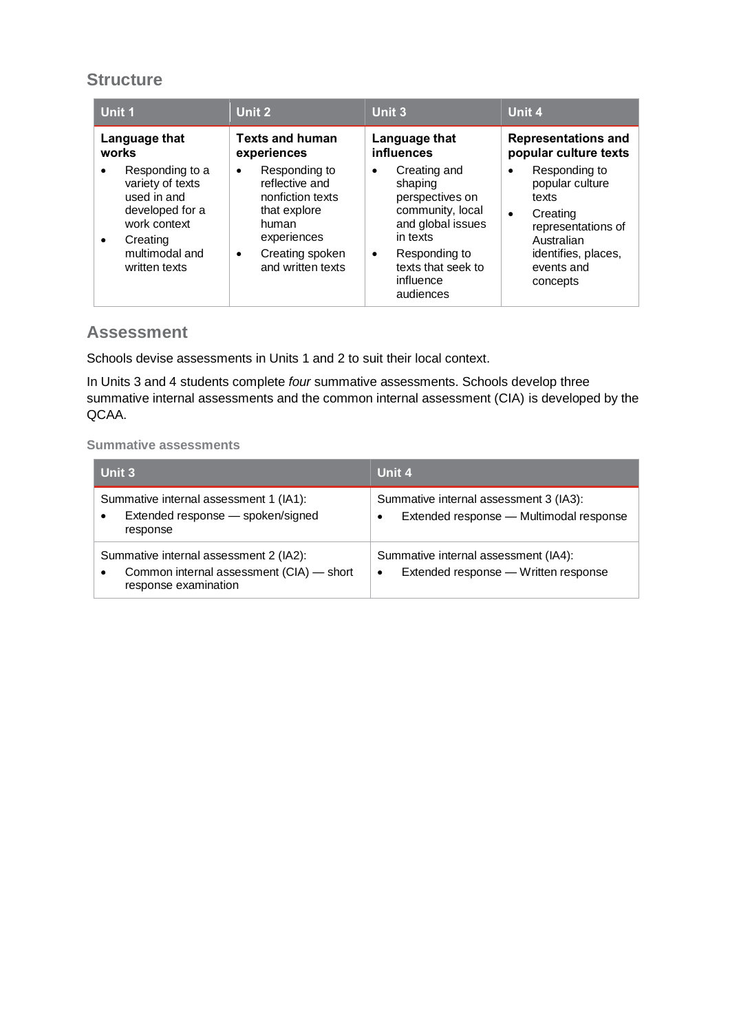## Structure

| Unit 1 | Unit 2 | Unit 3 | Unit 4 |
|---|---|---|---|
| **Language that works**<br>• Responding to a variety of texts used in and developed for a work context<br>• Creating multimodal and written texts | **Texts and human experiences**<br>• Responding to reflective and nonfiction texts that explore human experiences<br>• Creating spoken and written texts | **Language that influences**<br>• Creating and shaping perspectives on community, local and global issues in texts<br>• Responding to texts that seek to influence audiences | **Representations and popular culture texts**<br>• Responding to popular culture texts<br>• Creating representations of Australian identifies, places, events and concepts |

## Assessment

Schools devise assessments in Units 1 and 2 to suit their local context.

In Units 3 and 4 students complete *four* summative assessments. Schools develop three summative internal assessments and the common internal assessment (CIA) is developed by the QCAA.

### Summative assessments

| Unit 3 | Unit 4 |
|---|---|
| Summative internal assessment 1 (IA1):<br>• Extended response — spoken/signed response | Summative internal assessment 3 (IA3):<br>• Extended response — Multimodal response |
| Summative internal assessment 2 (IA2):<br>• Common internal assessment (CIA) — short response examination | Summative internal assessment (IA4):<br>• Extended response — Written response |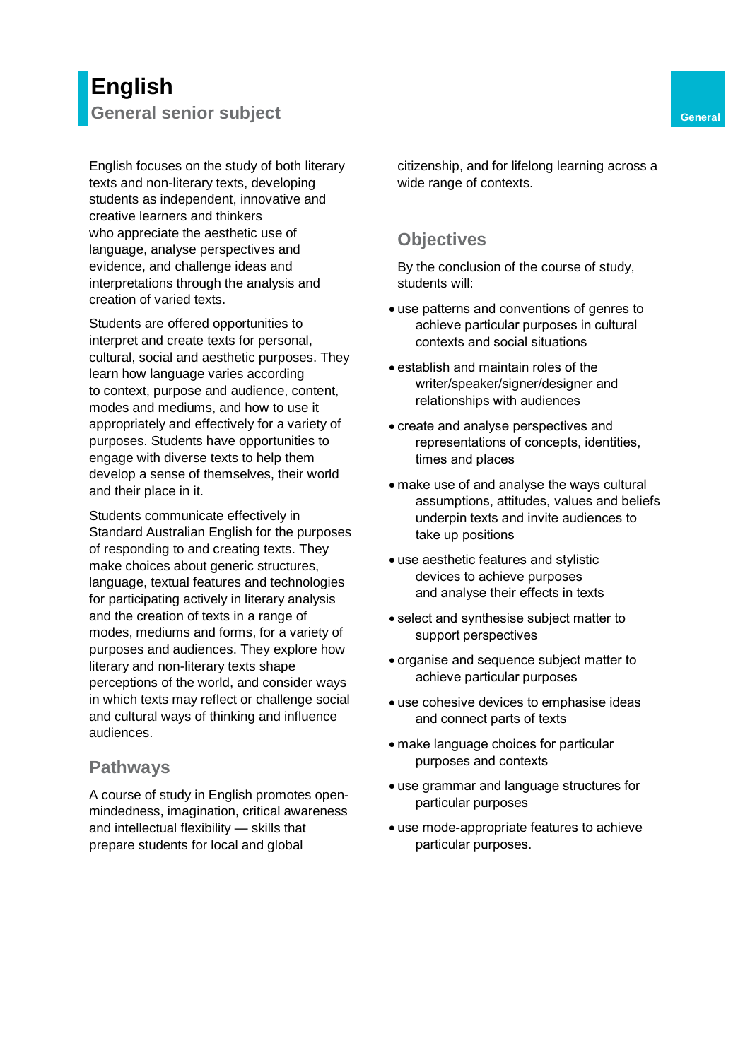# English

## General senior subject

General

English focuses on the study of both literary texts and non-literary texts, developing students as independent, innovative and creative learners and thinkers who appreciate the aesthetic use of language, analyse perspectives and evidence, and challenge ideas and interpretations through the analysis and creation of varied texts.

Students are offered opportunities to interpret and create texts for personal, cultural, social and aesthetic purposes. They learn how language varies according to context, purpose and audience, content, modes and mediums, and how to use it appropriately and effectively for a variety of purposes. Students have opportunities to engage with diverse texts to help them develop a sense of themselves, their world and their place in it.

Students communicate effectively in Standard Australian English for the purposes of responding to and creating texts. They make choices about generic structures, language, textual features and technologies for participating actively in literary analysis and the creation of texts in a range of modes, mediums and forms, for a variety of purposes and audiences. They explore how literary and non-literary texts shape perceptions of the world, and consider ways in which texts may reflect or challenge social and cultural ways of thinking and influence audiences.

## Pathways

A course of study in English promotes open-mindedness, imagination, critical awareness and intellectual flexibility — skills that prepare students for local and global citizenship, and for lifelong learning across a wide range of contexts.

## Objectives

By the conclusion of the course of study, students will:

- use patterns and conventions of genres to achieve particular purposes in cultural contexts and social situations
- establish and maintain roles of the writer/speaker/signer/designer and relationships with audiences
- create and analyse perspectives and representations of concepts, identities, times and places
- make use of and analyse the ways cultural assumptions, attitudes, values and beliefs underpin texts and invite audiences to take up positions
- use aesthetic features and stylistic devices to achieve purposes and analyse their effects in texts
- select and synthesise subject matter to support perspectives
- organise and sequence subject matter to achieve particular purposes
- use cohesive devices to emphasise ideas and connect parts of texts
- make language choices for particular purposes and contexts
- use grammar and language structures for particular purposes
- use mode-appropriate features to achieve particular purposes.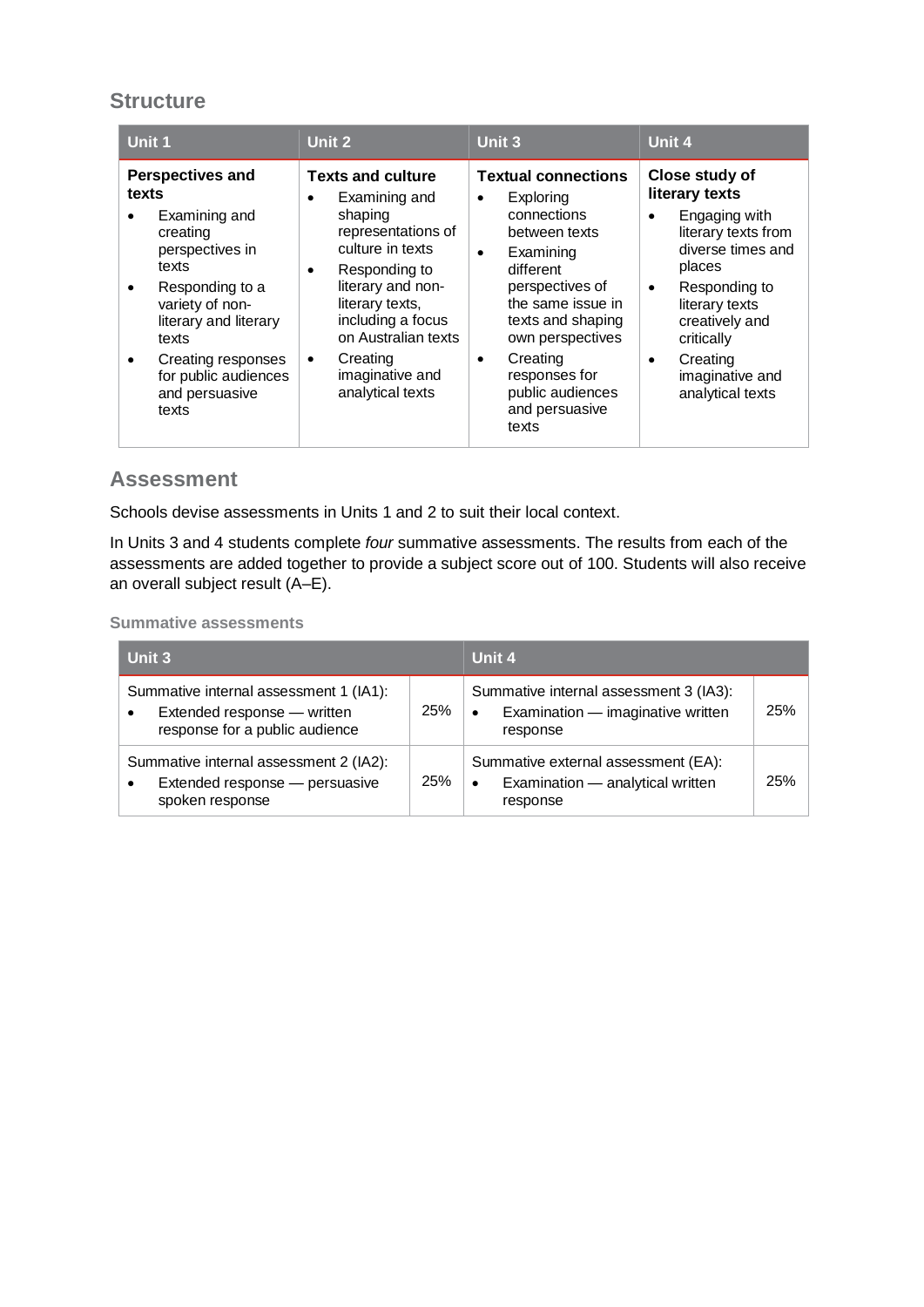## Structure

| Unit 1 | Unit 2 | Unit 3 | Unit 4 |
|---|---|---|---|
| **Perspectives and texts**<br>• Examining and creating perspectives in texts<br>• Responding to a variety of non-literary and literary texts<br>• Creating responses for public audiences and persuasive texts | **Texts and culture**<br>• Examining and shaping representations of culture in texts<br>• Responding to literary and non-literary texts, including a focus on Australian texts<br>• Creating imaginative and analytical texts | **Textual connections**<br>• Exploring connections between texts<br>• Examining different perspectives of the same issue in texts and shaping own perspectives<br>• Creating responses for public audiences and persuasive texts | **Close study of literary texts**<br>• Engaging with literary texts from diverse times and places<br>• Responding to literary texts creatively and critically<br>• Creating imaginative and analytical texts |

## Assessment

Schools devise assessments in Units 1 and 2 to suit their local context.

In Units 3 and 4 students complete *four* summative assessments. The results from each of the assessments are added together to provide a subject score out of 100. Students will also receive an overall subject result (A–E).

### Summative assessments

| Unit 3 | | Unit 4 | |
|---|---|---|---|
| Summative internal assessment 1 (IA1):<br>• Extended response — written response for a public audience | 25% | Summative internal assessment 3 (IA3):<br>• Examination — imaginative written response | 25% |
| Summative internal assessment 2 (IA2):<br>• Extended response — persuasive spoken response | 25% | Summative external assessment (EA):<br>• Examination — analytical written response | 25% |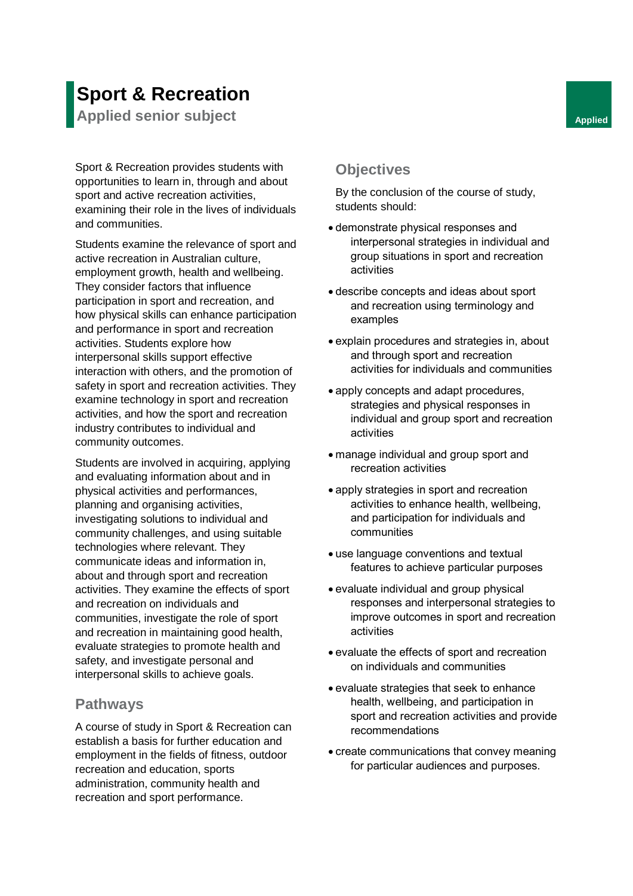# Sport & Recreation

## Applied senior subject

Applied

Sport & Recreation provides students with opportunities to learn in, through and about sport and active recreation activities, examining their role in the lives of individuals and communities.

Students examine the relevance of sport and active recreation in Australian culture, employment growth, health and wellbeing. They consider factors that influence participation in sport and recreation, and how physical skills can enhance participation and performance in sport and recreation activities. Students explore how interpersonal skills support effective interaction with others, and the promotion of safety in sport and recreation activities. They examine technology in sport and recreation activities, and how the sport and recreation industry contributes to individual and community outcomes.

Students are involved in acquiring, applying and evaluating information about and in physical activities and performances, planning and organising activities, investigating solutions to individual and community challenges, and using suitable technologies where relevant. They communicate ideas and information in, about and through sport and recreation activities. They examine the effects of sport and recreation on individuals and communities, investigate the role of sport and recreation in maintaining good health, evaluate strategies to promote health and safety, and investigate personal and interpersonal skills to achieve goals.

### Pathways

A course of study in Sport & Recreation can establish a basis for further education and employment in the fields of fitness, outdoor recreation and education, sports administration, community health and recreation and sport performance.

### Objectives

By the conclusion of the course of study, students should:

- demonstrate physical responses and interpersonal strategies in individual and group situations in sport and recreation activities
- describe concepts and ideas about sport and recreation using terminology and examples
- explain procedures and strategies in, about and through sport and recreation activities for individuals and communities
- apply concepts and adapt procedures, strategies and physical responses in individual and group sport and recreation activities
- manage individual and group sport and recreation activities
- apply strategies in sport and recreation activities to enhance health, wellbeing, and participation for individuals and communities
- use language conventions and textual features to achieve particular purposes
- evaluate individual and group physical responses and interpersonal strategies to improve outcomes in sport and recreation activities
- evaluate the effects of sport and recreation on individuals and communities
- evaluate strategies that seek to enhance health, wellbeing, and participation in sport and recreation activities and provide recommendations
- create communications that convey meaning for particular audiences and purposes.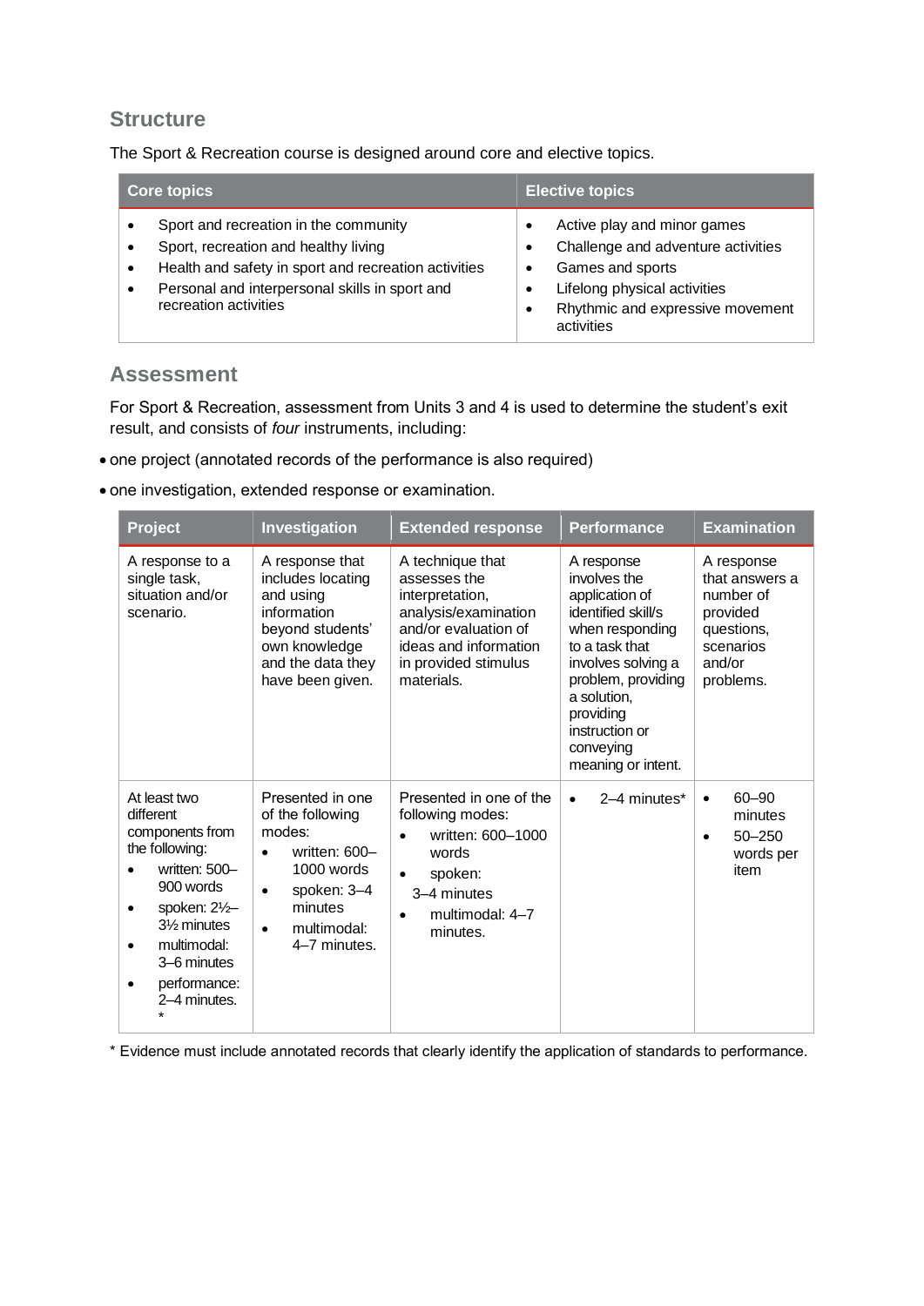## Structure

The Sport & Recreation course is designed around core and elective topics.

| Core topics | Elective topics |
|---|---|
| • Sport and recreation in the community<br>• Sport, recreation and healthy living<br>• Health and safety in sport and recreation activities<br>• Personal and interpersonal skills in sport and recreation activities | • Active play and minor games<br>• Challenge and adventure activities<br>• Games and sports<br>• Lifelong physical activities<br>• Rhythmic and expressive movement activities |

## Assessment

For Sport & Recreation, assessment from Units 3 and 4 is used to determine the student's exit result, and consists of *four* instruments, including:

- one project (annotated records of the performance is also required)
- one investigation, extended response or examination.

| Project | Investigation | Extended response | Performance | Examination |
|---|---|---|---|---|
| A response to a single task, situation and/or scenario. | A response that includes locating and using information beyond students' own knowledge and the data they have been given. | A technique that assesses the interpretation, analysis/examination and/or evaluation of ideas and information in provided stimulus materials. | A response involves the application of identified skill/s when responding to a task that involves solving a problem, providing a solution, providing instruction or conveying meaning or intent. | A response that answers a number of provided questions, scenarios and/or problems. |
| At least two different components from the following:<br>• written: 500–900 words<br>• spoken: 2½–3½ minutes<br>• multimodal: 3–6 minutes<br>• performance: 2–4 minutes. * | Presented in one of the following modes:<br>• written: 600–1000 words<br>• spoken: 3–4 minutes<br>• multimodal: 4–7 minutes. | Presented in one of the following modes:<br>• written: 600–1000 words<br>• spoken: 3–4 minutes<br>• multimodal: 4–7 minutes. | • 2–4 minutes* | • 60–90 minutes<br>• 50–250 words per item |

* Evidence must include annotated records that clearly identify the application of standards to performance.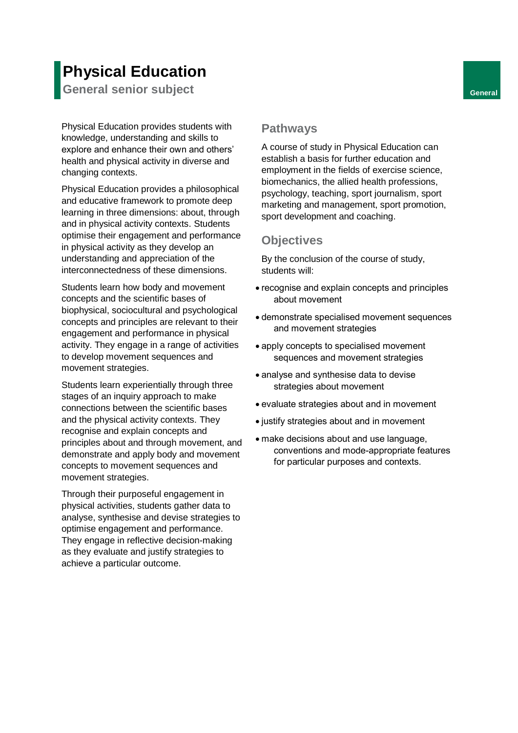# Physical Education

## General senior subject

General

Physical Education provides students with knowledge, understanding and skills to explore and enhance their own and others' health and physical activity in diverse and changing contexts.

Physical Education provides a philosophical and educative framework to promote deep learning in three dimensions: about, through and in physical activity contexts. Students optimise their engagement and performance in physical activity as they develop an understanding and appreciation of the interconnectedness of these dimensions.

Students learn how body and movement concepts and the scientific bases of biophysical, sociocultural and psychological concepts and principles are relevant to their engagement and performance in physical activity. They engage in a range of activities to develop movement sequences and movement strategies.

Students learn experientially through three stages of an inquiry approach to make connections between the scientific bases and the physical activity contexts. They recognise and explain concepts and principles about and through movement, and demonstrate and apply body and movement concepts to movement sequences and movement strategies.

Through their purposeful engagement in physical activities, students gather data to analyse, synthesise and devise strategies to optimise engagement and performance. They engage in reflective decision-making as they evaluate and justify strategies to achieve a particular outcome.

### Pathways

A course of study in Physical Education can establish a basis for further education and employment in the fields of exercise science, biomechanics, the allied health professions, psychology, teaching, sport journalism, sport marketing and management, sport promotion, sport development and coaching.

### Objectives

By the conclusion of the course of study, students will:

- recognise and explain concepts and principles about movement
- demonstrate specialised movement sequences and movement strategies
- apply concepts to specialised movement sequences and movement strategies
- analyse and synthesise data to devise strategies about movement
- evaluate strategies about and in movement
- justify strategies about and in movement
- make decisions about and use language, conventions and mode-appropriate features for particular purposes and contexts.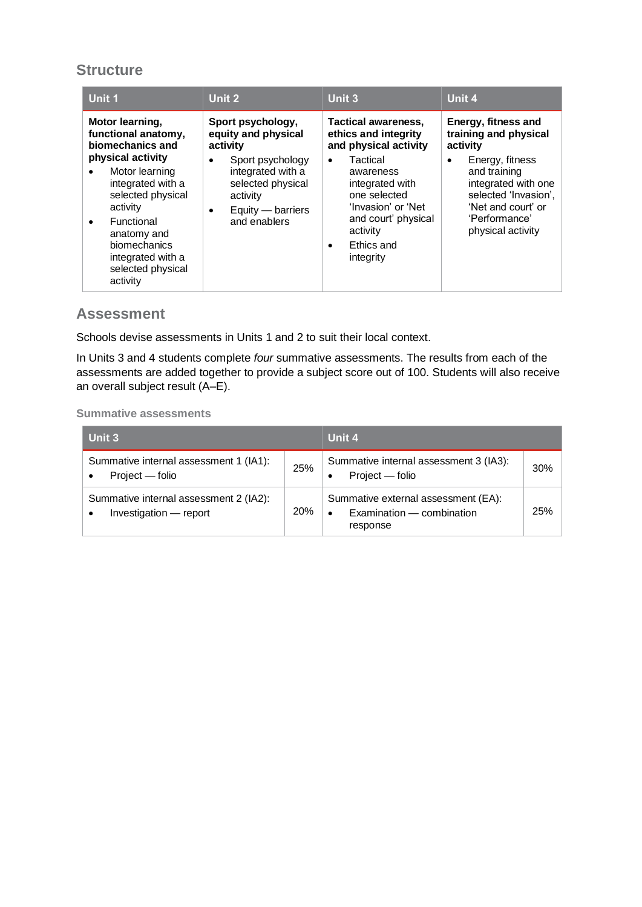## Structure

| Unit 1 | Unit 2 | Unit 3 | Unit 4 |
|---|---|---|---|
| **Motor learning, functional anatomy, biomechanics and physical activity**<br>• Motor learning integrated with a selected physical activity<br>• Functional anatomy and biomechanics integrated with a selected physical activity | **Sport psychology, equity and physical activity**<br>• Sport psychology integrated with a selected physical activity<br>• Equity — barriers and enablers | **Tactical awareness, ethics and integrity and physical activity**<br>• Tactical awareness integrated with one selected 'Invasion' or 'Net and court' physical activity<br>• Ethics and integrity | **Energy, fitness and training and physical activity**<br>• Energy, fitness and training integrated with one selected 'Invasion', 'Net and court' or 'Performance' physical activity |

## Assessment

Schools devise assessments in Units 1 and 2 to suit their local context.

In Units 3 and 4 students complete *four* summative assessments. The results from each of the assessments are added together to provide a subject score out of 100. Students will also receive an overall subject result (A–E).

### Summative assessments

| Unit 3 | | Unit 4 | |
|---|---|---|---|
| Summative internal assessment 1 (IA1):<br>• Project — folio | 25% | Summative internal assessment 3 (IA3):<br>• Project — folio | 30% |
| Summative internal assessment 2 (IA2):<br>• Investigation — report | 20% | Summative external assessment (EA):<br>• Examination — combination response | 25% |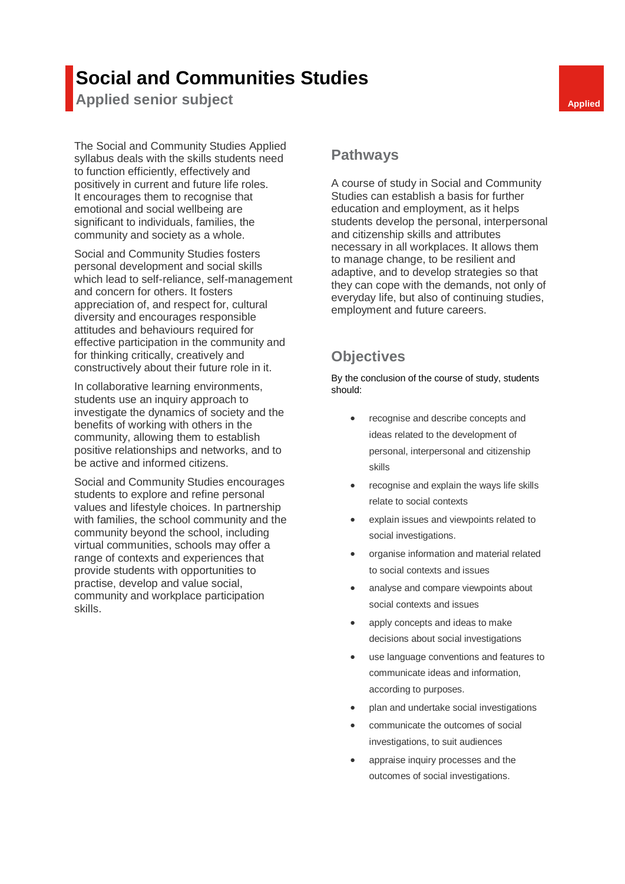# Social and Communities Studies

## Applied senior subject

Applied

The Social and Community Studies Applied syllabus deals with the skills students need to function efficiently, effectively and positively in current and future life roles. It encourages them to recognise that emotional and social wellbeing are significant to individuals, families, the community and society as a whole.

Social and Community Studies fosters personal development and social skills which lead to self-reliance, self-management and concern for others. It fosters appreciation of, and respect for, cultural diversity and encourages responsible attitudes and behaviours required for effective participation in the community and for thinking critically, creatively and constructively about their future role in it.

In collaborative learning environments, students use an inquiry approach to investigate the dynamics of society and the benefits of working with others in the community, allowing them to establish positive relationships and networks, and to be active and informed citizens.

Social and Community Studies encourages students to explore and refine personal values and lifestyle choices. In partnership with families, the school community and the community beyond the school, including virtual communities, schools may offer a range of contexts and experiences that provide students with opportunities to practise, develop and value social, community and workplace participation skills.

## Pathways

A course of study in Social and Community Studies can establish a basis for further education and employment, as it helps students develop the personal, interpersonal and citizenship skills and attributes necessary in all workplaces. It allows them to manage change, to be resilient and adaptive, and to develop strategies so that they can cope with the demands, not only of everyday life, but also of continuing studies, employment and future careers.

## Objectives

By the conclusion of the course of study, students should:

- recognise and describe concepts and ideas related to the development of personal, interpersonal and citizenship skills
- recognise and explain the ways life skills relate to social contexts
- explain issues and viewpoints related to social investigations.
- organise information and material related to social contexts and issues
- analyse and compare viewpoints about social contexts and issues
- apply concepts and ideas to make decisions about social investigations
- use language conventions and features to communicate ideas and information, according to purposes.
- plan and undertake social investigations
- communicate the outcomes of social investigations, to suit audiences
- appraise inquiry processes and the outcomes of social investigations.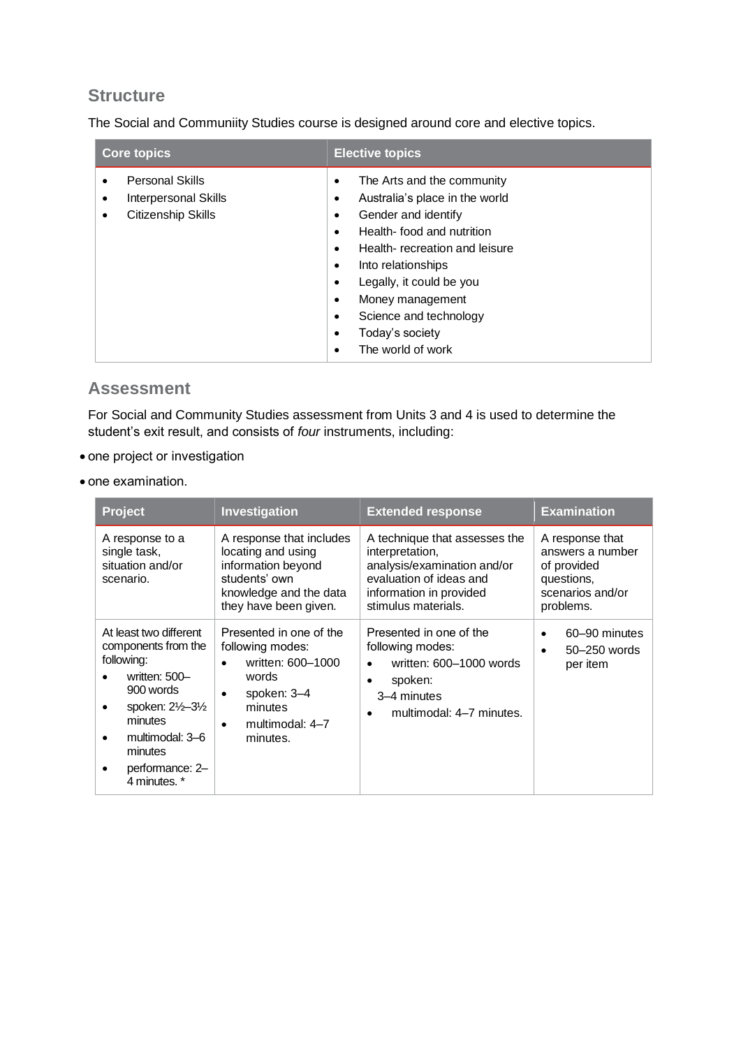## Structure

The Social and Communiity Studies course is designed around core and elective topics.

| Core topics | Elective topics |
|---|---|
| • Personal Skills<br>• Interpersonal Skills<br>• Citizenship Skills | • The Arts and the community<br>• Australia's place in the world<br>• Gender and identify<br>• Health- food and nutrition<br>• Health- recreation and leisure<br>• Into relationships<br>• Legally, it could be you<br>• Money management<br>• Science and technology<br>• Today's society<br>• The world of work |

## Assessment

For Social and Community Studies assessment from Units 3 and 4 is used to determine the student's exit result, and consists of *four* instruments, including:

- one project or investigation
- one examination.

| Project | Investigation | Extended response | Examination |
|---|---|---|---|
| A response to a single task, situation and/or scenario. | A response that includes locating and using information beyond students' own knowledge and the data they have been given. | A technique that assesses the interpretation, analysis/examination and/or evaluation of ideas and information in provided stimulus materials. | A response that answers a number of provided questions, scenarios and/or problems. |
| At least two different components from the following:<br>• written: 500–900 words<br>• spoken: 2½–3½ minutes<br>• multimodal: 3–6 minutes<br>• performance: 2–4 minutes. * | Presented in one of the following modes:<br>• written: 600–1000 words<br>• spoken: 3–4 minutes<br>• multimodal: 4–7 minutes. | Presented in one of the following modes:<br>• written: 600–1000 words<br>• spoken: 3–4 minutes<br>• multimodal: 4–7 minutes. | • 60–90 minutes<br>• 50–250 words per item |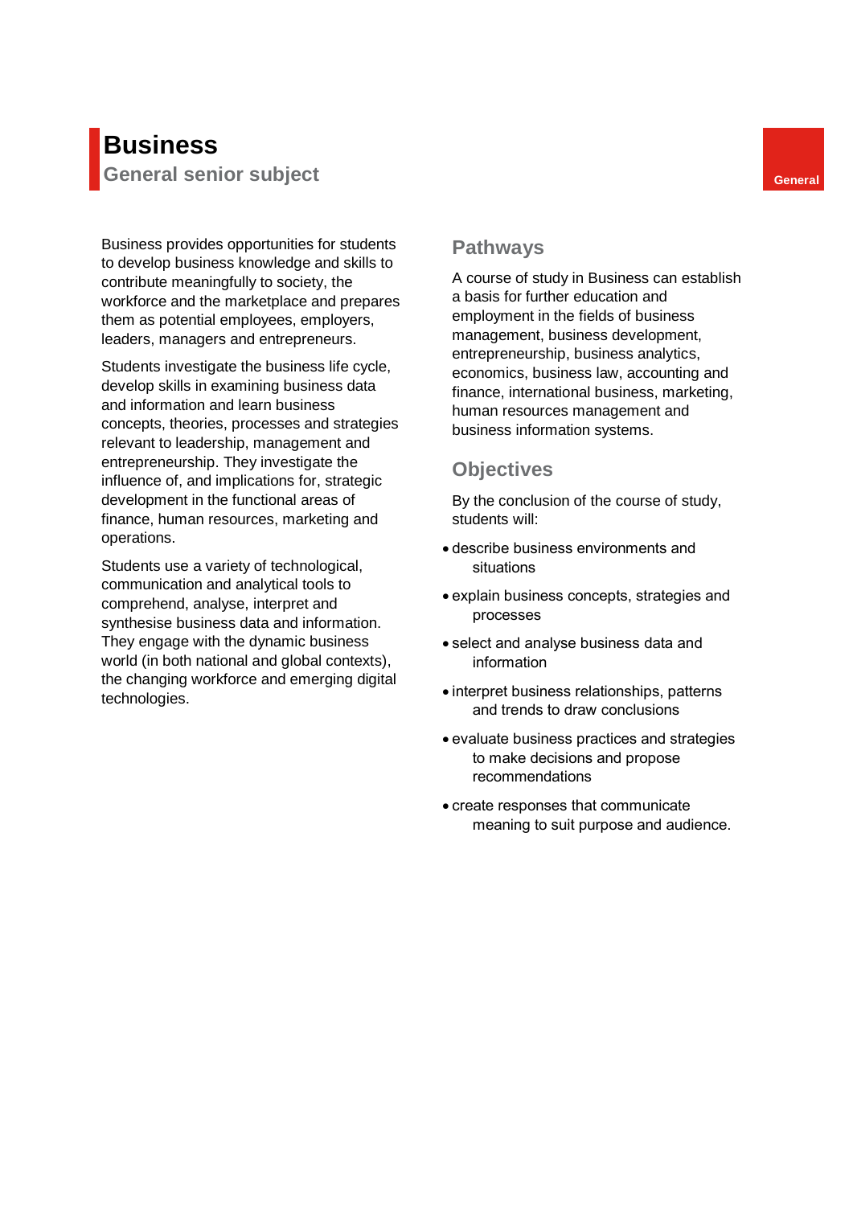# Business

## General senior subject

General

Business provides opportunities for students to develop business knowledge and skills to contribute meaningfully to society, the workforce and the marketplace and prepares them as potential employees, employers, leaders, managers and entrepreneurs.

Students investigate the business life cycle, develop skills in examining business data and information and learn business concepts, theories, processes and strategies relevant to leadership, management and entrepreneurship. They investigate the influence of, and implications for, strategic development in the functional areas of finance, human resources, marketing and operations.

Students use a variety of technological, communication and analytical tools to comprehend, analyse, interpret and synthesise business data and information. They engage with the dynamic business world (in both national and global contexts), the changing workforce and emerging digital technologies.

### Pathways

A course of study in Business can establish a basis for further education and employment in the fields of business management, business development, entrepreneurship, business analytics, economics, business law, accounting and finance, international business, marketing, human resources management and business information systems.

### Objectives

By the conclusion of the course of study, students will:

- describe business environments and situations
- explain business concepts, strategies and processes
- select and analyse business data and information
- interpret business relationships, patterns and trends to draw conclusions
- evaluate business practices and strategies to make decisions and propose recommendations
- create responses that communicate meaning to suit purpose and audience.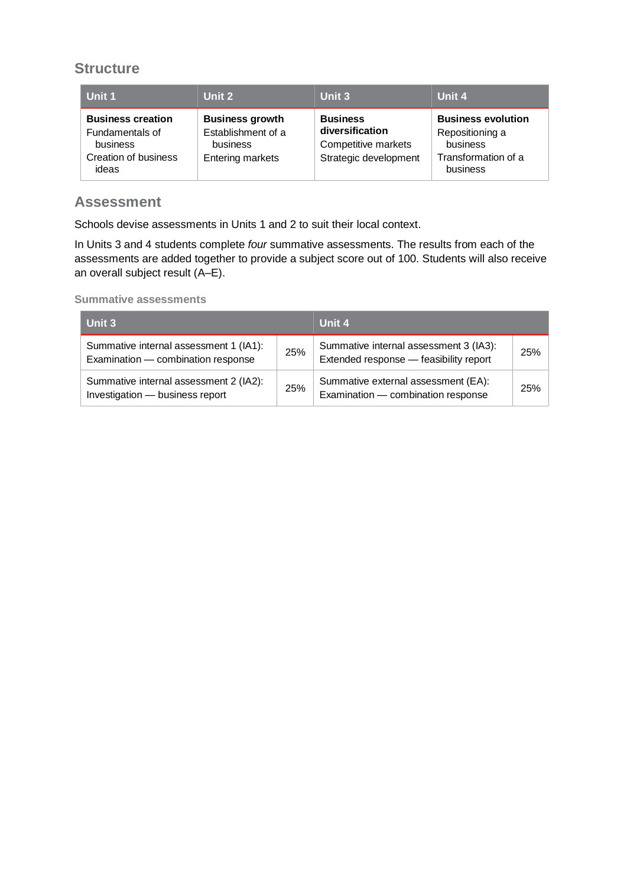## Structure

| Unit 1 | Unit 2 | Unit 3 | Unit 4 |
|---|---|---|---|
| **Business creation**<br>Fundamentals of business<br>Creation of business ideas | **Business growth**<br>Establishment of a business<br>Entering markets | **Business diversification**<br>Competitive markets<br>Strategic development | **Business evolution**<br>Repositioning a business<br>Transformation of a business |

## Assessment

Schools devise assessments in Units 1 and 2 to suit their local context.

In Units 3 and 4 students complete *four* summative assessments. The results from each of the assessments are added together to provide a subject score out of 100. Students will also receive an overall subject result (A–E).

### Summative assessments

| Unit 3 | | Unit 4 | |
|---|---|---|---|
| Summative internal assessment 1 (IA1):<br>Examination — combination response | 25% | Summative internal assessment 3 (IA3):<br>Extended response — feasibility report | 25% |
| Summative internal assessment 2 (IA2):<br>Investigation — business report | 25% | Summative external assessment (EA):<br>Examination — combination response | 25% |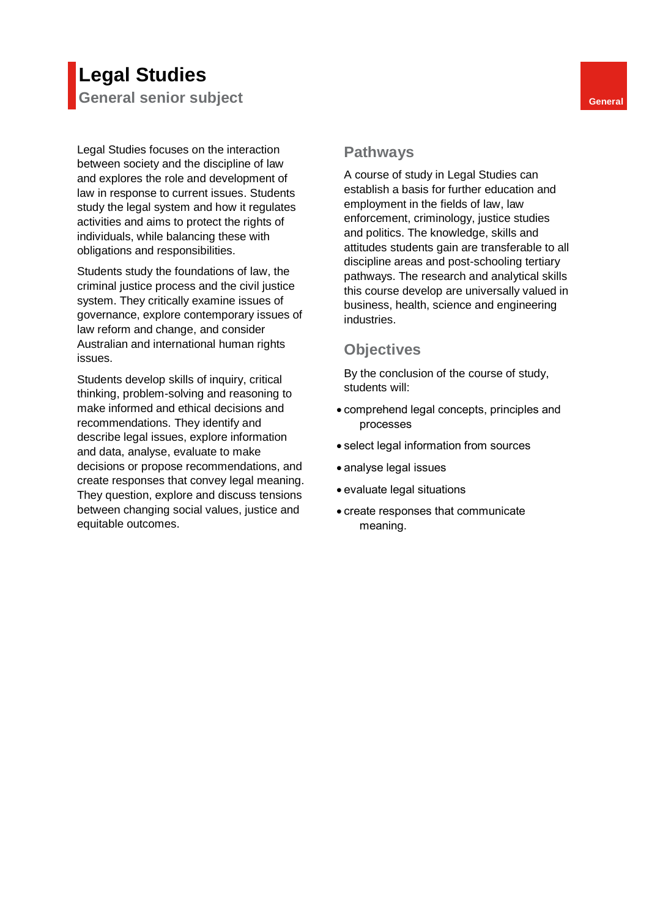# Legal Studies

General senior subject

General

Legal Studies focuses on the interaction between society and the discipline of law and explores the role and development of law in response to current issues. Students study the legal system and how it regulates activities and aims to protect the rights of individuals, while balancing these with obligations and responsibilities.

Students study the foundations of law, the criminal justice process and the civil justice system. They critically examine issues of governance, explore contemporary issues of law reform and change, and consider Australian and international human rights issues.

Students develop skills of inquiry, critical thinking, problem-solving and reasoning to make informed and ethical decisions and recommendations. They identify and describe legal issues, explore information and data, analyse, evaluate to make decisions or propose recommendations, and create responses that convey legal meaning. They question, explore and discuss tensions between changing social values, justice and equitable outcomes.

## Pathways

A course of study in Legal Studies can establish a basis for further education and employment in the fields of law, law enforcement, criminology, justice studies and politics. The knowledge, skills and attitudes students gain are transferable to all discipline areas and post-schooling tertiary pathways. The research and analytical skills this course develop are universally valued in business, health, science and engineering industries.

## Objectives

By the conclusion of the course of study, students will:

- comprehend legal concepts, principles and processes
- select legal information from sources
- analyse legal issues
- evaluate legal situations
- create responses that communicate meaning.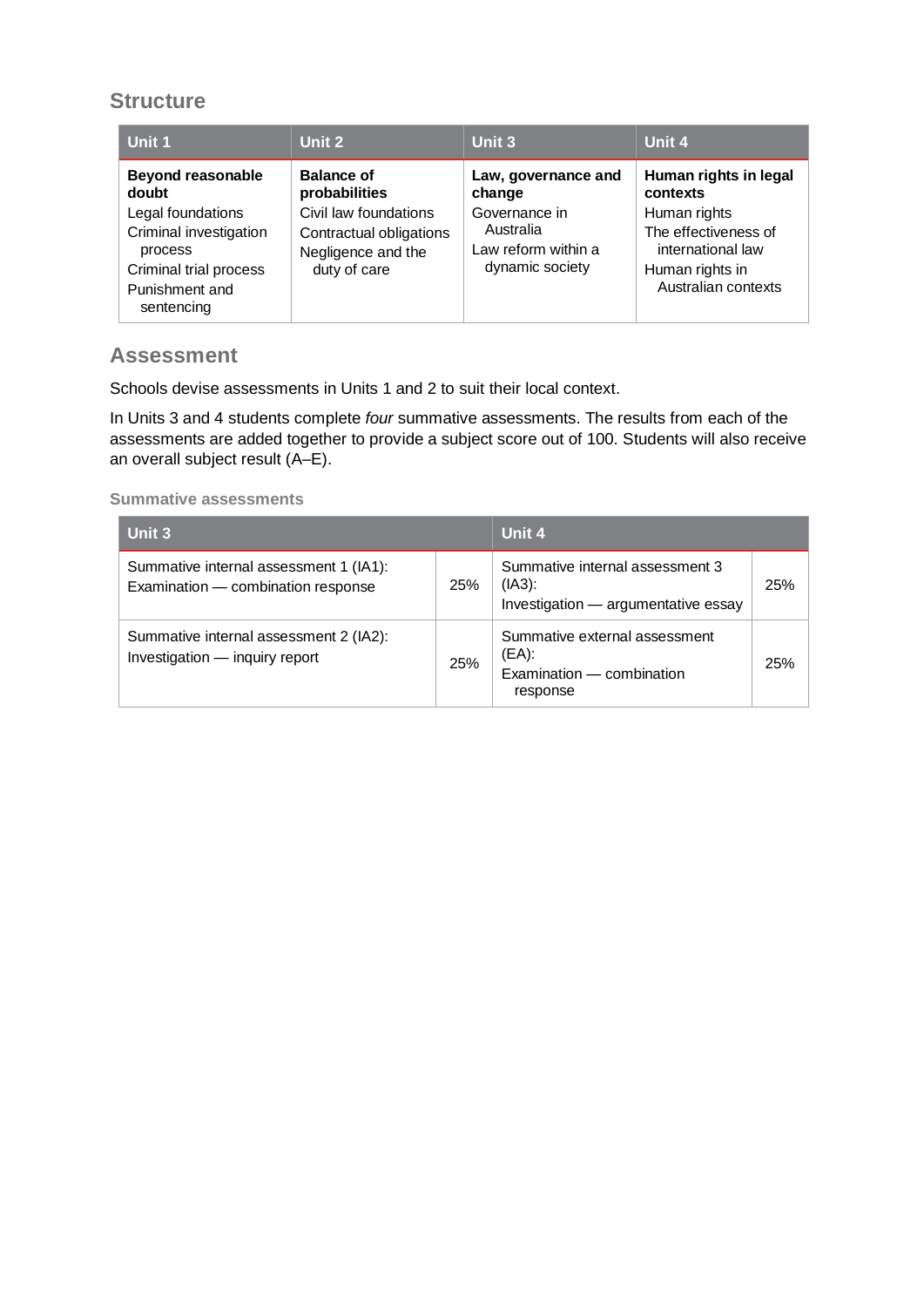## Structure

| Unit 1 | Unit 2 | Unit 3 | Unit 4 |
|---|---|---|---|
| **Beyond reasonable doubt**<br>Legal foundations<br>Criminal investigation process<br>Criminal trial process<br>Punishment and sentencing | **Balance of probabilities**<br>Civil law foundations<br>Contractual obligations<br>Negligence and the duty of care | **Law, governance and change**<br>Governance in Australia<br>Law reform within a dynamic society | **Human rights in legal contexts**<br>Human rights<br>The effectiveness of international law<br>Human rights in Australian contexts |

## Assessment

Schools devise assessments in Units 1 and 2 to suit their local context.

In Units 3 and 4 students complete *four* summative assessments. The results from each of the assessments are added together to provide a subject score out of 100. Students will also receive an overall subject result (A–E).

### Summative assessments

| Unit 3 | | Unit 4 | |
|---|---|---|---|
| Summative internal assessment 1 (IA1):<br>Examination — combination response | 25% | Summative internal assessment 3 (IA3):<br>Investigation — argumentative essay | 25% |
| Summative internal assessment 2 (IA2):<br>Investigation — inquiry report | 25% | Summative external assessment (EA):<br>Examination — combination response | 25% |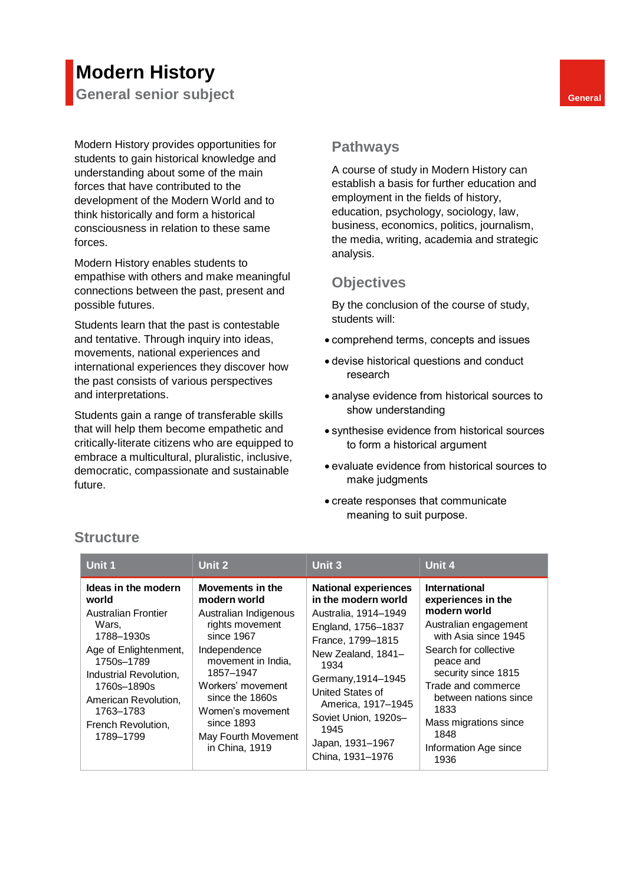# Modern History

## General senior subject

General

Modern History provides opportunities for students to gain historical knowledge and understanding about some of the main forces that have contributed to the development of the Modern World and to think historically and form a historical consciousness in relation to these same forces.

Modern History enables students to empathise with others and make meaningful connections between the past, present and possible futures.

Students learn that the past is contestable and tentative. Through inquiry into ideas, movements, national experiences and international experiences they discover how the past consists of various perspectives and interpretations.

Students gain a range of transferable skills that will help them become empathetic and critically-literate citizens who are equipped to embrace a multicultural, pluralistic, inclusive, democratic, compassionate and sustainable future.

### Pathways

A course of study in Modern History can establish a basis for further education and employment in the fields of history, education, psychology, sociology, law, business, economics, politics, journalism, the media, writing, academia and strategic analysis.

### Objectives

By the conclusion of the course of study, students will:

- comprehend terms, concepts and issues
- devise historical questions and conduct research
- analyse evidence from historical sources to show understanding
- synthesise evidence from historical sources to form a historical argument
- evaluate evidence from historical sources to make judgments
- create responses that communicate meaning to suit purpose.

### Structure

| Unit 1 | Unit 2 | Unit 3 | Unit 4 |
|---|---|---|---|
| **Ideas in the modern world**<br>Australian Frontier Wars, 1788–1930s<br>Age of Enlightenment, 1750s–1789<br>Industrial Revolution, 1760s–1890s<br>American Revolution, 1763–1783<br>French Revolution, 1789–1799 | **Movements in the modern world**<br>Australian Indigenous rights movement since 1967<br>Independence movement in India, 1857–1947<br>Workers' movement since the 1860s<br>Women's movement since 1893<br>May Fourth Movement in China, 1919 | **National experiences in the modern world**<br>Australia, 1914–1949<br>England, 1756–1837<br>France, 1799–1815<br>New Zealand, 1841–1934<br>Germany,1914–1945<br>United States of America, 1917–1945<br>Soviet Union, 1920s–1945<br>Japan, 1931–1967<br>China, 1931–1976 | **International experiences in the modern world**<br>Australian engagement with Asia since 1945<br>Search for collective peace and security since 1815<br>Trade and commerce between nations since 1833<br>Mass migrations since 1848<br>Information Age since 1936 |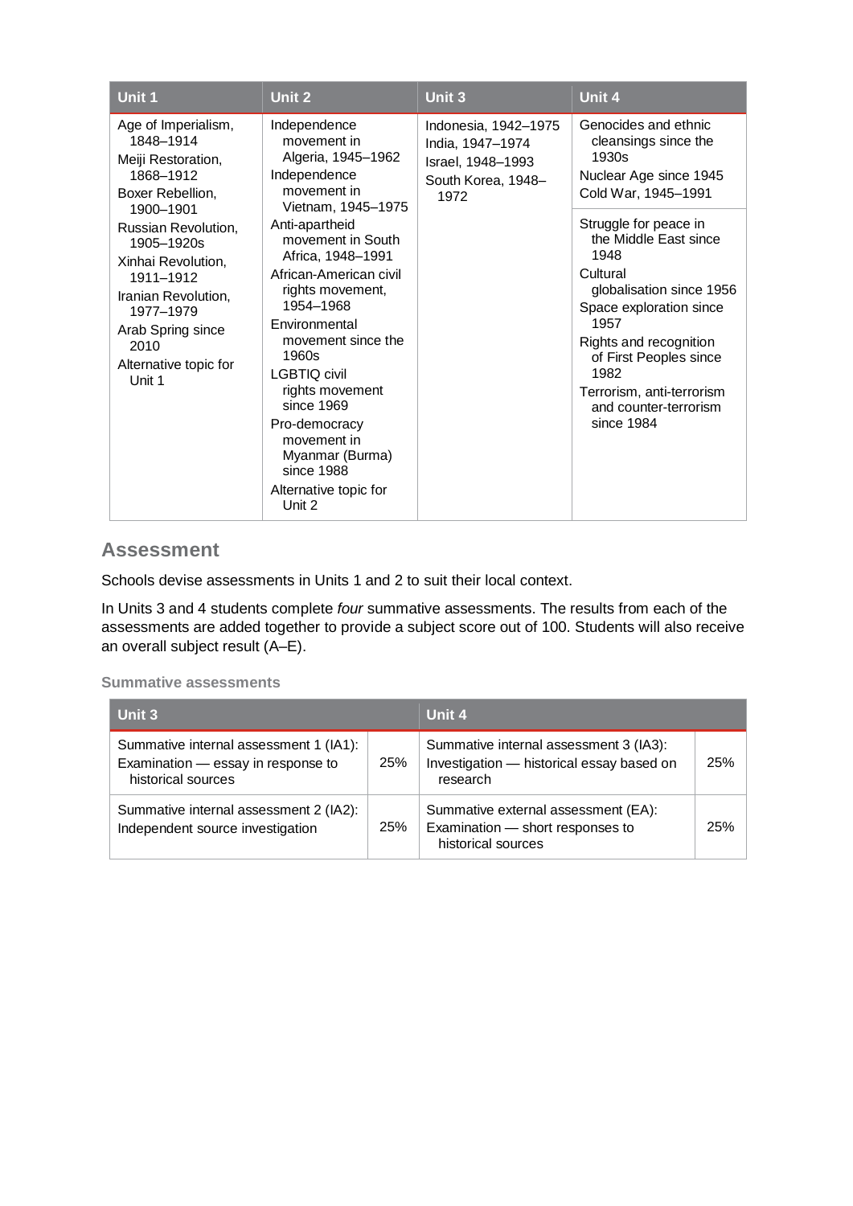| Unit 1 | Unit 2 | Unit 3 | Unit 4 |
| --- | --- | --- | --- |
| Age of Imperialism, 1848–1914<br>Meiji Restoration, 1868–1912<br>Boxer Rebellion, 1900–1901<br>Russian Revolution, 1905–1920s<br>Xinhai Revolution, 1911–1912<br>Iranian Revolution, 1977–1979<br>Arab Spring since 2010<br>Alternative topic for Unit 1 | Independence movement in Algeria, 1945–1962<br>Independence movement in Vietnam, 1945–1975<br>Anti-apartheid movement in South Africa, 1948–1991<br>African-American civil rights movement, 1954–1968<br>Environmental movement since the 1960s<br>LGBTIQ civil rights movement since 1969<br>Pro-democracy movement in Myanmar (Burma) since 1988<br>Alternative topic for Unit 2 | Indonesia, 1942–1975<br>India, 1947–1974<br>Israel, 1948–1993<br>South Korea, 1948–1972 | Genocides and ethnic cleansings since the 1930s<br>Nuclear Age since 1945<br>Cold War, 1945–1991<br><br>Struggle for peace in the Middle East since 1948<br>Cultural globalisation since 1956<br>Space exploration since 1957<br>Rights and recognition of First Peoples since 1982<br>Terrorism, anti-terrorism and counter-terrorism since 1984 |

## Assessment

Schools devise assessments in Units 1 and 2 to suit their local context.

In Units 3 and 4 students complete *four* summative assessments. The results from each of the assessments are added together to provide a subject score out of 100. Students will also receive an overall subject result (A–E).

### Summative assessments

| Unit 3 | | Unit 4 | |
| --- | --- | --- | --- |
| Summative internal assessment 1 (IA1): Examination — essay in response to historical sources | 25% | Summative internal assessment 3 (IA3): Investigation — historical essay based on research | 25% |
| Summative internal assessment 2 (IA2): Independent source investigation | 25% | Summative external assessment (EA): Examination — short responses to historical sources | 25% |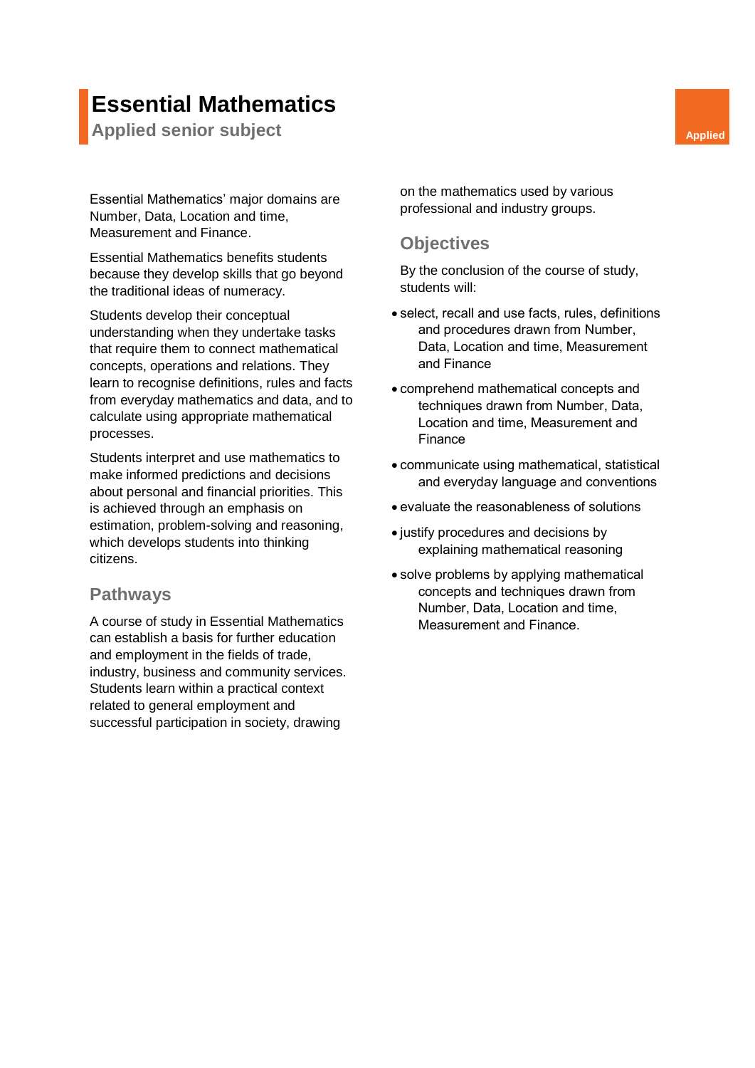# Essential Mathematics

## Applied senior subject

Applied

Essential Mathematics' major domains are Number, Data, Location and time, Measurement and Finance.

Essential Mathematics benefits students because they develop skills that go beyond the traditional ideas of numeracy.

Students develop their conceptual understanding when they undertake tasks that require them to connect mathematical concepts, operations and relations. They learn to recognise definitions, rules and facts from everyday mathematics and data, and to calculate using appropriate mathematical processes.

Students interpret and use mathematics to make informed predictions and decisions about personal and financial priorities. This is achieved through an emphasis on estimation, problem-solving and reasoning, which develops students into thinking citizens.

### Pathways

A course of study in Essential Mathematics can establish a basis for further education and employment in the fields of trade, industry, business and community services. Students learn within a practical context related to general employment and successful participation in society, drawing on the mathematics used by various professional and industry groups.

### Objectives

By the conclusion of the course of study, students will:

- select, recall and use facts, rules, definitions and procedures drawn from Number, Data, Location and time, Measurement and Finance
- comprehend mathematical concepts and techniques drawn from Number, Data, Location and time, Measurement and Finance
- communicate using mathematical, statistical and everyday language and conventions
- evaluate the reasonableness of solutions
- justify procedures and decisions by explaining mathematical reasoning
- solve problems by applying mathematical concepts and techniques drawn from Number, Data, Location and time, Measurement and Finance.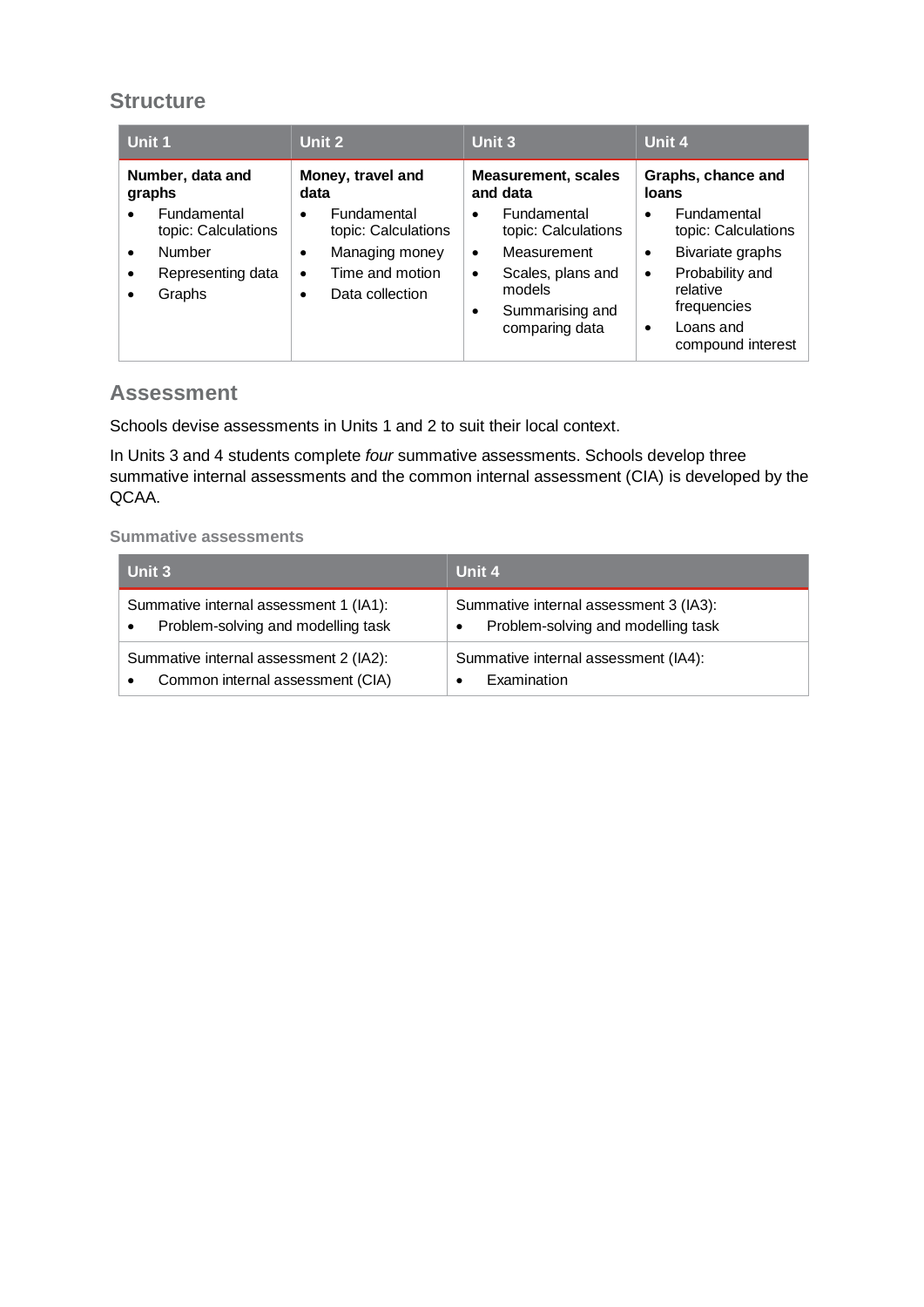## Structure

| Unit 1 | Unit 2 | Unit 3 | Unit 4 |
|---|---|---|---|
| **Number, data and graphs**<br>• Fundamental topic: Calculations<br>• Number<br>• Representing data<br>• Graphs | **Money, travel and data**<br>• Fundamental topic: Calculations<br>• Managing money<br>• Time and motion<br>• Data collection | **Measurement, scales and data**<br>• Fundamental topic: Calculations<br>• Measurement<br>• Scales, plans and models<br>• Summarising and comparing data | **Graphs, chance and loans**<br>• Fundamental topic: Calculations<br>• Bivariate graphs<br>• Probability and relative frequencies<br>• Loans and compound interest |

## Assessment

Schools devise assessments in Units 1 and 2 to suit their local context.

In Units 3 and 4 students complete *four* summative assessments. Schools develop three summative internal assessments and the common internal assessment (CIA) is developed by the QCAA.

### Summative assessments

| Unit 3 | Unit 4 |
|---|---|
| Summative internal assessment 1 (IA1):<br>• Problem-solving and modelling task | Summative internal assessment 3 (IA3):<br>• Problem-solving and modelling task |
| Summative internal assessment 2 (IA2):<br>• Common internal assessment (CIA) | Summative internal assessment (IA4):<br>• Examination |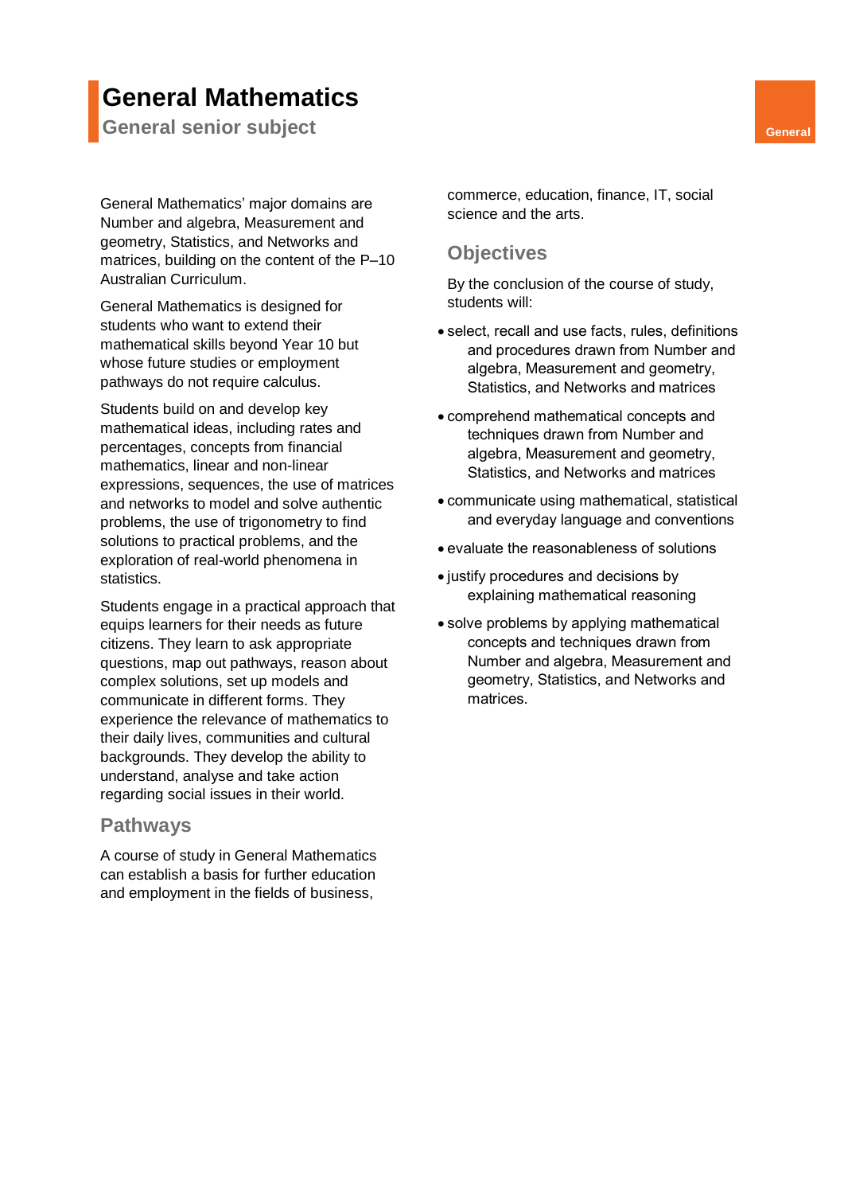# General Mathematics

## General senior subject

General Mathematics' major domains are Number and algebra, Measurement and geometry, Statistics, and Networks and matrices, building on the content of the P–10 Australian Curriculum.

General Mathematics is designed for students who want to extend their mathematical skills beyond Year 10 but whose future studies or employment pathways do not require calculus.

Students build on and develop key mathematical ideas, including rates and percentages, concepts from financial mathematics, linear and non-linear expressions, sequences, the use of matrices and networks to model and solve authentic problems, the use of trigonometry to find solutions to practical problems, and the exploration of real-world phenomena in statistics.

Students engage in a practical approach that equips learners for their needs as future citizens. They learn to ask appropriate questions, map out pathways, reason about complex solutions, set up models and communicate in different forms. They experience the relevance of mathematics to their daily lives, communities and cultural backgrounds. They develop the ability to understand, analyse and take action regarding social issues in their world.

### Pathways

A course of study in General Mathematics can establish a basis for further education and employment in the fields of business, commerce, education, finance, IT, social science and the arts.

### Objectives

By the conclusion of the course of study, students will:

- select, recall and use facts, rules, definitions and procedures drawn from Number and algebra, Measurement and geometry, Statistics, and Networks and matrices
- comprehend mathematical concepts and techniques drawn from Number and algebra, Measurement and geometry, Statistics, and Networks and matrices
- communicate using mathematical, statistical and everyday language and conventions
- evaluate the reasonableness of solutions
- justify procedures and decisions by explaining mathematical reasoning
- solve problems by applying mathematical concepts and techniques drawn from Number and algebra, Measurement and geometry, Statistics, and Networks and matrices.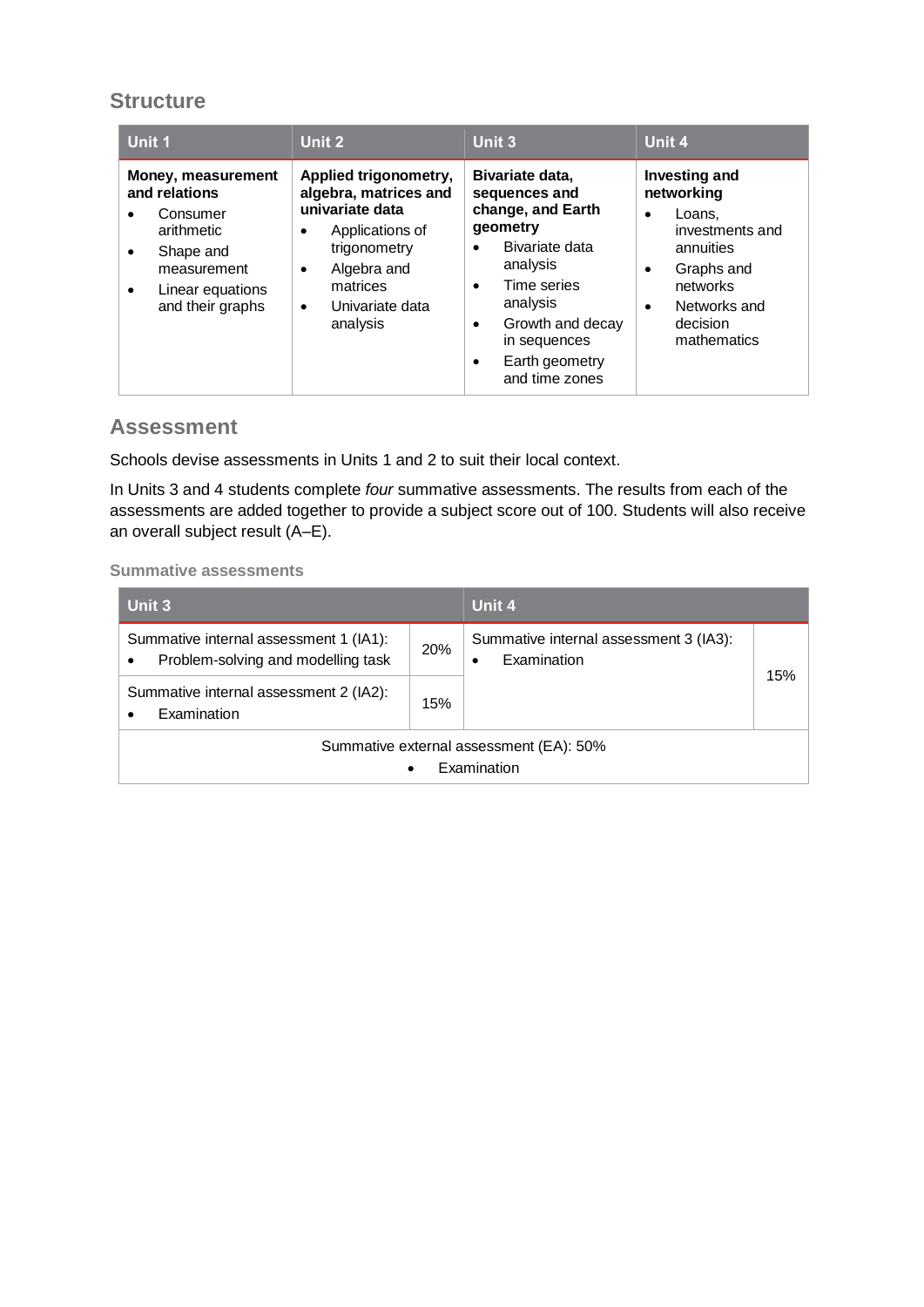## Structure

| Unit 1 | Unit 2 | Unit 3 | Unit 4 |
|---|---|---|---|
| **Money, measurement and relations**<br>• Consumer arithmetic<br>• Shape and measurement<br>• Linear equations and their graphs | **Applied trigonometry, algebra, matrices and univariate data**<br>• Applications of trigonometry<br>• Algebra and matrices<br>• Univariate data analysis | **Bivariate data, sequences and change, and Earth geometry**<br>• Bivariate data analysis<br>• Time series analysis<br>• Growth and decay in sequences<br>• Earth geometry and time zones | **Investing and networking**<br>• Loans, investments and annuities<br>• Graphs and networks<br>• Networks and decision mathematics |

## Assessment

Schools devise assessments in Units 1 and 2 to suit their local context.

In Units 3 and 4 students complete *four* summative assessments. The results from each of the assessments are added together to provide a subject score out of 100. Students will also receive an overall subject result (A–E).

### Summative assessments

| Unit 3 | | Unit 4 | |
|---|---|---|---|
| Summative internal assessment 1 (IA1):<br>• Problem-solving and modelling task | 20% | Summative internal assessment 3 (IA3):<br>• Examination | 15% |
| Summative internal assessment 2 (IA2):<br>• Examination | 15% | | |
| Summative external assessment (EA): 50%<br>• Examination | | | |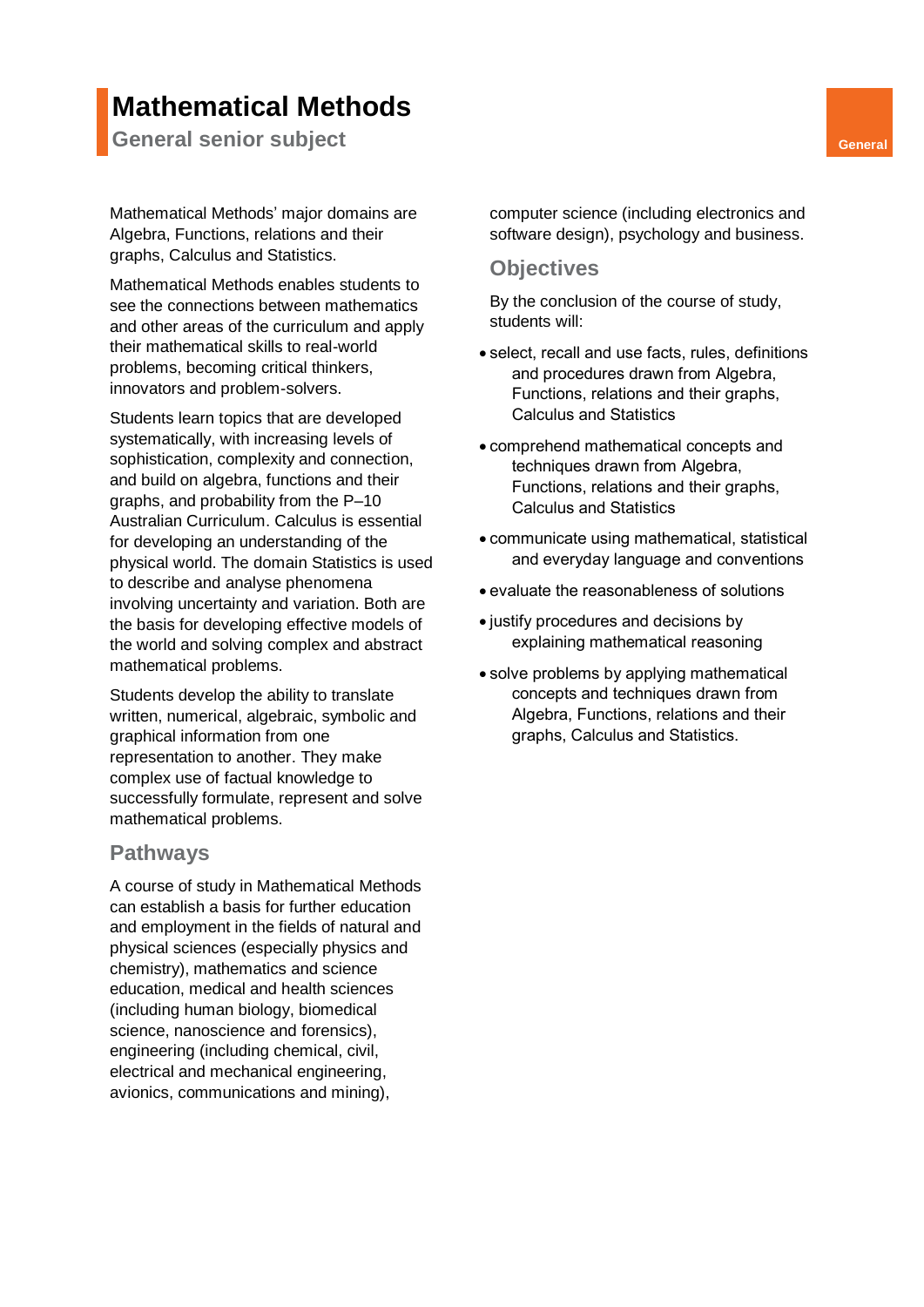# Mathematical Methods

General senior subject

General

Mathematical Methods' major domains are Algebra, Functions, relations and their graphs, Calculus and Statistics.

Mathematical Methods enables students to see the connections between mathematics and other areas of the curriculum and apply their mathematical skills to real-world problems, becoming critical thinkers, innovators and problem-solvers.

Students learn topics that are developed systematically, with increasing levels of sophistication, complexity and connection, and build on algebra, functions and their graphs, and probability from the P–10 Australian Curriculum. Calculus is essential for developing an understanding of the physical world. The domain Statistics is used to describe and analyse phenomena involving uncertainty and variation. Both are the basis for developing effective models of the world and solving complex and abstract mathematical problems.

Students develop the ability to translate written, numerical, algebraic, symbolic and graphical information from one representation to another. They make complex use of factual knowledge to successfully formulate, represent and solve mathematical problems.

## Pathways

A course of study in Mathematical Methods can establish a basis for further education and employment in the fields of natural and physical sciences (especially physics and chemistry), mathematics and science education, medical and health sciences (including human biology, biomedical science, nanoscience and forensics), engineering (including chemical, civil, electrical and mechanical engineering, avionics, communications and mining), computer science (including electronics and software design), psychology and business.

## Objectives

By the conclusion of the course of study, students will:

- select, recall and use facts, rules, definitions and procedures drawn from Algebra, Functions, relations and their graphs, Calculus and Statistics
- comprehend mathematical concepts and techniques drawn from Algebra, Functions, relations and their graphs, Calculus and Statistics
- communicate using mathematical, statistical and everyday language and conventions
- evaluate the reasonableness of solutions
- justify procedures and decisions by explaining mathematical reasoning
- solve problems by applying mathematical concepts and techniques drawn from Algebra, Functions, relations and their graphs, Calculus and Statistics.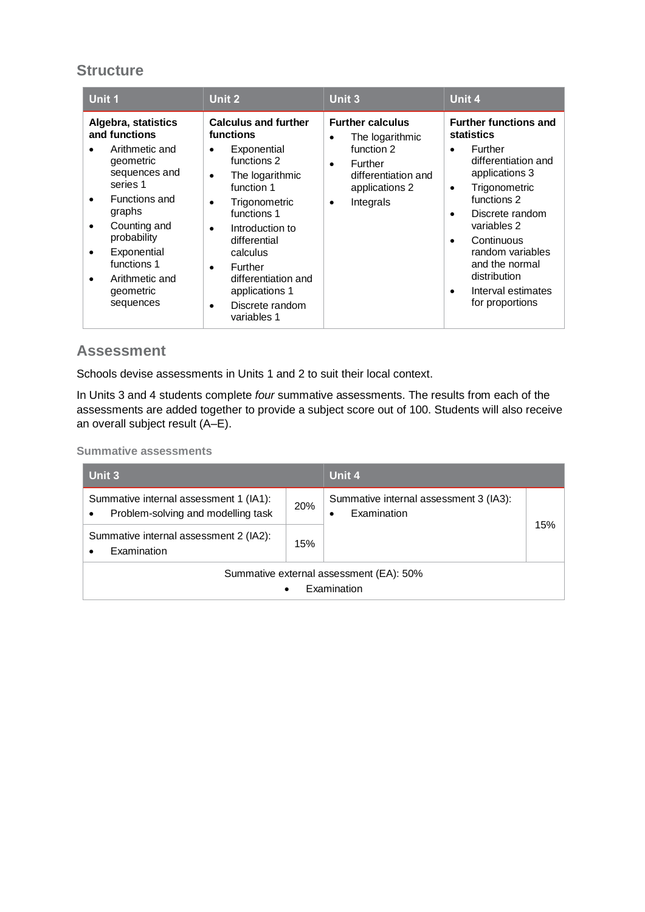## Structure

| Unit 1 | Unit 2 | Unit 3 | Unit 4 |
|---|---|---|---|
| **Algebra, statistics and functions**<br>• Arithmetic and geometric sequences and series 1<br>• Functions and graphs<br>• Counting and probability<br>• Exponential functions 1<br>• Arithmetic and geometric sequences | **Calculus and further functions**<br>• Exponential functions 2<br>• The logarithmic function 1<br>• Trigonometric functions 1<br>• Introduction to differential calculus<br>• Further differentiation and applications 1<br>• Discrete random variables 1 | **Further calculus**<br>• The logarithmic function 2<br>• Further differentiation and applications 2<br>• Integrals | **Further functions and statistics**<br>• Further differentiation and applications 3<br>• Trigonometric functions 2<br>• Discrete random variables 2<br>• Continuous random variables and the normal distribution<br>• Interval estimates for proportions |

## Assessment

Schools devise assessments in Units 1 and 2 to suit their local context.

In Units 3 and 4 students complete *four* summative assessments. The results from each of the assessments are added together to provide a subject score out of 100. Students will also receive an overall subject result (A–E).

### Summative assessments

| Unit 3 | | Unit 4 | |
|---|---|---|---|
| Summative internal assessment 1 (IA1):<br>• Problem-solving and modelling task | 20% | Summative internal assessment 3 (IA3):<br>• Examination | 15% |
| Summative internal assessment 2 (IA2):<br>• Examination | 15% | | |
| Summative external assessment (EA): 50%<br>• Examination | | | |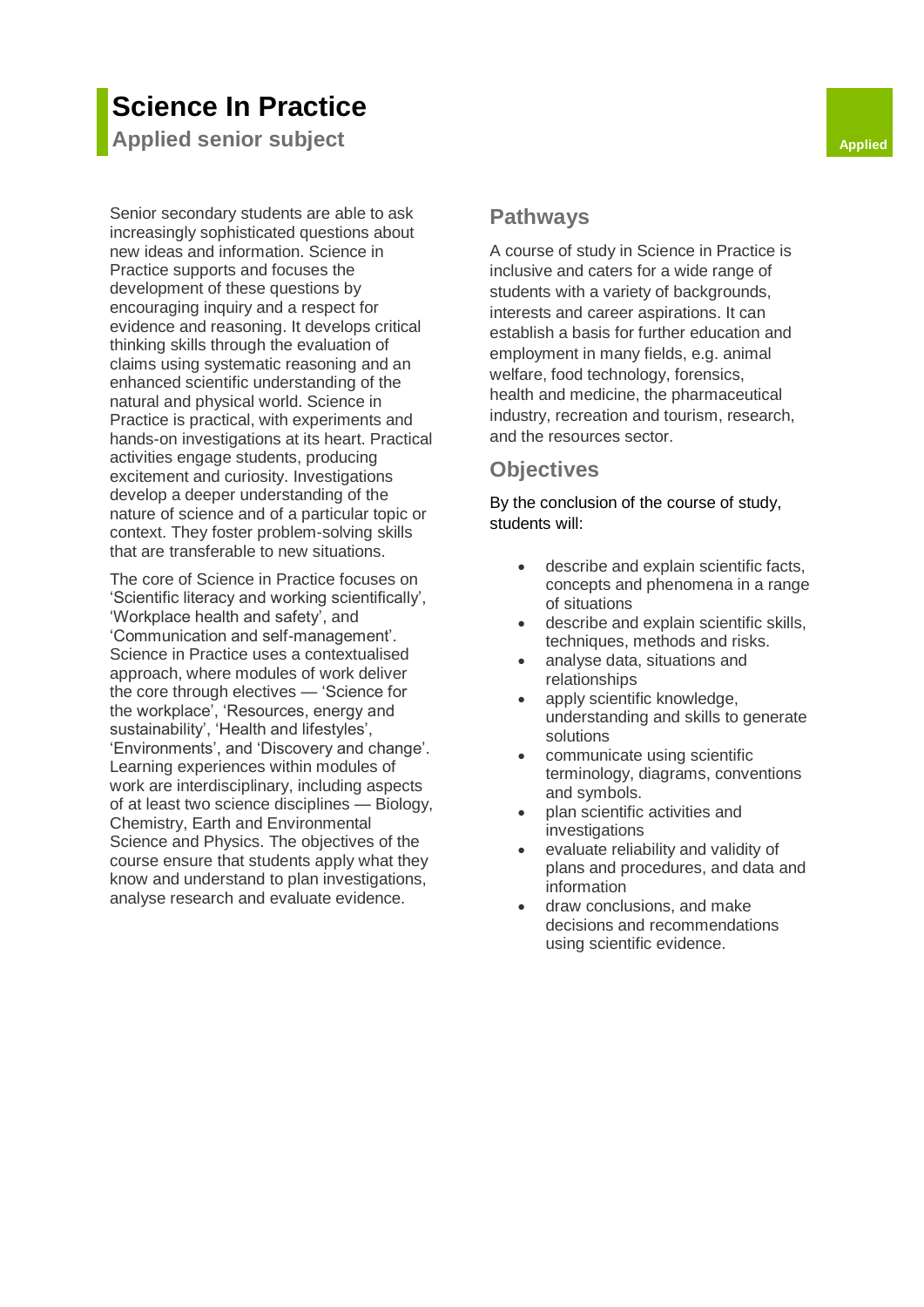# Science In Practice

## Applied senior subject

Applied

Senior secondary students are able to ask increasingly sophisticated questions about new ideas and information. Science in Practice supports and focuses the development of these questions by encouraging inquiry and a respect for evidence and reasoning. It develops critical thinking skills through the evaluation of claims using systematic reasoning and an enhanced scientific understanding of the natural and physical world. Science in Practice is practical, with experiments and hands-on investigations at its heart. Practical activities engage students, producing excitement and curiosity. Investigations develop a deeper understanding of the nature of science and of a particular topic or context. They foster problem-solving skills that are transferable to new situations.

The core of Science in Practice focuses on 'Scientific literacy and working scientifically', 'Workplace health and safety', and 'Communication and self-management'. Science in Practice uses a contextualised approach, where modules of work deliver the core through electives — 'Science for the workplace', 'Resources, energy and sustainability', 'Health and lifestyles', 'Environments', and 'Discovery and change'. Learning experiences within modules of work are interdisciplinary, including aspects of at least two science disciplines — Biology, Chemistry, Earth and Environmental Science and Physics. The objectives of the course ensure that students apply what they know and understand to plan investigations, analyse research and evaluate evidence.

### Pathways

A course of study in Science in Practice is inclusive and caters for a wide range of students with a variety of backgrounds, interests and career aspirations. It can establish a basis for further education and employment in many fields, e.g. animal welfare, food technology, forensics, health and medicine, the pharmaceutical industry, recreation and tourism, research, and the resources sector.

### Objectives

By the conclusion of the course of study, students will:

- describe and explain scientific facts, concepts and phenomena in a range of situations
- describe and explain scientific skills, techniques, methods and risks.
- analyse data, situations and relationships
- apply scientific knowledge, understanding and skills to generate solutions
- communicate using scientific terminology, diagrams, conventions and symbols.
- plan scientific activities and investigations
- evaluate reliability and validity of plans and procedures, and data and information
- draw conclusions, and make decisions and recommendations using scientific evidence.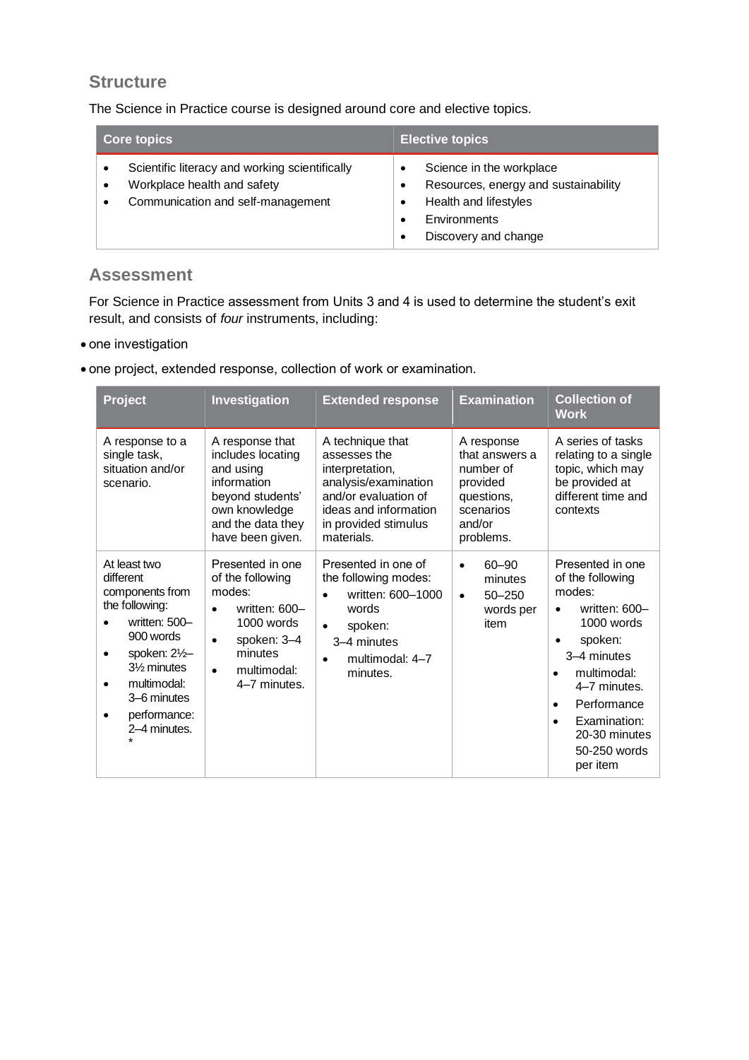## Structure

The Science in Practice course is designed around core and elective topics.

| Core topics | Elective topics |
|---|---|
| • Scientific literacy and working scientifically<br>• Workplace health and safety<br>• Communication and self-management | • Science in the workplace<br>• Resources, energy and sustainability<br>• Health and lifestyles<br>• Environments<br>• Discovery and change |

## Assessment

For Science in Practice assessment from Units 3 and 4 is used to determine the student's exit result, and consists of *four* instruments, including:

- one investigation
- one project, extended response, collection of work or examination.

| Project | Investigation | Extended response | Examination | Collection of Work |
|---|---|---|---|---|
| A response to a single task, situation and/or scenario. | A response that includes locating and using information beyond students' own knowledge and the data they have been given. | A technique that assesses the interpretation, analysis/examination and/or evaluation of ideas and information in provided stimulus materials. | A response that answers a number of provided questions, scenarios and/or problems. | A series of tasks relating to a single topic, which may be provided at different time and contexts |
| At least two different components from the following:<br>• written: 500–900 words<br>• spoken: 2½–3½ minutes<br>• multimodal: 3–6 minutes<br>• performance: 2–4 minutes. * | Presented in one of the following modes:<br>• written: 600–1000 words<br>• spoken: 3–4 minutes<br>• multimodal: 4–7 minutes. | Presented in one of the following modes:<br>• written: 600–1000 words<br>• spoken: 3–4 minutes<br>• multimodal: 4–7 minutes. | • 60–90 minutes<br>• 50–250 words per item | Presented in one of the following modes:<br>• written: 600–1000 words<br>• spoken: 3–4 minutes<br>• multimodal: 4–7 minutes.<br>• Performance<br>• Examination: 20-30 minutes 50-250 words per item |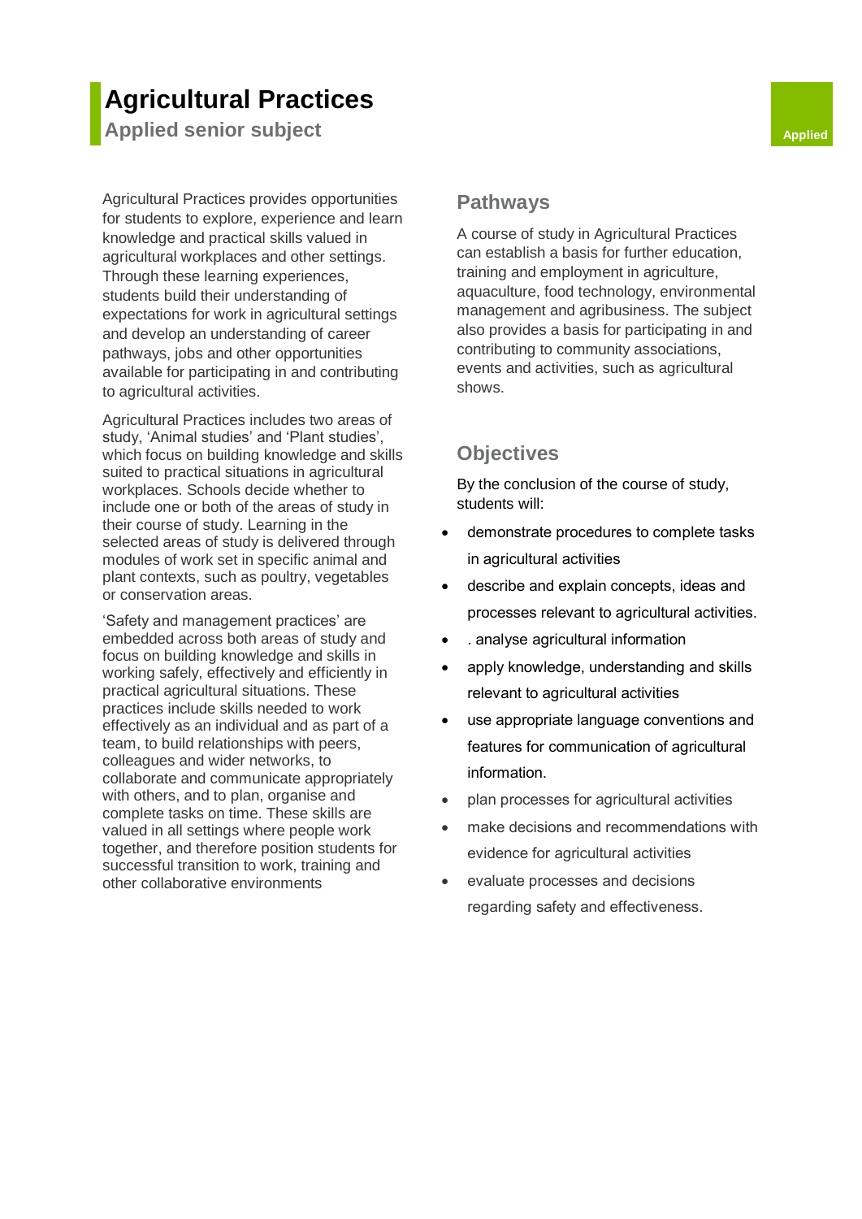# Agricultural Practices

## Applied senior subject

Applied

Agricultural Practices provides opportunities for students to explore, experience and learn knowledge and practical skills valued in agricultural workplaces and other settings. Through these learning experiences, students build their understanding of expectations for work in agricultural settings and develop an understanding of career pathways, jobs and other opportunities available for participating in and contributing to agricultural activities.

Agricultural Practices includes two areas of study, 'Animal studies' and 'Plant studies', which focus on building knowledge and skills suited to practical situations in agricultural workplaces. Schools decide whether to include one or both of the areas of study in their course of study. Learning in the selected areas of study is delivered through modules of work set in specific animal and plant contexts, such as poultry, vegetables or conservation areas.

'Safety and management practices' are embedded across both areas of study and focus on building knowledge and skills in working safely, effectively and efficiently in practical agricultural situations. These practices include skills needed to work effectively as an individual and as part of a team, to build relationships with peers, colleagues and wider networks, to collaborate and communicate appropriately with others, and to plan, organise and complete tasks on time. These skills are valued in all settings where people work together, and therefore position students for successful transition to work, training and other collaborative environments

## Pathways

A course of study in Agricultural Practices can establish a basis for further education, training and employment in agriculture, aquaculture, food technology, environmental management and agribusiness. The subject also provides a basis for participating in and contributing to community associations, events and activities, such as agricultural shows.

## Objectives

By the conclusion of the course of study, students will:

- demonstrate procedures to complete tasks in agricultural activities
- describe and explain concepts, ideas and processes relevant to agricultural activities.
- . analyse agricultural information
- apply knowledge, understanding and skills relevant to agricultural activities
- use appropriate language conventions and features for communication of agricultural information.
- plan processes for agricultural activities
- make decisions and recommendations with evidence for agricultural activities
- evaluate processes and decisions regarding safety and effectiveness.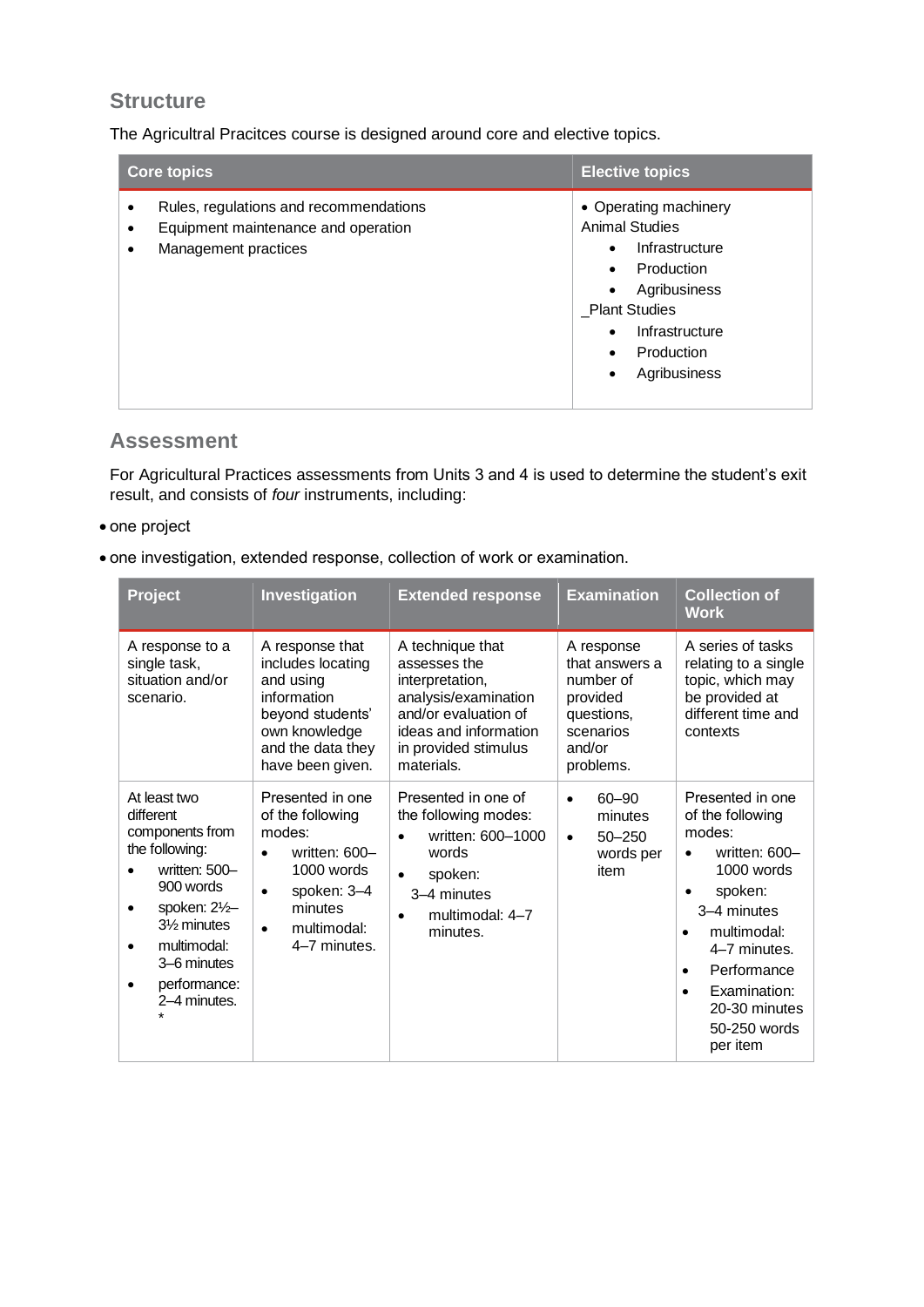## Structure

The Agricultral Pracitces course is designed around core and elective topics.

| Core topics | Elective topics |
|---|---|
| • Rules, regulations and recommendations<br>• Equipment maintenance and operation<br>• Management practices | • Operating machinery<br>Animal Studies<br>• Infrastructure<br>• Production<br>• Agribusiness<br>_Plant Studies<br>• Infrastructure<br>• Production<br>• Agribusiness |

## Assessment

For Agricultural Practices assessments from Units 3 and 4 is used to determine the student's exit result, and consists of *four* instruments, including:

- one project
- one investigation, extended response, collection of work or examination.

| Project | Investigation | Extended response | Examination | Collection of Work |
|---|---|---|---|---|
| A response to a single task, situation and/or scenario. | A response that includes locating and using information beyond students' own knowledge and the data they have been given. | A technique that assesses the interpretation, analysis/examination and/or evaluation of ideas and information in provided stimulus materials. | A response that answers a number of provided questions, scenarios and/or problems. | A series of tasks relating to a single topic, which may be provided at different time and contexts |
| At least two different components from the following:<br>• written: 500–900 words<br>• spoken: 2½–3½ minutes<br>• multimodal: 3–6 minutes<br>• performance: 2–4 minutes.<br>* | Presented in one of the following modes:<br>• written: 600–1000 words<br>• spoken: 3–4 minutes<br>• multimodal: 4–7 minutes. | Presented in one of the following modes:<br>• written: 600–1000 words<br>• spoken: 3–4 minutes<br>• multimodal: 4–7 minutes. | • 60–90 minutes<br>• 50–250 words per item | Presented in one of the following modes:<br>• written: 600–1000 words<br>• spoken: 3–4 minutes<br>• multimodal: 4–7 minutes.<br>• Performance<br>• Examination: 20-30 minutes 50-250 words per item |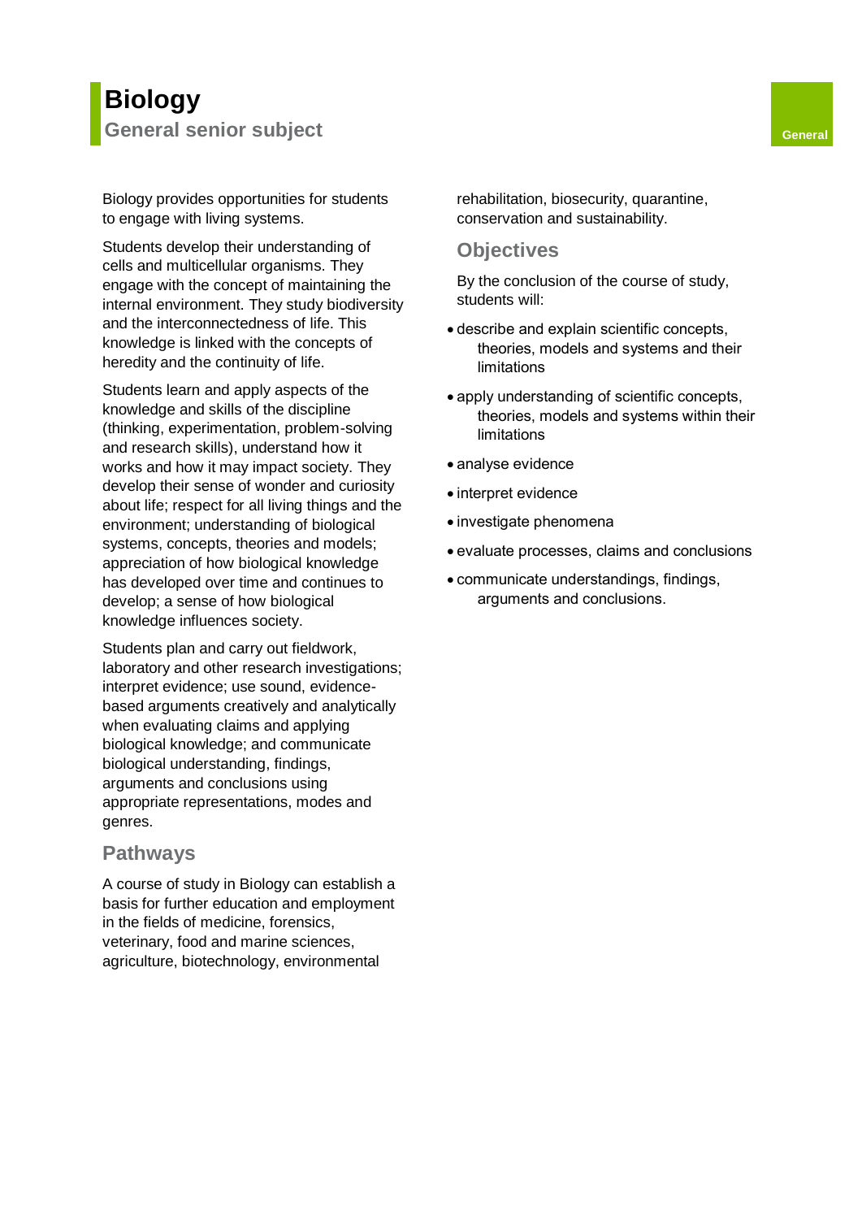# Biology

## General senior subject

General

Biology provides opportunities for students to engage with living systems.

Students develop their understanding of cells and multicellular organisms. They engage with the concept of maintaining the internal environment. They study biodiversity and the interconnectedness of life. This knowledge is linked with the concepts of heredity and the continuity of life.

Students learn and apply aspects of the knowledge and skills of the discipline (thinking, experimentation, problem-solving and research skills), understand how it works and how it may impact society. They develop their sense of wonder and curiosity about life; respect for all living things and the environment; understanding of biological systems, concepts, theories and models; appreciation of how biological knowledge has developed over time and continues to develop; a sense of how biological knowledge influences society.

Students plan and carry out fieldwork, laboratory and other research investigations; interpret evidence; use sound, evidence-based arguments creatively and analytically when evaluating claims and applying biological knowledge; and communicate biological understanding, findings, arguments and conclusions using appropriate representations, modes and genres.

### Pathways

A course of study in Biology can establish a basis for further education and employment in the fields of medicine, forensics, veterinary, food and marine sciences, agriculture, biotechnology, environmental rehabilitation, biosecurity, quarantine, conservation and sustainability.

### Objectives

By the conclusion of the course of study, students will:

- describe and explain scientific concepts, theories, models and systems and their limitations
- apply understanding of scientific concepts, theories, models and systems within their limitations
- analyse evidence
- interpret evidence
- investigate phenomena
- evaluate processes, claims and conclusions
- communicate understandings, findings, arguments and conclusions.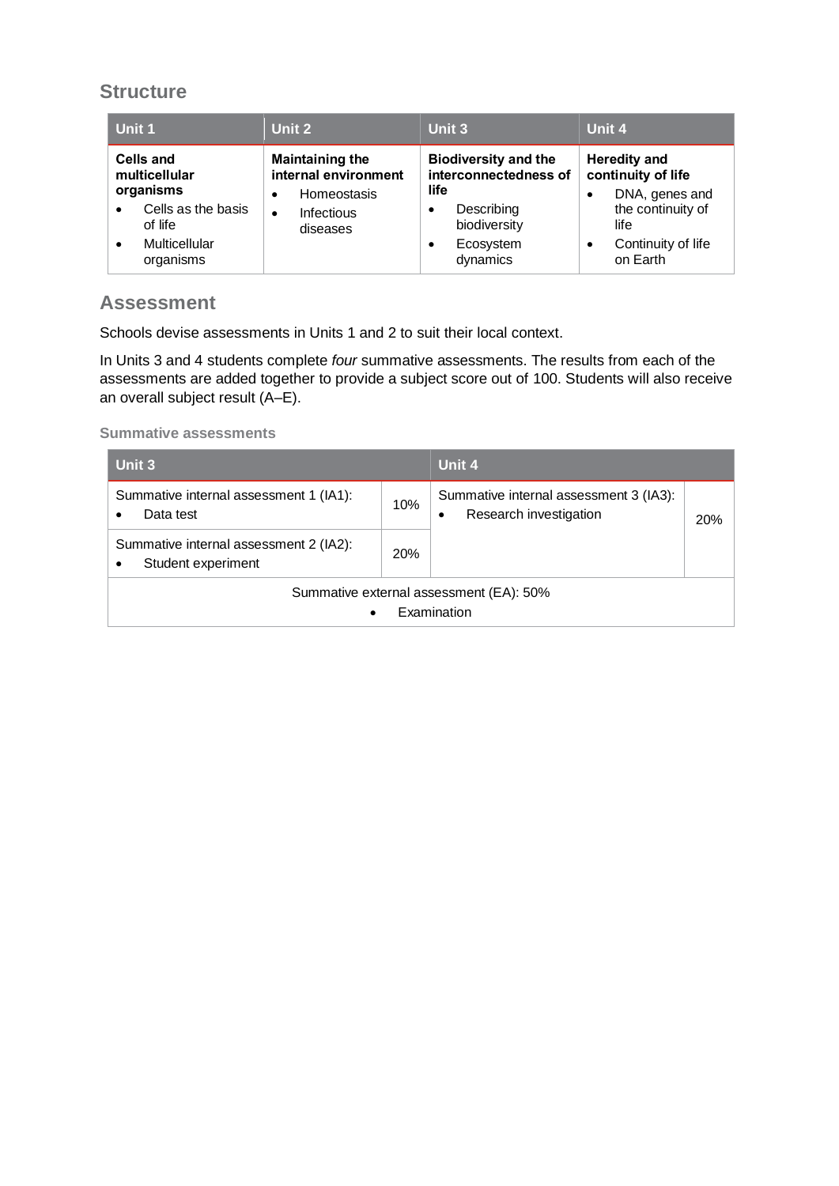## Structure

| Unit 1 | Unit 2 | Unit 3 | Unit 4 |
|---|---|---|---|
| **Cells and multicellular organisms**<br>• Cells as the basis of life<br>• Multicellular organisms | **Maintaining the internal environment**<br>• Homeostasis<br>• Infectious diseases | **Biodiversity and the interconnectedness of life**<br>• Describing biodiversity<br>• Ecosystem dynamics | **Heredity and continuity of life**<br>• DNA, genes and the continuity of life<br>• Continuity of life on Earth |

## Assessment

Schools devise assessments in Units 1 and 2 to suit their local context.

In Units 3 and 4 students complete *four* summative assessments. The results from each of the assessments are added together to provide a subject score out of 100. Students will also receive an overall subject result (A–E).

### Summative assessments

| Unit 3 | | Unit 4 | |
|---|---|---|---|
| Summative internal assessment 1 (IA1):<br>• Data test | 10% | Summative internal assessment 3 (IA3):<br>• Research investigation | 20% |
| Summative internal assessment 2 (IA2):<br>• Student experiment | 20% | | |
| Summative external assessment (EA): 50%<br>• Examination | | | |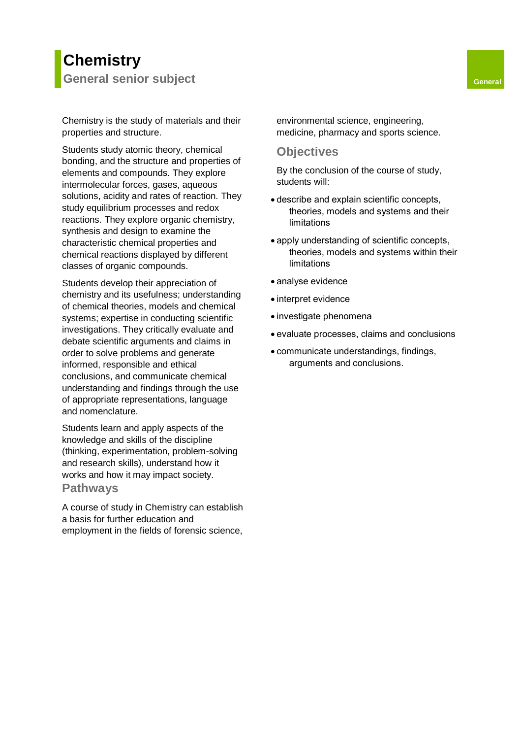# Chemistry

## General senior subject

General

Chemistry is the study of materials and their properties and structure.

Students study atomic theory, chemical bonding, and the structure and properties of elements and compounds. They explore intermolecular forces, gases, aqueous solutions, acidity and rates of reaction. They study equilibrium processes and redox reactions. They explore organic chemistry, synthesis and design to examine the characteristic chemical properties and chemical reactions displayed by different classes of organic compounds.

Students develop their appreciation of chemistry and its usefulness; understanding of chemical theories, models and chemical systems; expertise in conducting scientific investigations. They critically evaluate and debate scientific arguments and claims in order to solve problems and generate informed, responsible and ethical conclusions, and communicate chemical understanding and findings through the use of appropriate representations, language and nomenclature.

Students learn and apply aspects of the knowledge and skills of the discipline (thinking, experimentation, problem-solving and research skills), understand how it works and how it may impact society.

### Pathways

A course of study in Chemistry can establish a basis for further education and employment in the fields of forensic science, environmental science, engineering, medicine, pharmacy and sports science.

### Objectives

By the conclusion of the course of study, students will:

- describe and explain scientific concepts, theories, models and systems and their limitations
- apply understanding of scientific concepts, theories, models and systems within their limitations
- analyse evidence
- interpret evidence
- investigate phenomena
- evaluate processes, claims and conclusions
- communicate understandings, findings, arguments and conclusions.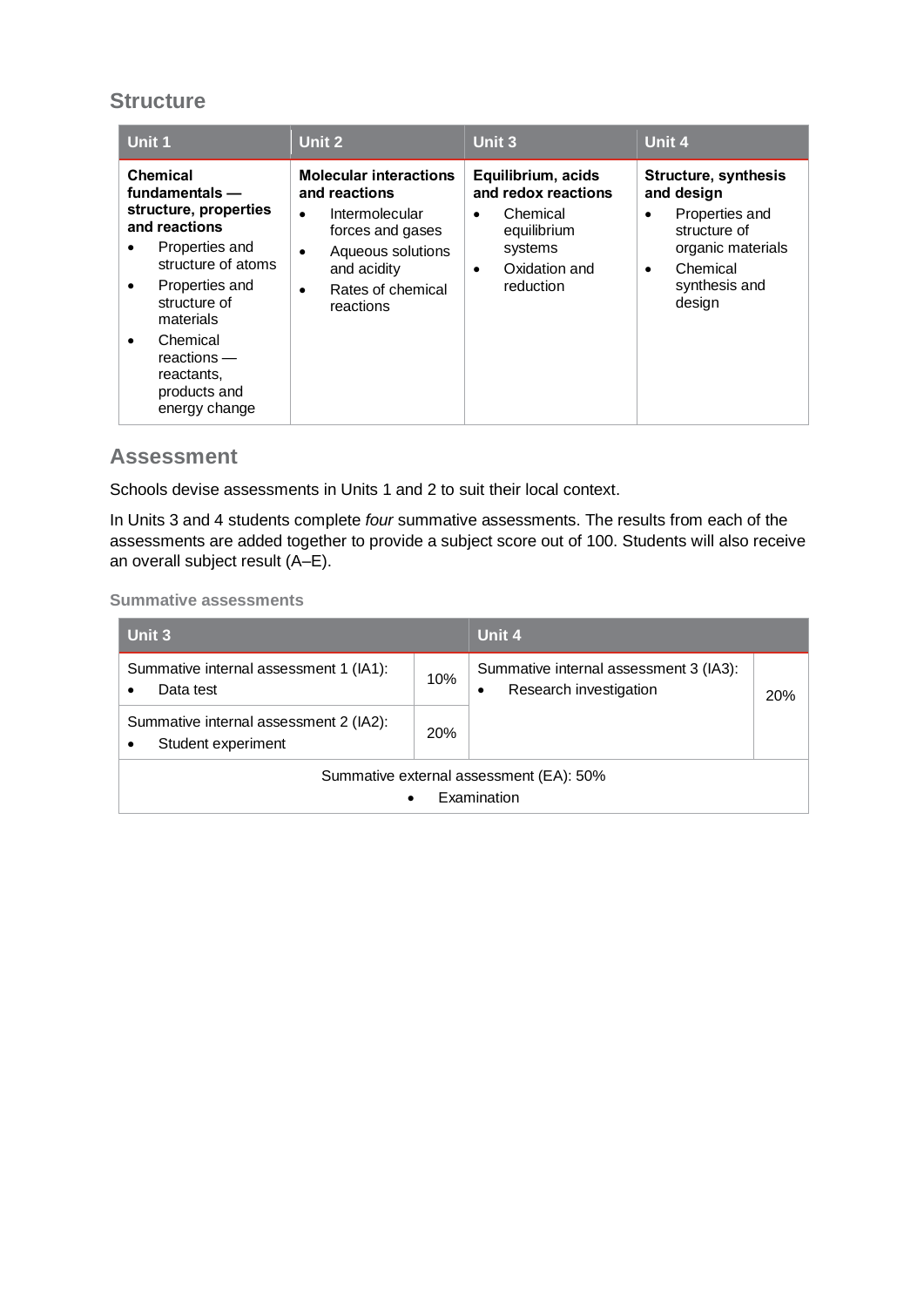## Structure

| Unit 1 | Unit 2 | Unit 3 | Unit 4 |
|---|---|---|---|
| **Chemical fundamentals — structure, properties and reactions**<br>• Properties and structure of atoms<br>• Properties and structure of materials<br>• Chemical reactions — reactants, products and energy change | **Molecular interactions and reactions**<br>• Intermolecular forces and gases<br>• Aqueous solutions and acidity<br>• Rates of chemical reactions | **Equilibrium, acids and redox reactions**<br>• Chemical equilibrium systems<br>• Oxidation and reduction | **Structure, synthesis and design**<br>• Properties and structure of organic materials<br>• Chemical synthesis and design |

## Assessment

Schools devise assessments in Units 1 and 2 to suit their local context.

In Units 3 and 4 students complete *four* summative assessments. The results from each of the assessments are added together to provide a subject score out of 100. Students will also receive an overall subject result (A–E).

### Summative assessments

| Unit 3 | | Unit 4 | |
|---|---|---|---|
| Summative internal assessment 1 (IA1):<br>• Data test | 10% | Summative internal assessment 3 (IA3):<br>• Research investigation | 20% |
| Summative internal assessment 2 (IA2):<br>• Student experiment | 20% | | |
| Summative external assessment (EA): 50%<br>• Examination | | | |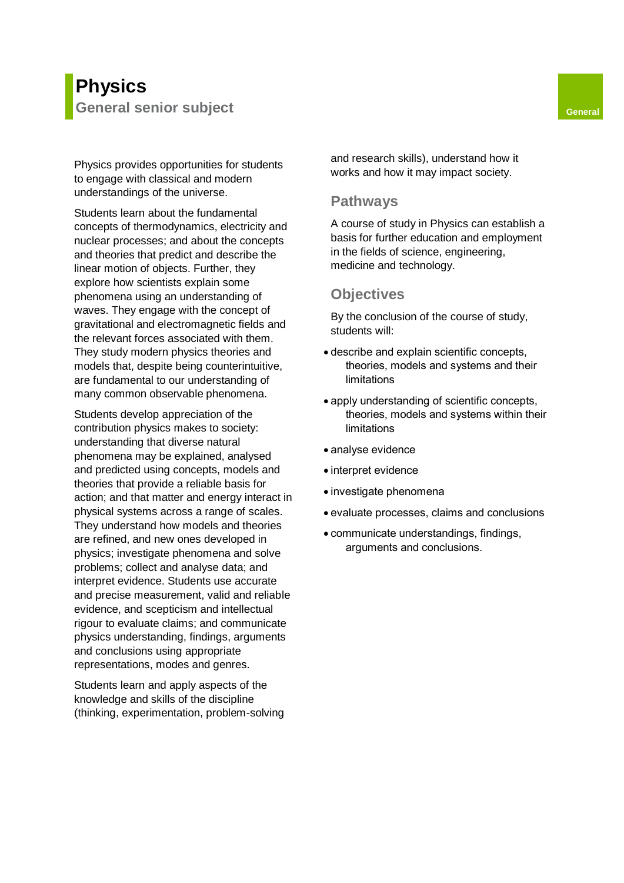# Physics

## General senior subject

General

Physics provides opportunities for students to engage with classical and modern understandings of the universe.

Students learn about the fundamental concepts of thermodynamics, electricity and nuclear processes; and about the concepts and theories that predict and describe the linear motion of objects. Further, they explore how scientists explain some phenomena using an understanding of waves. They engage with the concept of gravitational and electromagnetic fields and the relevant forces associated with them. They study modern physics theories and models that, despite being counterintuitive, are fundamental to our understanding of many common observable phenomena.

Students develop appreciation of the contribution physics makes to society: understanding that diverse natural phenomena may be explained, analysed and predicted using concepts, models and theories that provide a reliable basis for action; and that matter and energy interact in physical systems across a range of scales. They understand how models and theories are refined, and new ones developed in physics; investigate phenomena and solve problems; collect and analyse data; and interpret evidence. Students use accurate and precise measurement, valid and reliable evidence, and scepticism and intellectual rigour to evaluate claims; and communicate physics understanding, findings, arguments and conclusions using appropriate representations, modes and genres.

Students learn and apply aspects of the knowledge and skills of the discipline (thinking, experimentation, problem-solving and research skills), understand how it works and how it may impact society.

### Pathways

A course of study in Physics can establish a basis for further education and employment in the fields of science, engineering, medicine and technology.

### Objectives

By the conclusion of the course of study, students will:

- describe and explain scientific concepts, theories, models and systems and their limitations
- apply understanding of scientific concepts, theories, models and systems within their limitations
- analyse evidence
- interpret evidence
- investigate phenomena
- evaluate processes, claims and conclusions
- communicate understandings, findings, arguments and conclusions.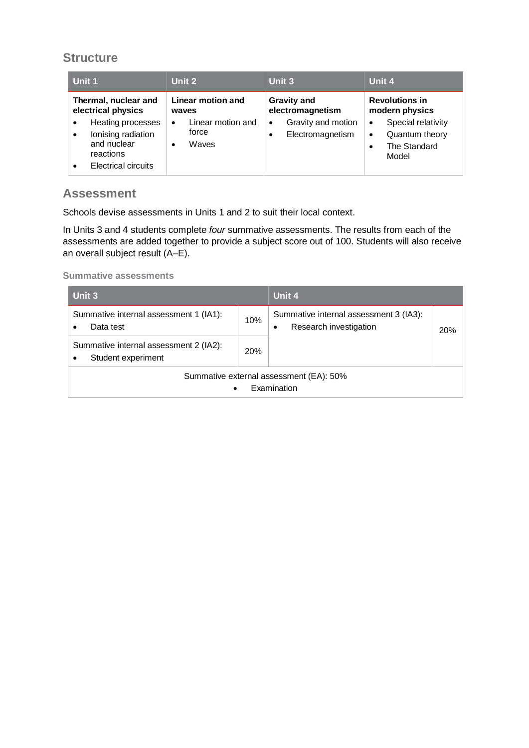## Structure

| Unit 1 | Unit 2 | Unit 3 | Unit 4 |
|---|---|---|---|
| **Thermal, nuclear and electrical physics**<br>• Heating processes<br>• Ionising radiation and nuclear reactions<br>• Electrical circuits | **Linear motion and waves**<br>• Linear motion and force<br>• Waves | **Gravity and electromagnetism**<br>• Gravity and motion<br>• Electromagnetism | **Revolutions in modern physics**<br>• Special relativity<br>• Quantum theory<br>• The Standard Model |

## Assessment

Schools devise assessments in Units 1 and 2 to suit their local context.

In Units 3 and 4 students complete *four* summative assessments. The results from each of the assessments are added together to provide a subject score out of 100. Students will also receive an overall subject result (A–E).

### Summative assessments

| Unit 3 | | Unit 4 | |
|---|---|---|---|
| Summative internal assessment 1 (IA1):<br>• Data test | 10% | Summative internal assessment 3 (IA3):<br>• Research investigation | 20% |
| Summative internal assessment 2 (IA2):<br>• Student experiment | 20% | | |
| Summative external assessment (EA): 50%<br>• Examination | | | |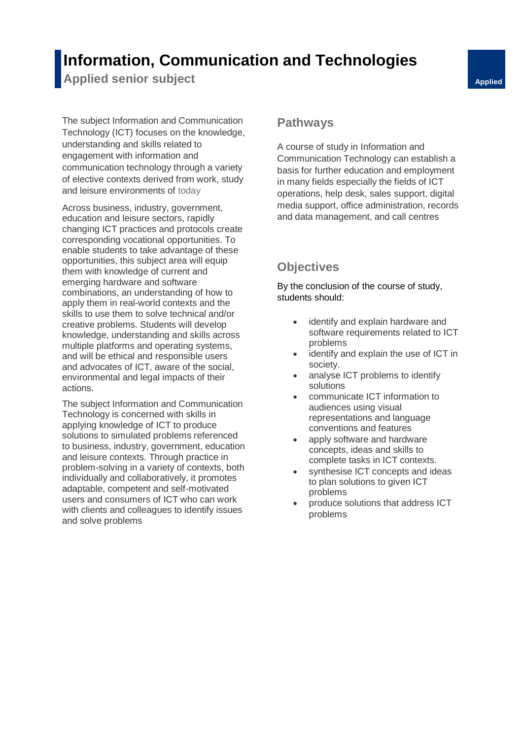# Information, Communication and Technologies

**Applied senior subject**

Applied

The subject Information and Communication Technology (ICT) focuses on the knowledge, understanding and skills related to engagement with information and communication technology through a variety of elective contexts derived from work, study and leisure environments of today

Across business, industry, government, education and leisure sectors, rapidly changing ICT practices and protocols create corresponding vocational opportunities. To enable students to take advantage of these opportunities, this subject area will equip them with knowledge of current and emerging hardware and software combinations, an understanding of how to apply them in real-world contexts and the skills to use them to solve technical and/or creative problems. Students will develop knowledge, understanding and skills across multiple platforms and operating systems, and will be ethical and responsible users and advocates of ICT, aware of the social, environmental and legal impacts of their actions.

The subject Information and Communication Technology is concerned with skills in applying knowledge of ICT to produce solutions to simulated problems referenced to business, industry, government, education and leisure contexts. Through practice in problem-solving in a variety of contexts, both individually and collaboratively, it promotes adaptable, competent and self-motivated users and consumers of ICT who can work with clients and colleagues to identify issues and solve problems

## Pathways

A course of study in Information and Communication Technology can establish a basis for further education and employment in many fields especially the fields of ICT operations, help desk, sales support, digital media support, office administration, records and data management, and call centres

## Objectives

By the conclusion of the course of study, students should:

- identify and explain hardware and software requirements related to ICT problems
- identify and explain the use of ICT in society.
- analyse ICT problems to identify solutions
- communicate ICT information to audiences using visual representations and language conventions and features
- apply software and hardware concepts, ideas and skills to complete tasks in ICT contexts.
- synthesise ICT concepts and ideas to plan solutions to given ICT problems
- produce solutions that address ICT problems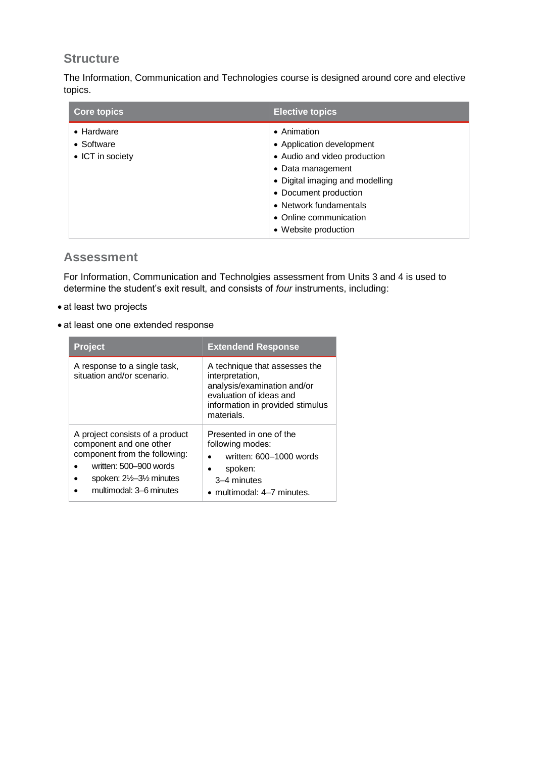## Structure

The Information, Communication and Technologies course is designed around core and elective topics.

| Core topics | Elective topics |
|---|---|
| • Hardware<br>• Software<br>• ICT in society | • Animation<br>• Application development<br>• Audio and video production<br>• Data management<br>• Digital imaging and modelling<br>• Document production<br>• Network fundamentals<br>• Online communication<br>• Website production |

## Assessment

For Information, Communication and Technolgies assessment from Units 3 and 4 is used to determine the student's exit result, and consists of *four* instruments, including:

- at least two projects
- at least one one extended response

| Project | Extendend Response |
|---|---|
| A response to a single task, situation and/or scenario. | A technique that assesses the interpretation, analysis/examination and/or evaluation of ideas and information in provided stimulus materials. |
| A project consists of a product component and one other component from the following:<br>• written: 500–900 words<br>• spoken: 2½–3½ minutes<br>• multimodal: 3–6 minutes | Presented in one of the following modes:<br>• written: 600–1000 words<br>• spoken: 3–4 minutes<br>• multimodal: 4–7 minutes. |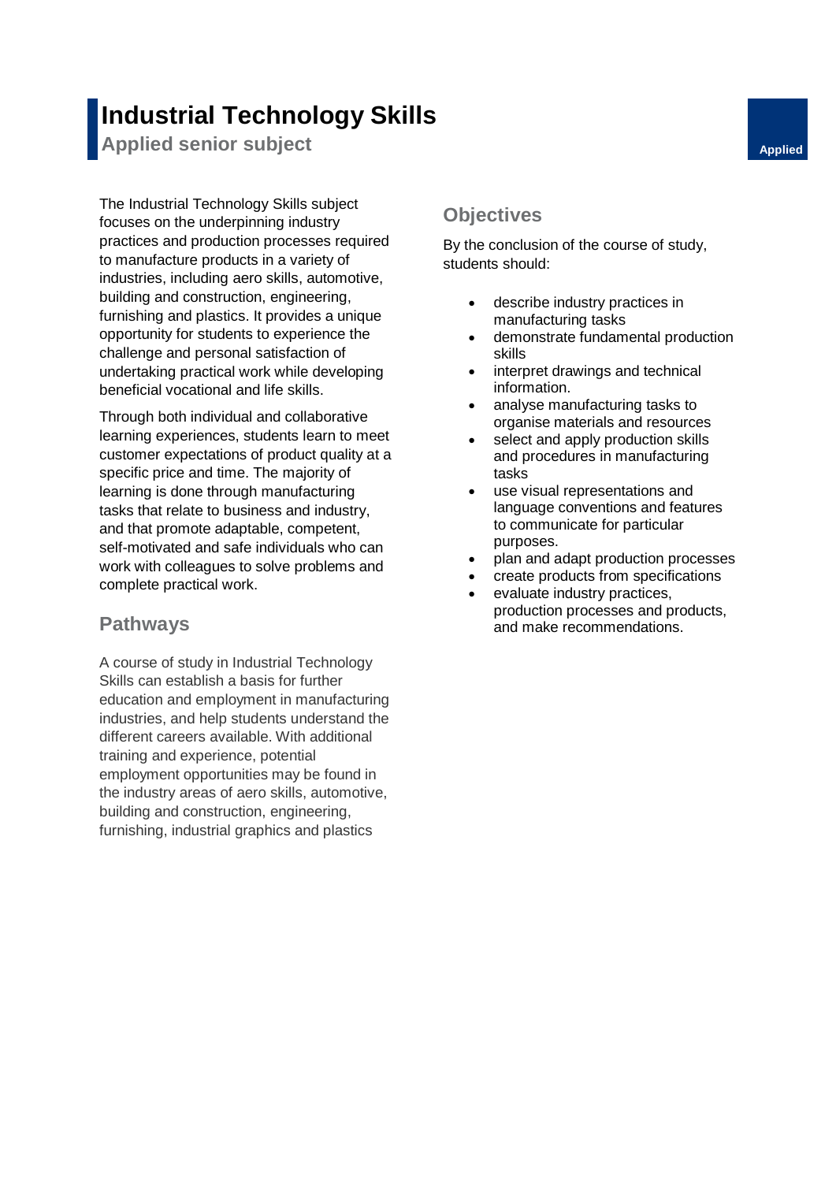# Industrial Technology Skills

## Applied senior subject

Applied

The Industrial Technology Skills subject focuses on the underpinning industry practices and production processes required to manufacture products in a variety of industries, including aero skills, automotive, building and construction, engineering, furnishing and plastics. It provides a unique opportunity for students to experience the challenge and personal satisfaction of undertaking practical work while developing beneficial vocational and life skills.

Through both individual and collaborative learning experiences, students learn to meet customer expectations of product quality at a specific price and time. The majority of learning is done through manufacturing tasks that relate to business and industry, and that promote adaptable, competent, self-motivated and safe individuals who can work with colleagues to solve problems and complete practical work.

### Pathways

A course of study in Industrial Technology Skills can establish a basis for further education and employment in manufacturing industries, and help students understand the different careers available. With additional training and experience, potential employment opportunities may be found in the industry areas of aero skills, automotive, building and construction, engineering, furnishing, industrial graphics and plastics

### Objectives

By the conclusion of the course of study, students should:

- describe industry practices in manufacturing tasks
- demonstrate fundamental production skills
- interpret drawings and technical information.
- analyse manufacturing tasks to organise materials and resources
- select and apply production skills and procedures in manufacturing tasks
- use visual representations and language conventions and features to communicate for particular purposes.
- plan and adapt production processes
- create products from specifications
- evaluate industry practices, production processes and products, and make recommendations.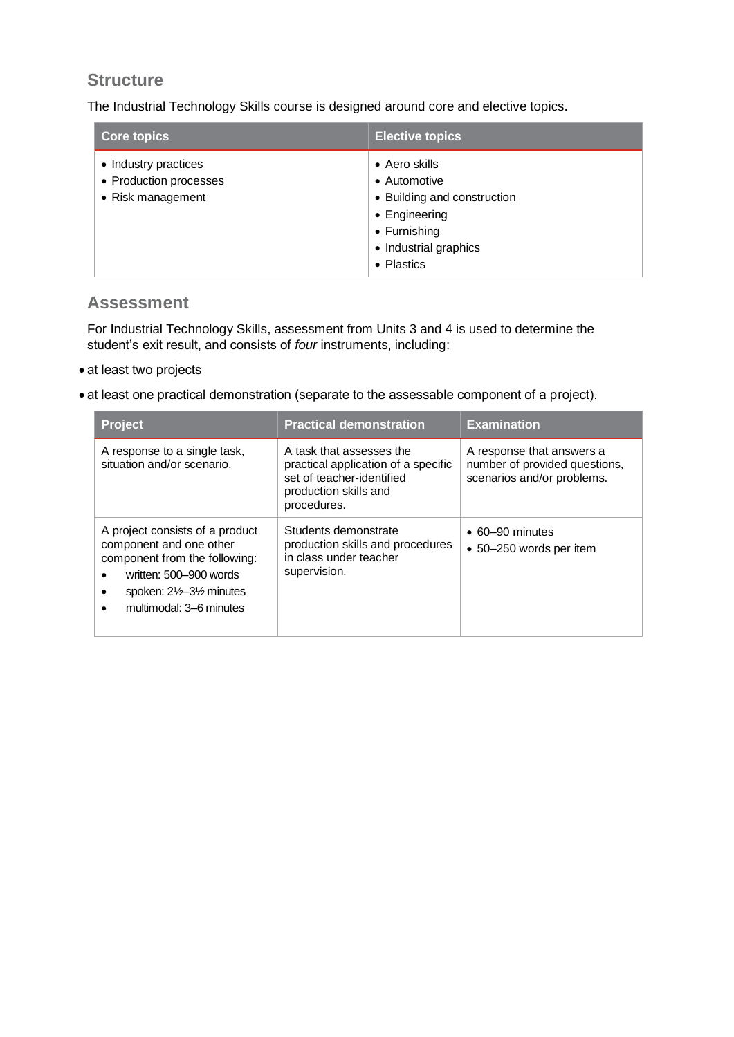## Structure

The Industrial Technology Skills course is designed around core and elective topics.

| Core topics | Elective topics |
| --- | --- |
| • Industry practices<br>• Production processes<br>• Risk management | • Aero skills<br>• Automotive<br>• Building and construction<br>• Engineering<br>• Furnishing<br>• Industrial graphics<br>• Plastics |

## Assessment

For Industrial Technology Skills, assessment from Units 3 and 4 is used to determine the student's exit result, and consists of *four* instruments, including:

- at least two projects
- at least one practical demonstration (separate to the assessable component of a project).

| Project | Practical demonstration | Examination |
| --- | --- | --- |
| A response to a single task, situation and/or scenario. | A task that assesses the practical application of a specific set of teacher-identified production skills and procedures. | A response that answers a number of provided questions, scenarios and/or problems. |
| A project consists of a product component and one other component from the following:<br>• written: 500–900 words<br>• spoken: 2½–3½ minutes<br>• multimodal: 3–6 minutes | Students demonstrate production skills and procedures in class under teacher supervision. | • 60–90 minutes<br>• 50–250 words per item |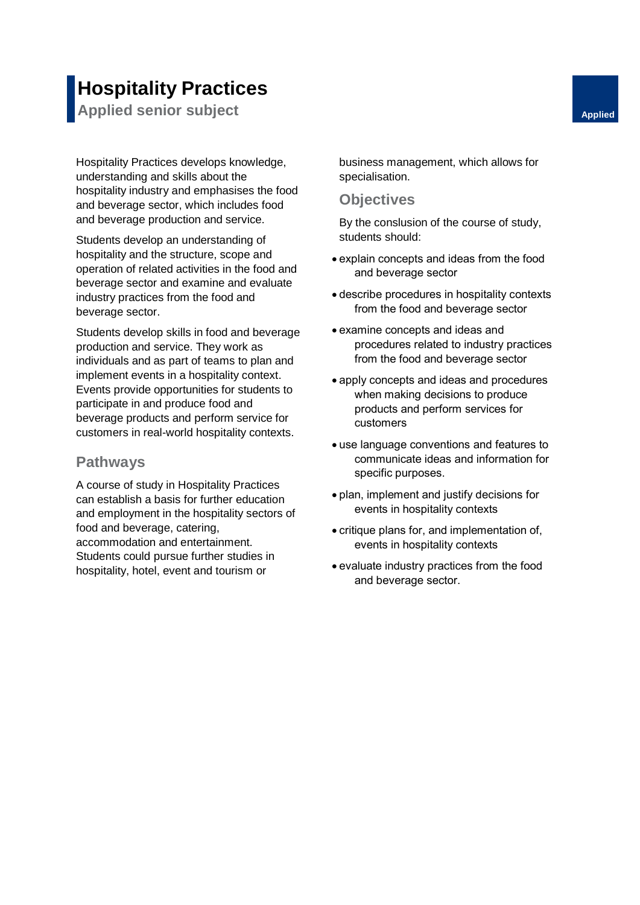# Hospitality Practices

## Applied senior subject

Applied

Hospitality Practices develops knowledge, understanding and skills about the hospitality industry and emphasises the food and beverage sector, which includes food and beverage production and service.

Students develop an understanding of hospitality and the structure, scope and operation of related activities in the food and beverage sector and examine and evaluate industry practices from the food and beverage sector.

Students develop skills in food and beverage production and service. They work as individuals and as part of teams to plan and implement events in a hospitality context. Events provide opportunities for students to participate in and produce food and beverage products and perform service for customers in real-world hospitality contexts.

### Pathways

A course of study in Hospitality Practices can establish a basis for further education and employment in the hospitality sectors of food and beverage, catering, accommodation and entertainment. Students could pursue further studies in hospitality, hotel, event and tourism or business management, which allows for specialisation.

### Objectives

By the conslusion of the course of study, students should:

- explain concepts and ideas from the food and beverage sector
- describe procedures in hospitality contexts from the food and beverage sector
- examine concepts and ideas and procedures related to industry practices from the food and beverage sector
- apply concepts and ideas and procedures when making decisions to produce products and perform services for customers
- use language conventions and features to communicate ideas and information for specific purposes.
- plan, implement and justify decisions for events in hospitality contexts
- critique plans for, and implementation of, events in hospitality contexts
- evaluate industry practices from the food and beverage sector.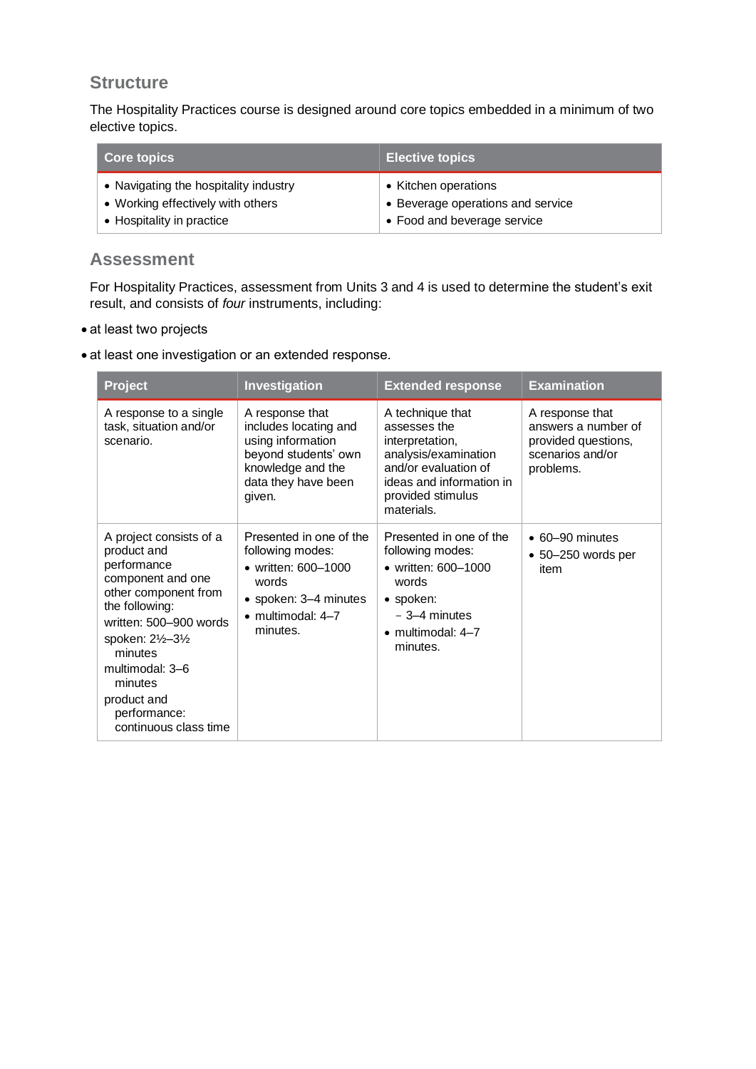## Structure

The Hospitality Practices course is designed around core topics embedded in a minimum of two elective topics.

| Core topics | Elective topics |
|---|---|
| • Navigating the hospitality industry<br>• Working effectively with others<br>• Hospitality in practice | • Kitchen operations<br>• Beverage operations and service<br>• Food and beverage service |

## Assessment

For Hospitality Practices, assessment from Units 3 and 4 is used to determine the student's exit result, and consists of *four* instruments, including:

- at least two projects
- at least one investigation or an extended response.

| Project | Investigation | Extended response | Examination |
|---|---|---|---|
| A response to a single task, situation and/or scenario. | A response that includes locating and using information beyond students' own knowledge and the data they have been given. | A technique that assesses the interpretation, analysis/examination and/or evaluation of ideas and information in provided stimulus materials. | A response that answers a number of provided questions, scenarios and/or problems. |
| A project consists of a product and performance component and one other component from the following:<br>written: 500–900 words<br>spoken: 2½–3½ minutes<br>multimodal: 3–6 minutes<br>product and performance: continuous class time | Presented in one of the following modes:<br>• written: 600–1000 words<br>• spoken: 3–4 minutes<br>• multimodal: 4–7 minutes. | Presented in one of the following modes:<br>• written: 600–1000 words<br>• spoken:<br>− 3–4 minutes<br>• multimodal: 4–7 minutes. | • 60–90 minutes<br>• 50–250 words per item |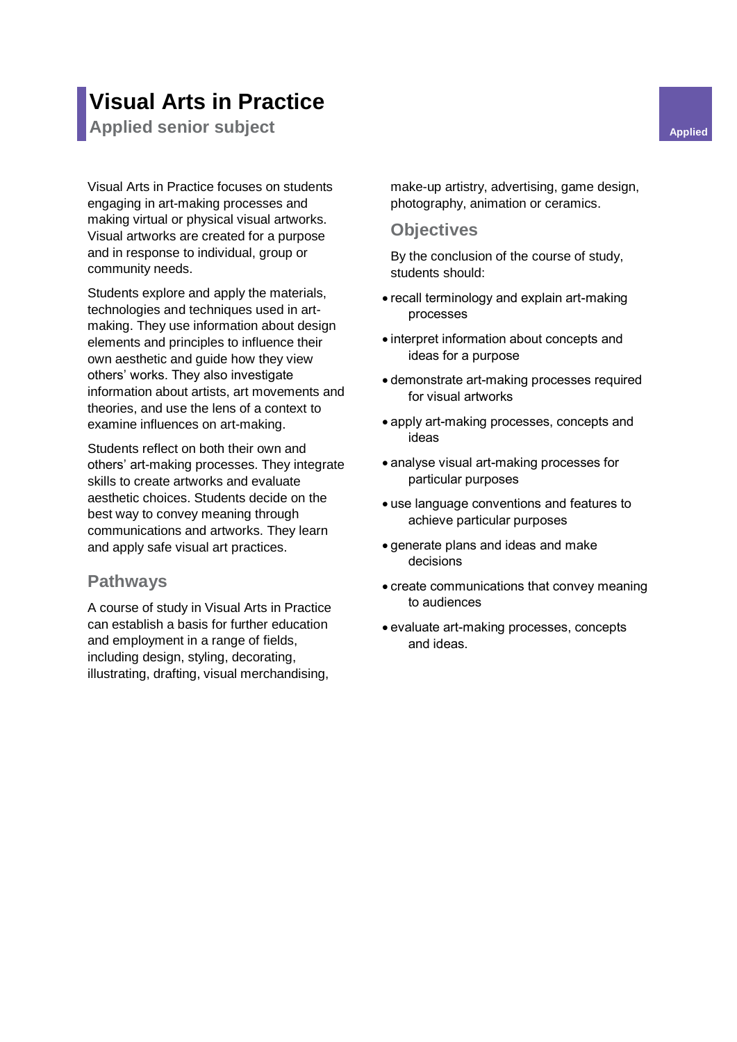# Visual Arts in Practice

## Applied senior subject

Applied

Visual Arts in Practice focuses on students engaging in art-making processes and making virtual or physical visual artworks. Visual artworks are created for a purpose and in response to individual, group or community needs.

Students explore and apply the materials, technologies and techniques used in art-making. They use information about design elements and principles to influence their own aesthetic and guide how they view others' works. They also investigate information about artists, art movements and theories, and use the lens of a context to examine influences on art-making.

Students reflect on both their own and others' art-making processes. They integrate skills to create artworks and evaluate aesthetic choices. Students decide on the best way to convey meaning through communications and artworks. They learn and apply safe visual art practices.

### Pathways

A course of study in Visual Arts in Practice can establish a basis for further education and employment in a range of fields, including design, styling, decorating, illustrating, drafting, visual merchandising, make-up artistry, advertising, game design, photography, animation or ceramics.

### Objectives

By the conclusion of the course of study, students should:

- recall terminology and explain art-making processes
- interpret information about concepts and ideas for a purpose
- demonstrate art-making processes required for visual artworks
- apply art-making processes, concepts and ideas
- analyse visual art-making processes for particular purposes
- use language conventions and features to achieve particular purposes
- generate plans and ideas and make decisions
- create communications that convey meaning to audiences
- evaluate art-making processes, concepts and ideas.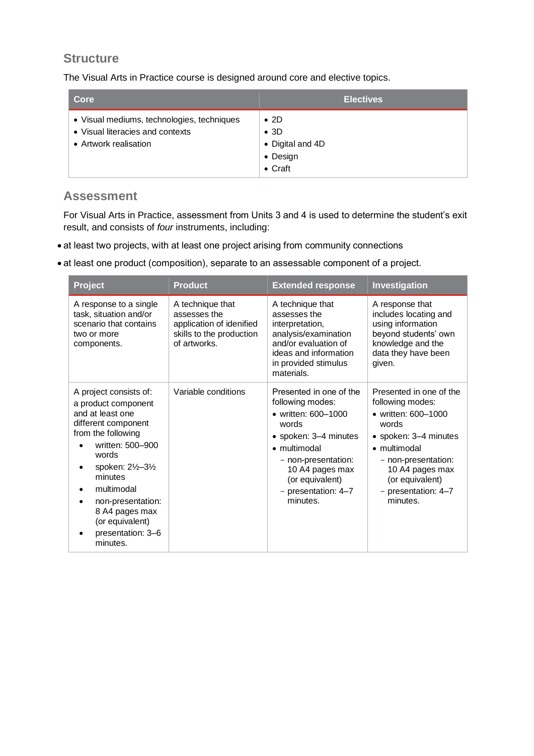## Structure

The Visual Arts in Practice course is designed around core and elective topics.

| Core | Electives |
|---|---|
| • Visual mediums, technologies, techniques<br>• Visual literacies and contexts<br>• Artwork realisation | • 2D<br>• 3D<br>• Digital and 4D<br>• Design<br>• Craft |

## Assessment

For Visual Arts in Practice, assessment from Units 3 and 4 is used to determine the student's exit result, and consists of *four* instruments, including:

- at least two projects, with at least one project arising from community connections
- at least one product (composition), separate to an assessable component of a project.

| Project | Product | Extended response | Investigation |
|---|---|---|---|
| A response to a single task, situation and/or scenario that contains two or more components. | A technique that assesses the application of idenified skills to the production of artworks. | A technique that assesses the interpretation, analysis/examination and/or evaluation of ideas and information in provided stimulus materials. | A response that includes locating and using information beyond students' own knowledge and the data they have been given. |
| A project consists of:<br>a product component and at least one different component from the following<br>• written: 500–900 words<br>• spoken: 2½–3½ minutes<br>• multimodal<br>• non-presentation: 8 A4 pages max (or equivalent)<br>• presentation: 3–6 minutes. | Variable conditions | Presented in one of the following modes:<br>• written: 600–1000 words<br>• spoken: 3–4 minutes<br>• multimodal<br>− non-presentation: 10 A4 pages max (or equivalent)<br>− presentation: 4–7 minutes. | Presented in one of the following modes:<br>• written: 600–1000 words<br>• spoken: 3–4 minutes<br>• multimodal<br>− non-presentation: 10 A4 pages max (or equivalent)<br>− presentation: 4–7 minutes. |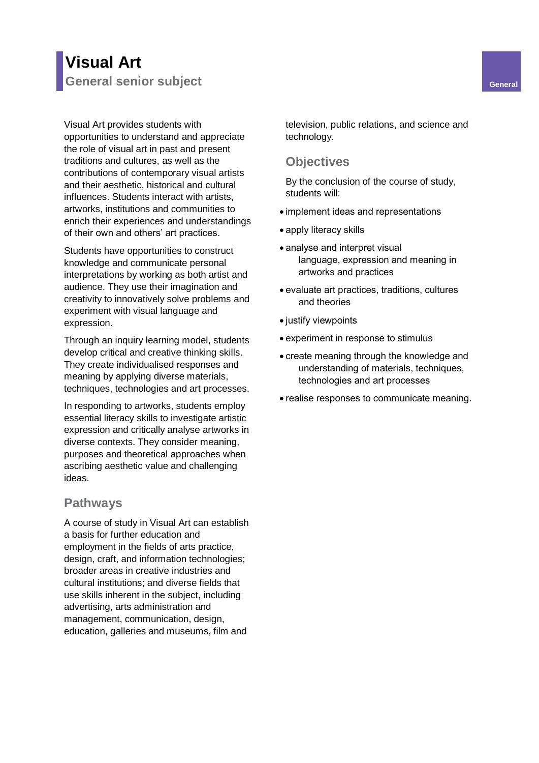# Visual Art

## General senior subject

General

Visual Art provides students with opportunities to understand and appreciate the role of visual art in past and present traditions and cultures, as well as the contributions of contemporary visual artists and their aesthetic, historical and cultural influences. Students interact with artists, artworks, institutions and communities to enrich their experiences and understandings of their own and others' art practices.

Students have opportunities to construct knowledge and communicate personal interpretations by working as both artist and audience. They use their imagination and creativity to innovatively solve problems and experiment with visual language and expression.

Through an inquiry learning model, students develop critical and creative thinking skills. They create individualised responses and meaning by applying diverse materials, techniques, technologies and art processes.

In responding to artworks, students employ essential literacy skills to investigate artistic expression and critically analyse artworks in diverse contexts. They consider meaning, purposes and theoretical approaches when ascribing aesthetic value and challenging ideas.

### Pathways

A course of study in Visual Art can establish a basis for further education and employment in the fields of arts practice, design, craft, and information technologies; broader areas in creative industries and cultural institutions; and diverse fields that use skills inherent in the subject, including advertising, arts administration and management, communication, design, education, galleries and museums, film and television, public relations, and science and technology.

### Objectives

By the conclusion of the course of study, students will:

- implement ideas and representations
- apply literacy skills
- analyse and interpret visual language, expression and meaning in artworks and practices
- evaluate art practices, traditions, cultures and theories
- justify viewpoints
- experiment in response to stimulus
- create meaning through the knowledge and understanding of materials, techniques, technologies and art processes
- realise responses to communicate meaning.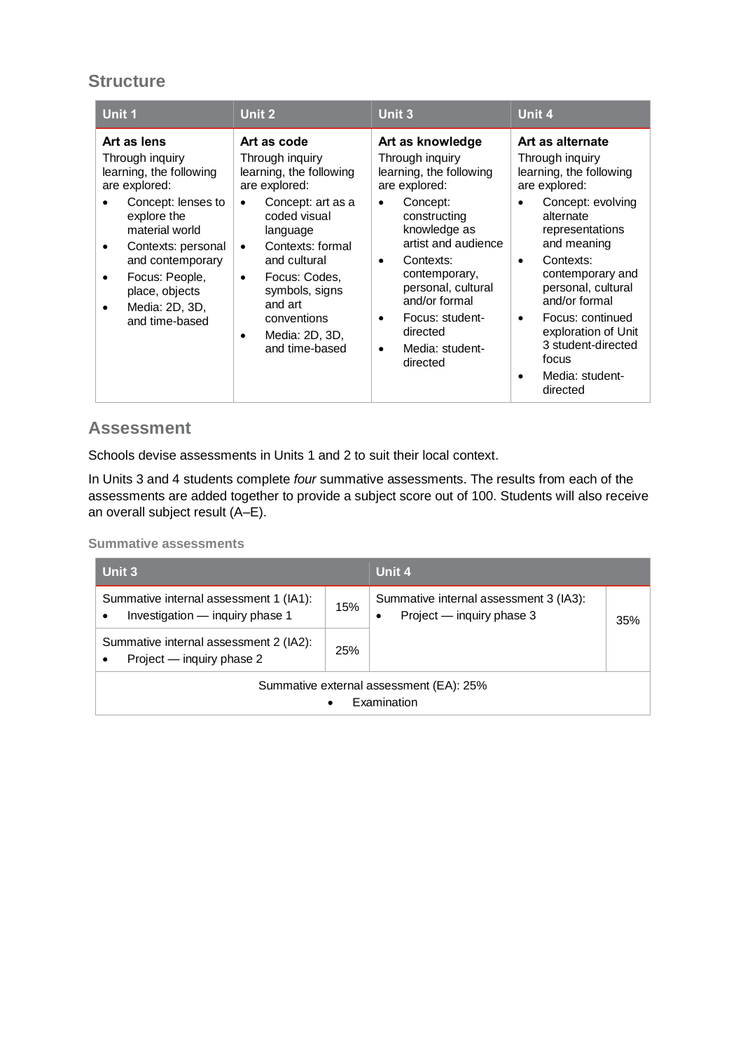## Structure

| Unit 1 | Unit 2 | Unit 3 | Unit 4 |
|---|---|---|---|
| **Art as lens**<br>Through inquiry learning, the following are explored:<br>• Concept: lenses to explore the material world<br>• Contexts: personal and contemporary<br>• Focus: People, place, objects<br>• Media: 2D, 3D, and time-based | **Art as code**<br>Through inquiry learning, the following are explored:<br>• Concept: art as a coded visual language<br>• Contexts: formal and cultural<br>• Focus: Codes, symbols, signs and art conventions<br>• Media: 2D, 3D, and time-based | **Art as knowledge**<br>Through inquiry learning, the following are explored:<br>• Concept: constructing knowledge as artist and audience<br>• Contexts: contemporary, personal, cultural and/or formal<br>• Focus: student-directed<br>• Media: student-directed | **Art as alternate**<br>Through inquiry learning, the following are explored:<br>• Concept: evolving alternate representations and meaning<br>• Contexts: contemporary and personal, cultural and/or formal<br>• Focus: continued exploration of Unit 3 student-directed focus<br>• Media: student-directed |

## Assessment

Schools devise assessments in Units 1 and 2 to suit their local context.

In Units 3 and 4 students complete *four* summative assessments. The results from each of the assessments are added together to provide a subject score out of 100. Students will also receive an overall subject result (A–E).

### Summative assessments

| Unit 3 | | Unit 4 | |
|---|---|---|---|
| Summative internal assessment 1 (IA1):<br>• Investigation — inquiry phase 1 | 15% | Summative internal assessment 3 (IA3):<br>• Project — inquiry phase 3 | 35% |
| Summative internal assessment 2 (IA2):<br>• Project — inquiry phase 2 | 25% | | |
| Summative external assessment (EA): 25%<br>• Examination | | | |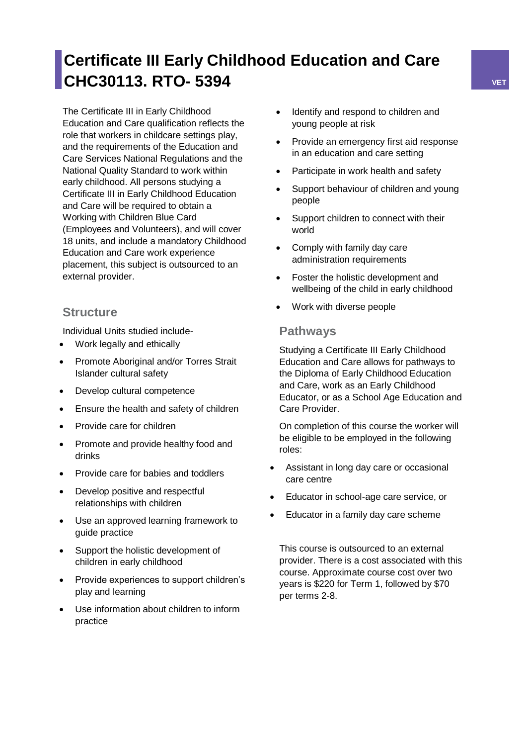# Certificate III Early Childhood Education and Care CHC30113. RTO- 5394

VET

The Certificate III in Early Childhood Education and Care qualification reflects the role that workers in childcare settings play, and the requirements of the Education and Care Services National Regulations and the National Quality Standard to work within early childhood. All persons studying a Certificate III in Early Childhood Education and Care will be required to obtain a Working with Children Blue Card (Employees and Volunteers), and will cover 18 units, and include a mandatory Childhood Education and Care work experience placement, this subject is outsourced to an external provider.

## Structure

Individual Units studied include-

- Work legally and ethically
- Promote Aboriginal and/or Torres Strait Islander cultural safety
- Develop cultural competence
- Ensure the health and safety of children
- Provide care for children
- Promote and provide healthy food and drinks
- Provide care for babies and toddlers
- Develop positive and respectful relationships with children
- Use an approved learning framework to guide practice
- Support the holistic development of children in early childhood
- Provide experiences to support children's play and learning
- Use information about children to inform practice
- Identify and respond to children and young people at risk
- Provide an emergency first aid response in an education and care setting
- Participate in work health and safety
- Support behaviour of children and young people
- Support children to connect with their world
- Comply with family day care administration requirements
- Foster the holistic development and wellbeing of the child in early childhood
- Work with diverse people

## Pathways

Studying a Certificate III Early Childhood Education and Care allows for pathways to the Diploma of Early Childhood Education and Care, work as an Early Childhood Educator, or as a School Age Education and Care Provider.

On completion of this course the worker will be eligible to be employed in the following roles:

- Assistant in long day care or occasional care centre
- Educator in school-age care service, or
- Educator in a family day care scheme

This course is outsourced to an external provider. There is a cost associated with this course. Approximate course cost over two years is $220 for Term 1, followed by $70 per terms 2-8.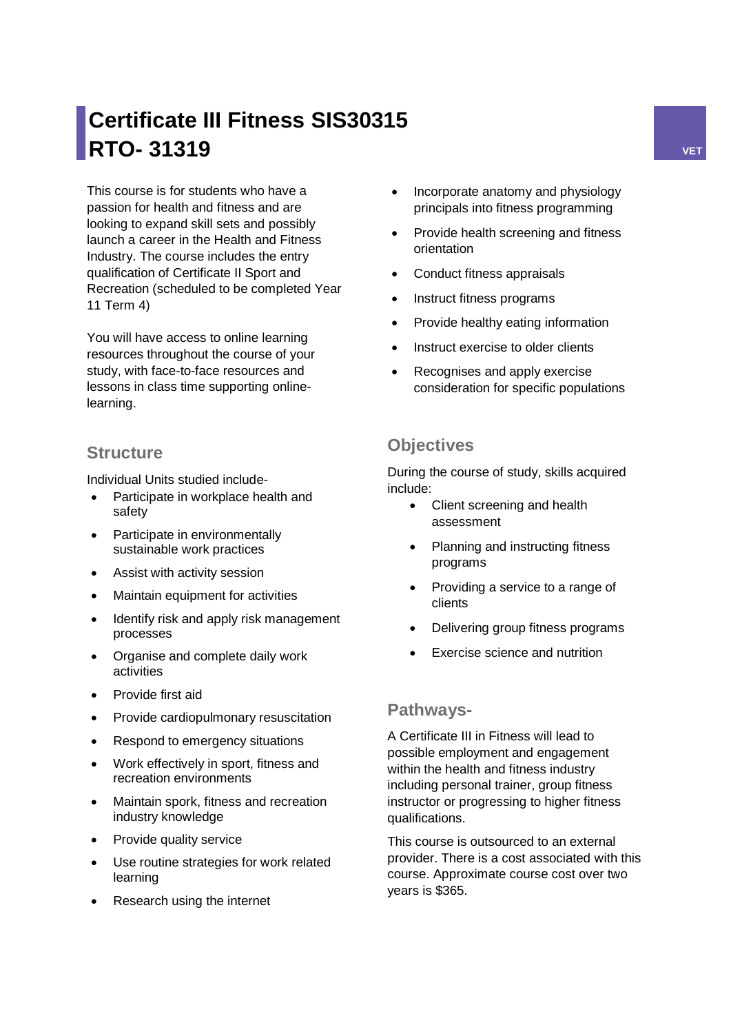# Certificate III Fitness SIS30315 RTO- 31319

VET

This course is for students who have a passion for health and fitness and are looking to expand skill sets and possibly launch a career in the Health and Fitness Industry. The course includes the entry qualification of Certificate II Sport and Recreation (scheduled to be completed Year 11 Term 4)

You will have access to online learning resources throughout the course of your study, with face-to-face resources and lessons in class time supporting online-learning.

## Structure

Individual Units studied include-

- Participate in workplace health and safety
- Participate in environmentally sustainable work practices
- Assist with activity session
- Maintain equipment for activities
- Identify risk and apply risk management processes
- Organise and complete daily work activities
- Provide first aid
- Provide cardiopulmonary resuscitation
- Respond to emergency situations
- Work effectively in sport, fitness and recreation environments
- Maintain spork, fitness and recreation industry knowledge
- Provide quality service
- Use routine strategies for work related learning
- Research using the internet
- Incorporate anatomy and physiology principals into fitness programming
- Provide health screening and fitness orientation
- Conduct fitness appraisals
- Instruct fitness programs
- Provide healthy eating information
- Instruct exercise to older clients
- Recognises and apply exercise consideration for specific populations

## Objectives

During the course of study, skills acquired include:

- Client screening and health assessment
- Planning and instructing fitness programs
- Providing a service to a range of clients
- Delivering group fitness programs
- Exercise science and nutrition

## Pathways-

A Certificate III in Fitness will lead to possible employment and engagement within the health and fitness industry including personal trainer, group fitness instructor or progressing to higher fitness qualifications.

This course is outsourced to an external provider. There is a cost associated with this course. Approximate course cost over two years is $365.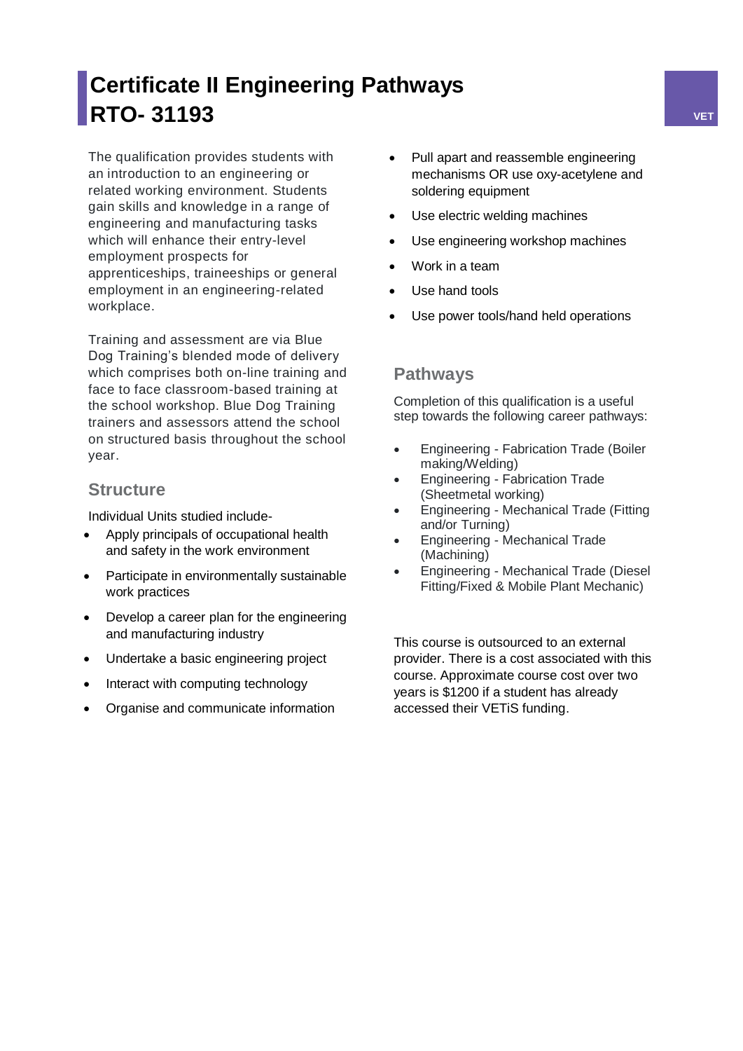# Certificate II Engineering Pathways RTO- 31193

The qualification provides students with an introduction to an engineering or related working environment. Students gain skills and knowledge in a range of engineering and manufacturing tasks which will enhance their entry-level employment prospects for apprenticeships, traineeships or general employment in an engineering-related workplace.

Training and assessment are via Blue Dog Training's blended mode of delivery which comprises both on-line training and face to face classroom-based training at the school workshop. Blue Dog Training trainers and assessors attend the school on structured basis throughout the school year.

## Structure

Individual Units studied include-

- Apply principals of occupational health and safety in the work environment
- Participate in environmentally sustainable work practices
- Develop a career plan for the engineering and manufacturing industry
- Undertake a basic engineering project
- Interact with computing technology
- Organise and communicate information
- Pull apart and reassemble engineering mechanisms OR use oxy-acetylene and soldering equipment
- Use electric welding machines
- Use engineering workshop machines
- Work in a team
- Use hand tools
- Use power tools/hand held operations

## Pathways

Completion of this qualification is a useful step towards the following career pathways:

- Engineering - Fabrication Trade (Boiler making/Welding)
- Engineering - Fabrication Trade (Sheetmetal working)
- Engineering - Mechanical Trade (Fitting and/or Turning)
- Engineering - Mechanical Trade (Machining)
- Engineering - Mechanical Trade (Diesel Fitting/Fixed & Mobile Plant Mechanic)

This course is outsourced to an external provider. There is a cost associated with this course. Approximate course cost over two years is $1200 if a student has already accessed their VETiS funding.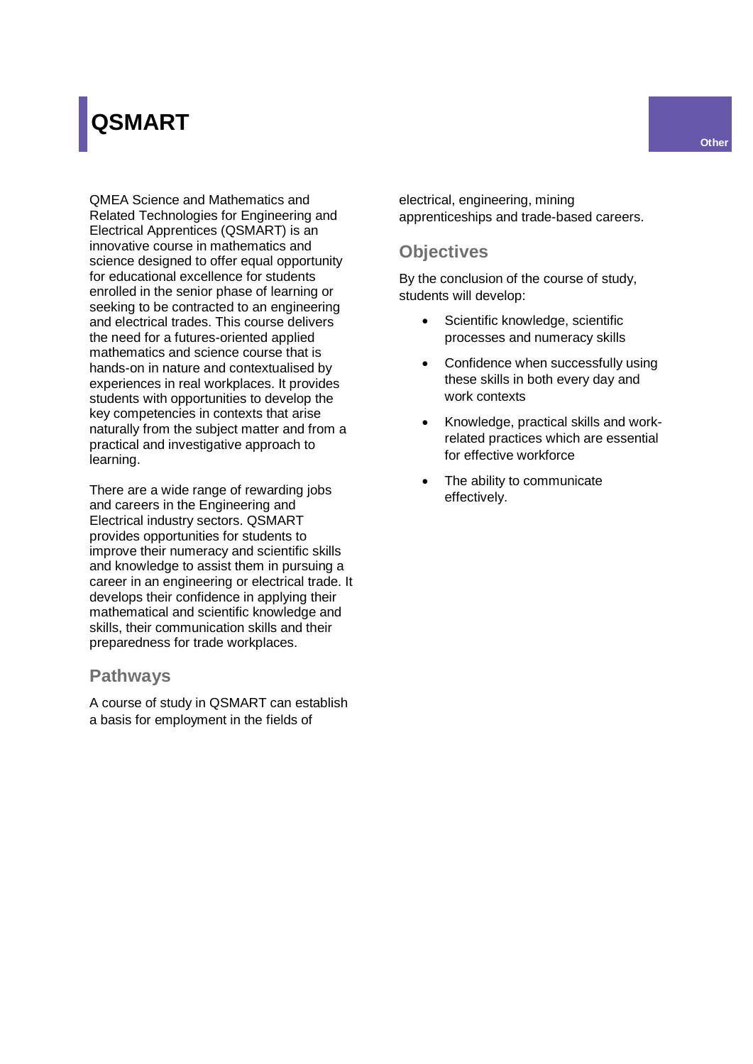# QSMART

QMEA Science and Mathematics and Related Technologies for Engineering and Electrical Apprentices (QSMART) is an innovative course in mathematics and science designed to offer equal opportunity for educational excellence for students enrolled in the senior phase of learning or seeking to be contracted to an engineering and electrical trades. This course delivers the need for a futures-oriented applied mathematics and science course that is hands-on in nature and contextualised by experiences in real workplaces. It provides students with opportunities to develop the key competencies in contexts that arise naturally from the subject matter and from a practical and investigative approach to learning.

There are a wide range of rewarding jobs and careers in the Engineering and Electrical industry sectors. QSMART provides opportunities for students to improve their numeracy and scientific skills and knowledge to assist them in pursuing a career in an engineering or electrical trade. It develops their confidence in applying their mathematical and scientific knowledge and skills, their communication skills and their preparedness for trade workplaces.

## Pathways

A course of study in QSMART can establish a basis for employment in the fields of electrical, engineering, mining apprenticeships and trade-based careers.

## Objectives

By the conclusion of the course of study, students will develop:

- Scientific knowledge, scientific processes and numeracy skills
- Confidence when successfully using these skills in both every day and work contexts
- Knowledge, practical skills and work-related practices which are essential for effective workforce
- The ability to communicate effectively.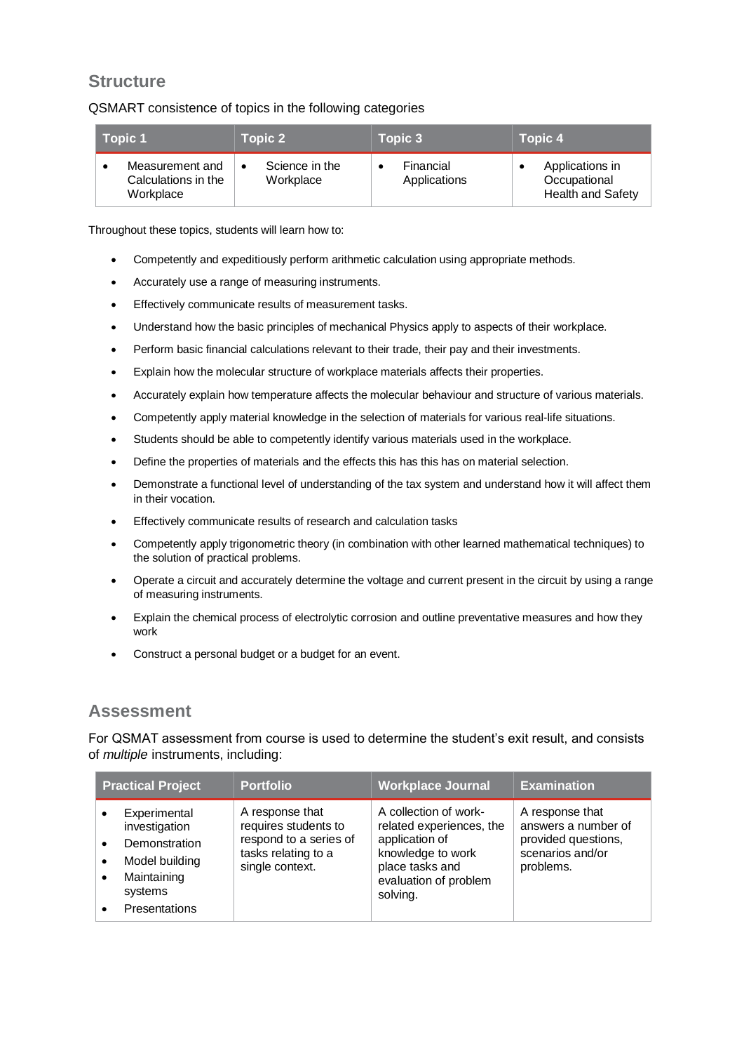## Structure

QSMART consistence of topics in the following categories

| Topic 1 | Topic 2 | Topic 3 | Topic 4 |
|---|---|---|---|
| • Measurement and Calculations in the Workplace | • Science in the Workplace | • Financial Applications | • Applications in Occupational Health and Safety |

Throughout these topics, students will learn how to:

- Competently and expeditiously perform arithmetic calculation using appropriate methods.
- Accurately use a range of measuring instruments.
- Effectively communicate results of measurement tasks.
- Understand how the basic principles of mechanical Physics apply to aspects of their workplace.
- Perform basic financial calculations relevant to their trade, their pay and their investments.
- Explain how the molecular structure of workplace materials affects their properties.
- Accurately explain how temperature affects the molecular behaviour and structure of various materials.
- Competently apply material knowledge in the selection of materials for various real-life situations.
- Students should be able to competently identify various materials used in the workplace.
- Define the properties of materials and the effects this has this has on material selection.
- Demonstrate a functional level of understanding of the tax system and understand how it will affect them in their vocation.
- Effectively communicate results of research and calculation tasks
- Competently apply trigonometric theory (in combination with other learned mathematical techniques) to the solution of practical problems.
- Operate a circuit and accurately determine the voltage and current present in the circuit by using a range of measuring instruments.
- Explain the chemical process of electrolytic corrosion and outline preventative measures and how they work
- Construct a personal budget or a budget for an event.

## Assessment

For QSMAT assessment from course is used to determine the student's exit result, and consists of *multiple* instruments, including:

| Practical Project | Portfolio | Workplace Journal | Examination |
|---|---|---|---|
| • Experimental investigation<br>• Demonstration<br>• Model building<br>• Maintaining systems<br>• Presentations | A response that requires students to respond to a series of tasks relating to a single context. | A collection of work-related experiences, the application of knowledge to work place tasks and evaluation of problem solving. | A response that answers a number of provided questions, scenarios and/or problems. |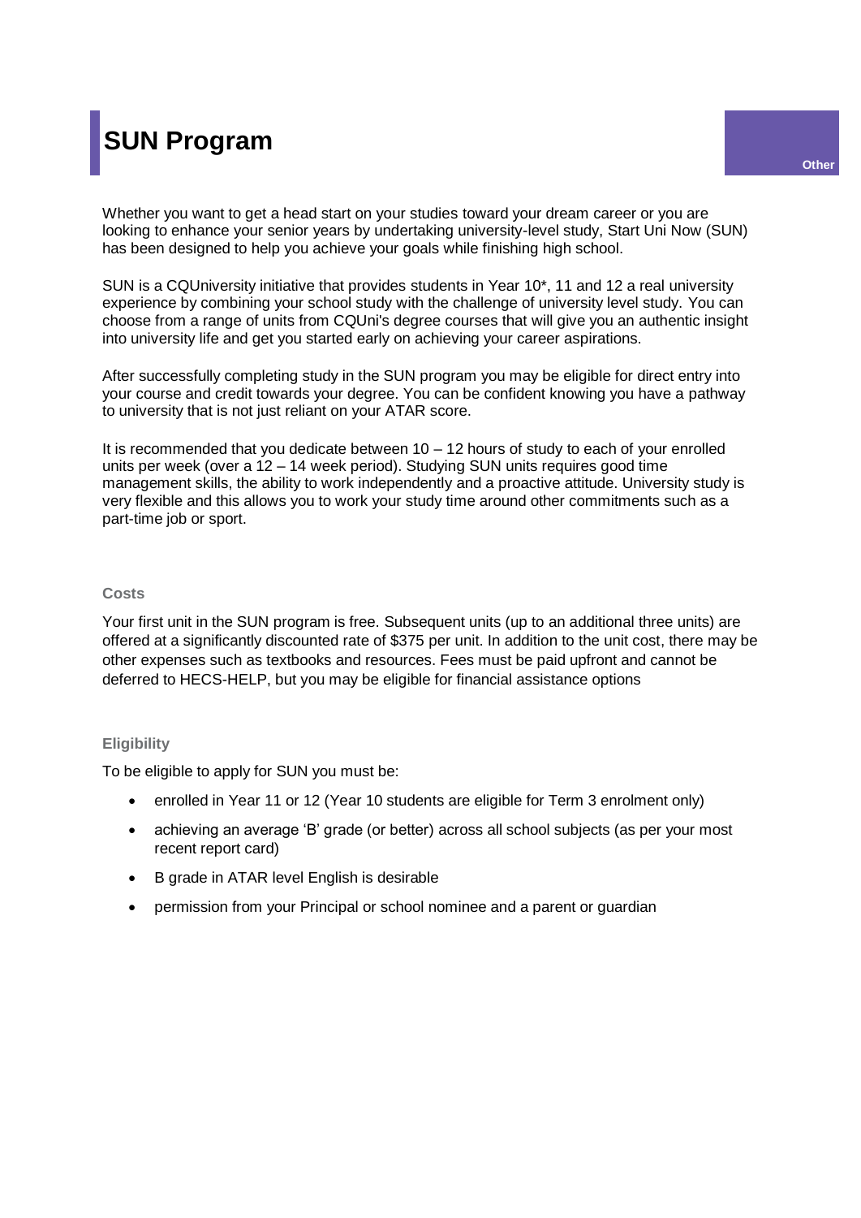# SUN Program

Whether you want to get a head start on your studies toward your dream career or you are looking to enhance your senior years by undertaking university-level study, Start Uni Now (SUN) has been designed to help you achieve your goals while finishing high school.

SUN is a CQUniversity initiative that provides students in Year 10*, 11 and 12 a real university experience by combining your school study with the challenge of university level study. You can choose from a range of units from CQUni's degree courses that will give you an authentic insight into university life and get you started early on achieving your career aspirations.

After successfully completing study in the SUN program you may be eligible for direct entry into your course and credit towards your degree. You can be confident knowing you have a pathway to university that is not just reliant on your ATAR score.

It is recommended that you dedicate between 10 – 12 hours of study to each of your enrolled units per week (over a 12 – 14 week period). Studying SUN units requires good time management skills, the ability to work independently and a proactive attitude. University study is very flexible and this allows you to work your study time around other commitments such as a part-time job or sport.

### Costs

Your first unit in the SUN program is free. Subsequent units (up to an additional three units) are offered at a significantly discounted rate of $375 per unit. In addition to the unit cost, there may be other expenses such as textbooks and resources. Fees must be paid upfront and cannot be deferred to HECS-HELP, but you may be eligible for financial assistance options

### Eligibility

To be eligible to apply for SUN you must be:

- enrolled in Year 11 or 12 (Year 10 students are eligible for Term 3 enrolment only)
- achieving an average 'B' grade (or better) across all school subjects (as per your most recent report card)
- B grade in ATAR level English is desirable
- permission from your Principal or school nominee and a parent or guardian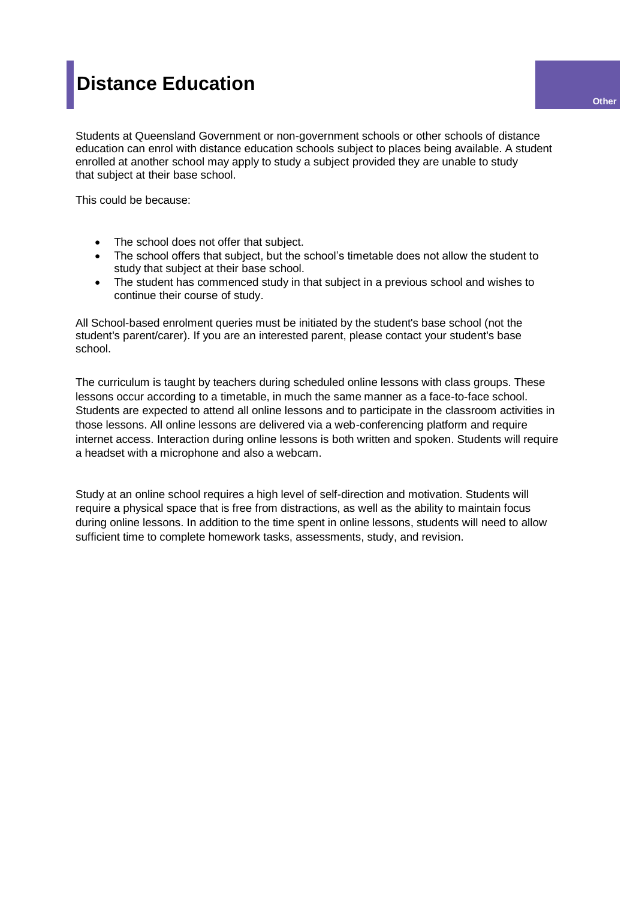# Distance Education

Students at Queensland Government or non-government schools or other schools of distance education can enrol with distance education schools subject to places being available. A student enrolled at another school may apply to study a subject provided they are unable to study that subject at their base school.

This could be because:

- The school does not offer that subject.
- The school offers that subject, but the school's timetable does not allow the student to study that subject at their base school.
- The student has commenced study in that subject in a previous school and wishes to continue their course of study.

All School-based enrolment queries must be initiated by the student's base school (not the student's parent/carer). If you are an interested parent, please contact your student's base school.

The curriculum is taught by teachers during scheduled online lessons with class groups. These lessons occur according to a timetable, in much the same manner as a face-to-face school. Students are expected to attend all online lessons and to participate in the classroom activities in those lessons. All online lessons are delivered via a web-conferencing platform and require internet access. Interaction during online lessons is both written and spoken. Students will require a headset with a microphone and also a webcam.

Study at an online school requires a high level of self-direction and motivation. Students will require a physical space that is free from distractions, as well as the ability to maintain focus during online lessons. In addition to the time spent in online lessons, students will need to allow sufficient time to complete homework tasks, assessments, study, and revision.